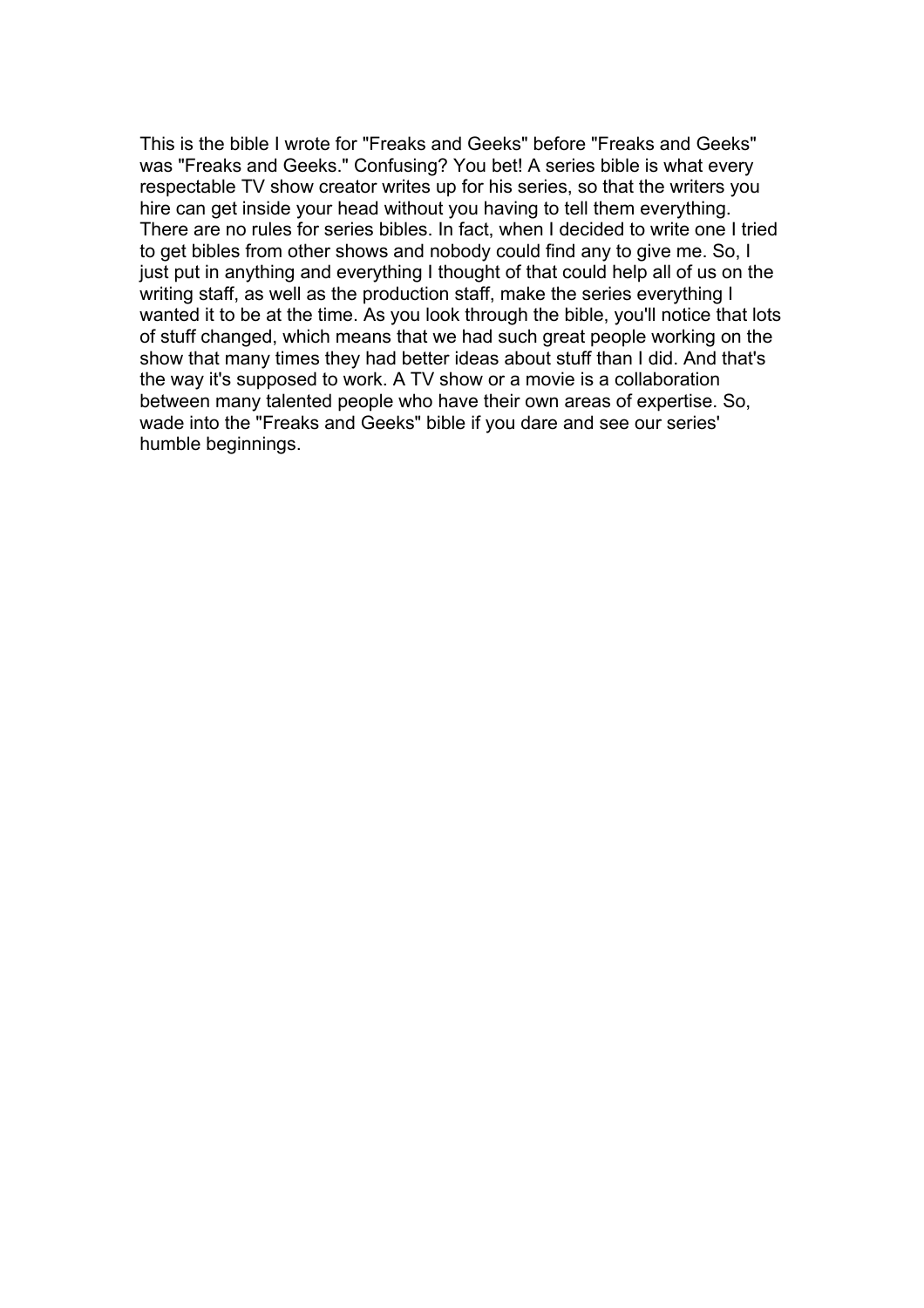This is the bible I wrote for "Freaks and Geeks" before "Freaks and Geeks" was "Freaks and Geeks." Confusing? You bet! A series bible is what every respectable TV show creator writes up for his series, so that the writers you hire can get inside your head without you having to tell them everything. There are no rules for series bibles. In fact, when I decided to write one I tried to get bibles from other shows and nobody could find any to give me. So, I just put in anything and everything I thought of that could help all of us on the writing staff, as well as the production staff, make the series everything I wanted it to be at the time. As you look through the bible, you'll notice that lots of stuff changed, which means that we had such great people working on the show that many times they had better ideas about stuff than I did. And that's the way it's supposed to work. A TV show or a movie is a collaboration between many talented people who have their own areas of expertise. So, wade into the "Freaks and Geeks" bible if you dare and see our series' humble beginnings.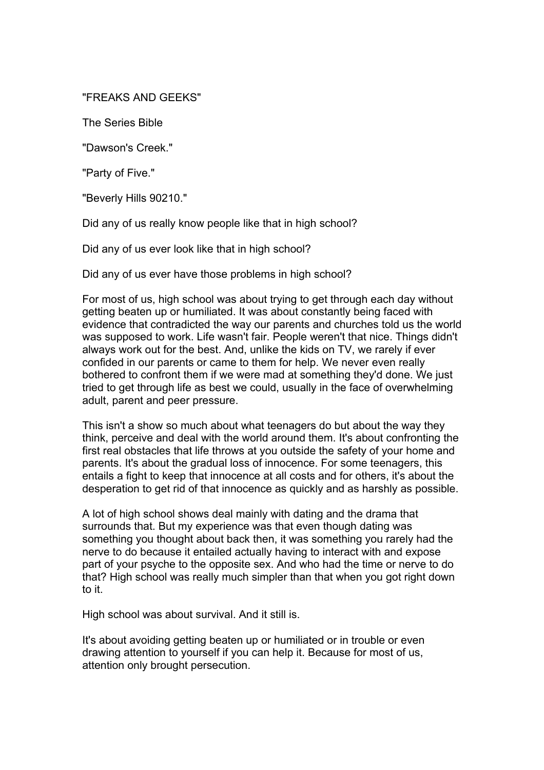"FREAKS AND GEEKS"

The Series Bible

"Dawson's Creek."

"Party of Five."

"Beverly Hills 90210."

Did any of us really know people like that in high school?

Did any of us ever look like that in high school?

Did any of us ever have those problems in high school?

For most of us, high school was about trying to get through each day without getting beaten up or humiliated. It was about constantly being faced with evidence that contradicted the way our parents and churches told us the world was supposed to work. Life wasn't fair. People weren't that nice. Things didn't always work out for the best. And, unlike the kids on TV, we rarely if ever confided in our parents or came to them for help. We never even really bothered to confront them if we were mad at something they'd done. We just tried to get through life as best we could, usually in the face of overwhelming adult, parent and peer pressure.

This isn't a show so much about what teenagers do but about the way they think, perceive and deal with the world around them. It's about confronting the first real obstacles that life throws at you outside the safety of your home and parents. It's about the gradual loss of innocence. For some teenagers, this entails a fight to keep that innocence at all costs and for others, it's about the desperation to get rid of that innocence as quickly and as harshly as possible.

A lot of high school shows deal mainly with dating and the drama that surrounds that. But my experience was that even though dating was something you thought about back then, it was something you rarely had the nerve to do because it entailed actually having to interact with and expose part of your psyche to the opposite sex. And who had the time or nerve to do that? High school was really much simpler than that when you got right down to it.

High school was about survival. And it still is.

It's about avoiding getting beaten up or humiliated or in trouble or even drawing attention to yourself if you can help it. Because for most of us, attention only brought persecution.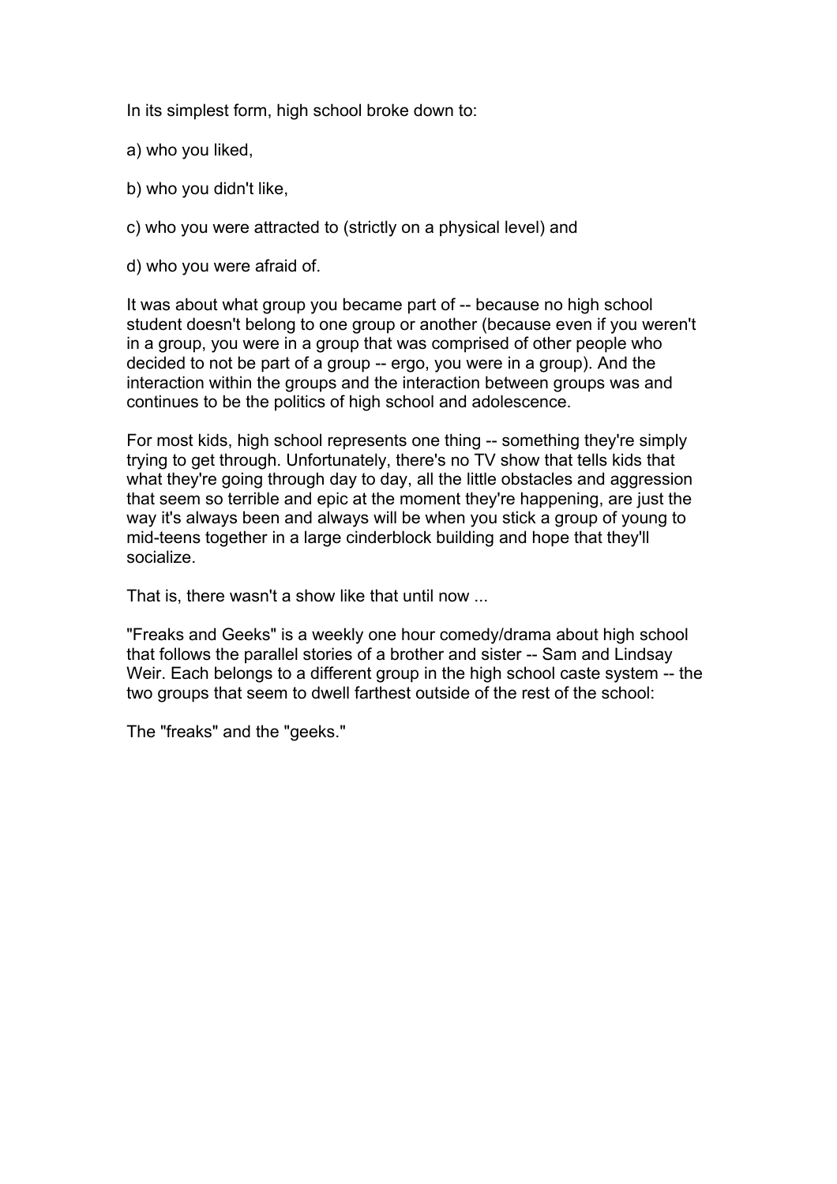In its simplest form, high school broke down to:

a) who you liked,

b) who you didn't like,

c) who you were attracted to (strictly on a physical level) and

d) who you were afraid of.

It was about what group you became part of -- because no high school student doesn't belong to one group or another (because even if you weren't in a group, you were in a group that was comprised of other people who decided to not be part of a group -- ergo, you were in a group). And the interaction within the groups and the interaction between groups was and continues to be the politics of high school and adolescence.

For most kids, high school represents one thing -- something they're simply trying to get through. Unfortunately, there's no TV show that tells kids that what they're going through day to day, all the little obstacles and aggression that seem so terrible and epic at the moment they're happening, are just the way it's always been and always will be when you stick a group of young to mid-teens together in a large cinderblock building and hope that they'll socialize.

That is, there wasn't a show like that until now ...

"Freaks and Geeks" is a weekly one hour comedy/drama about high school that follows the parallel stories of a brother and sister -- Sam and Lindsay Weir. Each belongs to a different group in the high school caste system -- the two groups that seem to dwell farthest outside of the rest of the school:

The "freaks" and the "geeks."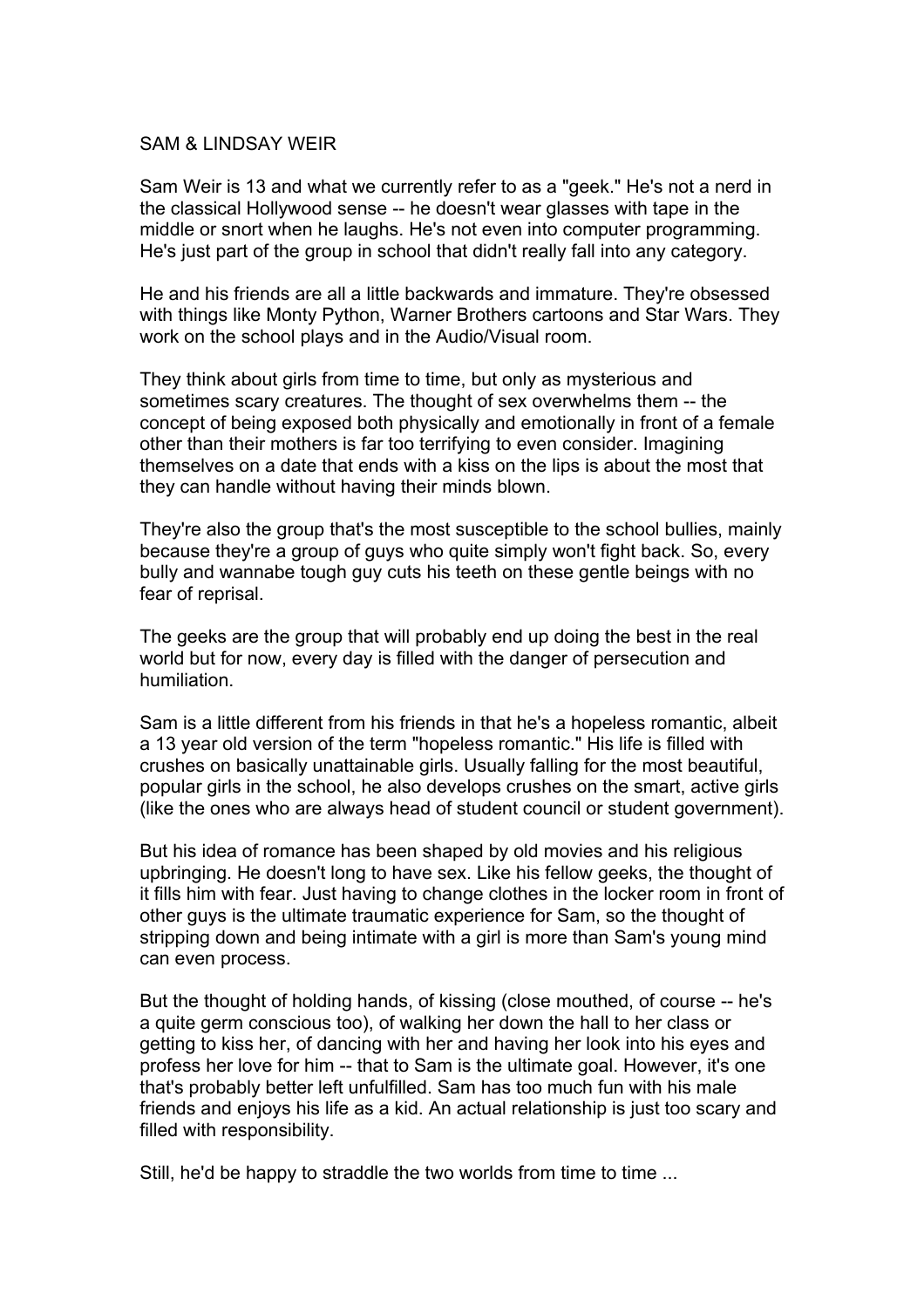SAM & LINDSAY WEIR

Sam Weir is 13 and what we currently refer to as a "geek." He's not a nerd in the classical Hollywood sense -- he doesn't wear glasses with tape in the middle or snort when he laughs. He's not even into computer programming. He's just part of the group in school that didn't really fall into any category.

He and his friends are all a little backwards and immature. They're obsessed with things like Monty Python, Warner Brothers cartoons and Star Wars. They work on the school plays and in the Audio/Visual room.

They think about girls from time to time, but only as mysterious and sometimes scary creatures. The thought of sex overwhelms them -- the concept of being exposed both physically and emotionally in front of a female other than their mothers is far too terrifying to even consider. Imagining themselves on a date that ends with a kiss on the lips is about the most that they can handle without having their minds blown.

They're also the group that's the most susceptible to the school bullies, mainly because they're a group of guys who quite simply won't fight back. So, every bully and wannabe tough guy cuts his teeth on these gentle beings with no fear of reprisal.

The geeks are the group that will probably end up doing the best in the real world but for now, every day is filled with the danger of persecution and humiliation.

Sam is a little different from his friends in that he's a hopeless romantic, albeit a 13 year old version of the term "hopeless romantic." His life is filled with crushes on basically unattainable girls. Usually falling for the most beautiful, popular girls in the school, he also develops crushes on the smart, active girls (like the ones who are always head of student council or student government).

But his idea of romance has been shaped by old movies and his religious upbringing. He doesn't long to have sex. Like his fellow geeks, the thought of it fills him with fear. Just having to change clothes in the locker room in front of other guys is the ultimate traumatic experience for Sam, so the thought of stripping down and being intimate with a girl is more than Sam's young mind can even process.

But the thought of holding hands, of kissing (close mouthed, of course -- he's a quite germ conscious too), of walking her down the hall to her class or getting to kiss her, of dancing with her and having her look into his eyes and profess her love for him -- that to Sam is the ultimate goal. However, it's one that's probably better left unfulfilled. Sam has too much fun with his male friends and enjoys his life as a kid. An actual relationship is just too scary and filled with responsibility.

Still, he'd be happy to straddle the two worlds from time to time ...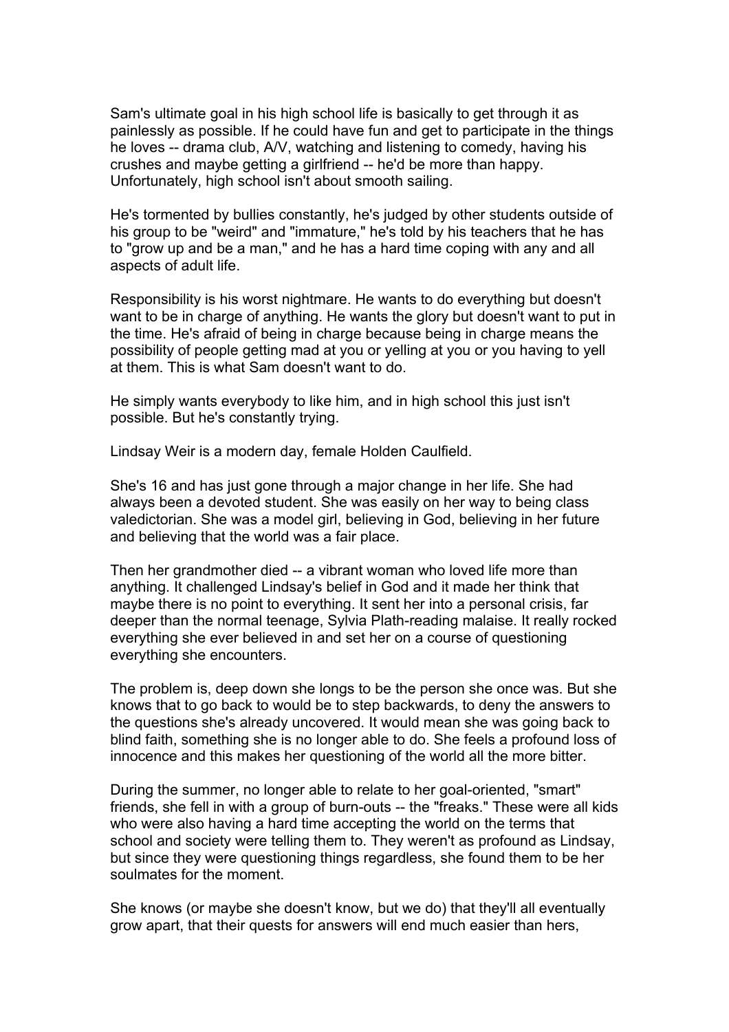Sam's ultimate goal in his high school life is basically to get through it as painlessly as possible. If he could have fun and get to participate in the things he loves -- drama club, A/V, watching and listening to comedy, having his crushes and maybe getting a girlfriend -- he'd be more than happy. Unfortunately, high school isn't about smooth sailing.

He's tormented by bullies constantly, he's judged by other students outside of his group to be "weird" and "immature," he's told by his teachers that he has to "grow up and be a man," and he has a hard time coping with any and all aspects of adult life.

Responsibility is his worst nightmare. He wants to do everything but doesn't want to be in charge of anything. He wants the glory but doesn't want to put in the time. He's afraid of being in charge because being in charge means the possibility of people getting mad at you or yelling at you or you having to yell at them. This is what Sam doesn't want to do.

He simply wants everybody to like him, and in high school this just isn't possible. But he's constantly trying.

Lindsay Weir is a modern day, female Holden Caulfield.

She's 16 and has just gone through a major change in her life. She had always been a devoted student. She was easily on her way to being class valedictorian. She was a model girl, believing in God, believing in her future and believing that the world was a fair place.

Then her grandmother died -- a vibrant woman who loved life more than anything. It challenged Lindsay's belief in God and it made her think that maybe there is no point to everything. It sent her into a personal crisis, far deeper than the normal teenage, Sylvia Plath-reading malaise. It really rocked everything she ever believed in and set her on a course of questioning everything she encounters.

The problem is, deep down she longs to be the person she once was. But she knows that to go back to would be to step backwards, to deny the answers to the questions she's already uncovered. It would mean she was going back to blind faith, something she is no longer able to do. She feels a profound loss of innocence and this makes her questioning of the world all the more bitter.

During the summer, no longer able to relate to her goal-oriented, "smart" friends, she fell in with a group of burn-outs -- the "freaks." These were all kids who were also having a hard time accepting the world on the terms that school and society were telling them to. They weren't as profound as Lindsay, but since they were questioning things regardless, she found them to be her soulmates for the moment.

She knows (or maybe she doesn't know, but we do) that they'll all eventually grow apart, that their quests for answers will end much easier than hers,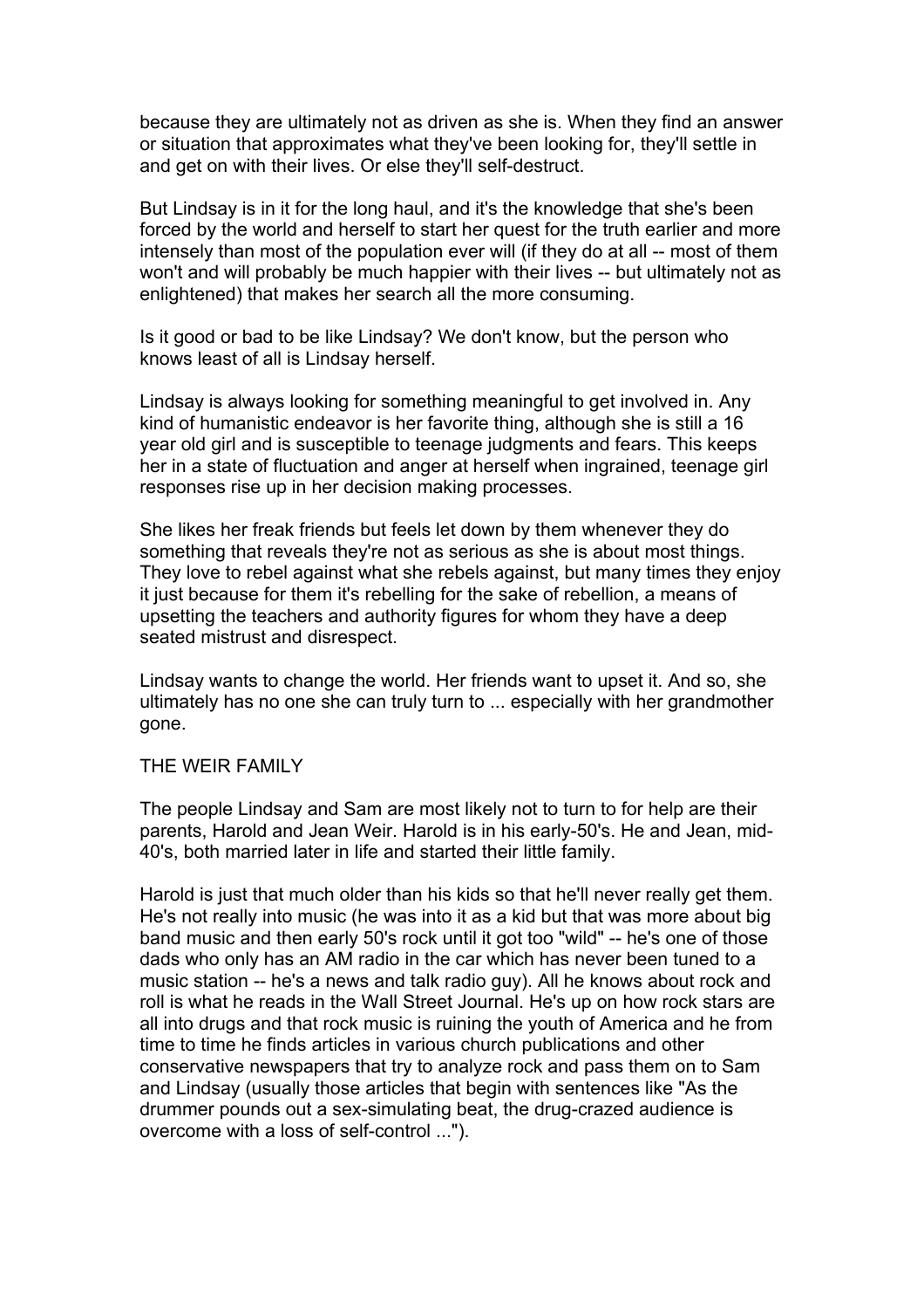because they are ultimately not as driven as she is. When they find an answer or situation that approximates what they've been looking for, they'll settle in and get on with their lives. Or else they'll self-destruct.

But Lindsay is in it for the long haul, and it's the knowledge that she's been forced by the world and herself to start her quest for the truth earlier and more intensely than most of the population ever will (if they do at all -- most of them won't and will probably be much happier with their lives -- but ultimately not as enlightened) that makes her search all the more consuming.

Is it good or bad to be like Lindsay? We don't know, but the person who knows least of all is Lindsay herself.

Lindsay is always looking for something meaningful to get involved in. Any kind of humanistic endeavor is her favorite thing, although she is still a 16 year old girl and is susceptible to teenage judgments and fears. This keeps her in a state of fluctuation and anger at herself when ingrained, teenage girl responses rise up in her decision making processes.

She likes her freak friends but feels let down by them whenever they do something that reveals they're not as serious as she is about most things. They love to rebel against what she rebels against, but many times they enjoy it just because for them it's rebelling for the sake of rebellion, a means of upsetting the teachers and authority figures for whom they have a deep seated mistrust and disrespect.

Lindsay wants to change the world. Her friends want to upset it. And so, she ultimately has no one she can truly turn to ... especially with her grandmother gone.

THE WEIR FAMILY

The people Lindsay and Sam are most likely not to turn to for help are their parents, Harold and Jean Weir. Harold is in his early-50's. He and Jean, mid-40's, both married later in life and started their little family.

Harold is just that much older than his kids so that he'll never really get them. He's not really into music (he was into it as a kid but that was more about big band music and then early 50's rock until it got too "wild" -- he's one of those dads who only has an AM radio in the car which has never been tuned to a music station -- he's a news and talk radio guy). All he knows about rock and roll is what he reads in the Wall Street Journal. He's up on how rock stars are all into drugs and that rock music is ruining the youth of America and he from time to time he finds articles in various church publications and other conservative newspapers that try to analyze rock and pass them on to Sam and Lindsay (usually those articles that begin with sentences like "As the drummer pounds out a sex-simulating beat, the drug-crazed audience is overcome with a loss of self-control ...").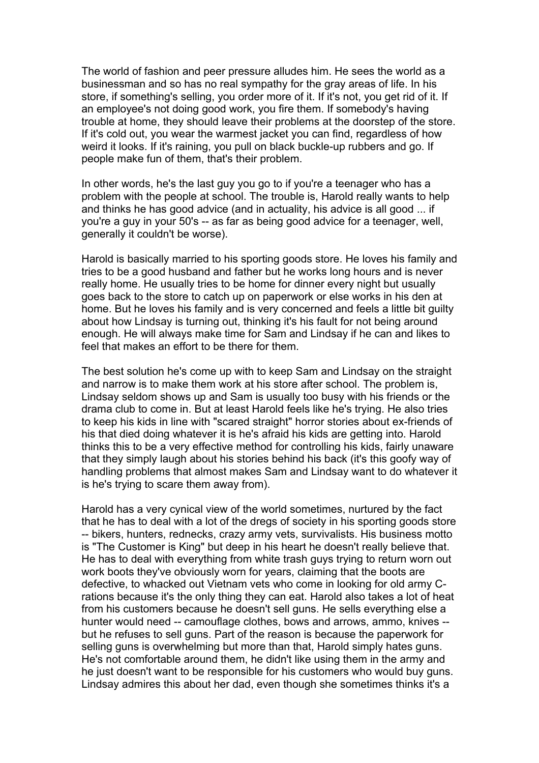The world of fashion and peer pressure alludes him. He sees the world as a businessman and so has no real sympathy for the gray areas of life. In his store, if something's selling, you order more of it. If it's not, you get rid of it. If an employee's not doing good work, you fire them. If somebody's having trouble at home, they should leave their problems at the doorstep of the store. If it's cold out, you wear the warmest jacket you can find, regardless of how weird it looks. If it's raining, you pull on black buckle-up rubbers and go. If people make fun of them, that's their problem.

In other words, he's the last guy you go to if you're a teenager who has a problem with the people at school. The trouble is, Harold really wants to help and thinks he has good advice (and in actuality, his advice is all good ... if you're a guy in your 50's -- as far as being good advice for a teenager, well, generally it couldn't be worse).

Harold is basically married to his sporting goods store. He loves his family and tries to be a good husband and father but he works long hours and is never really home. He usually tries to be home for dinner every night but usually goes back to the store to catch up on paperwork or else works in his den at home. But he loves his family and is very concerned and feels a little bit guilty about how Lindsay is turning out, thinking it's his fault for not being around enough. He will always make time for Sam and Lindsay if he can and likes to feel that makes an effort to be there for them.

The best solution he's come up with to keep Sam and Lindsay on the straight and narrow is to make them work at his store after school. The problem is, Lindsay seldom shows up and Sam is usually too busy with his friends or the drama club to come in. But at least Harold feels like he's trying. He also tries to keep his kids in line with "scared straight" horror stories about ex-friends of his that died doing whatever it is he's afraid his kids are getting into. Harold thinks this to be a very effective method for controlling his kids, fairly unaware that they simply laugh about his stories behind his back (it's this goofy way of handling problems that almost makes Sam and Lindsay want to do whatever it is he's trying to scare them away from).

Harold has a very cynical view of the world sometimes, nurtured by the fact that he has to deal with a lot of the dregs of society in his sporting goods store -- bikers, hunters, rednecks, crazy army vets, survivalists. His business motto is "The Customer is King" but deep in his heart he doesn't really believe that. He has to deal with everything from white trash guys trying to return worn out work boots they've obviously worn for years, claiming that the boots are defective, to whacked out Vietnam vets who come in looking for old army C-rations because it's the only thing they can eat. Harold also takes a lot of heat from his customers because he doesn't sell guns. He sells everything else a hunter would need -- camouflage clothes, bows and arrows, ammo, knives -- but he refuses to sell guns. Part of the reason is because the paperwork for selling guns is overwhelming but more than that, Harold simply hates guns. He's not comfortable around them, he didn't like using them in the army and he just doesn't want to be responsible for his customers who would buy guns. Lindsay admires this about her dad, even though she sometimes thinks it's a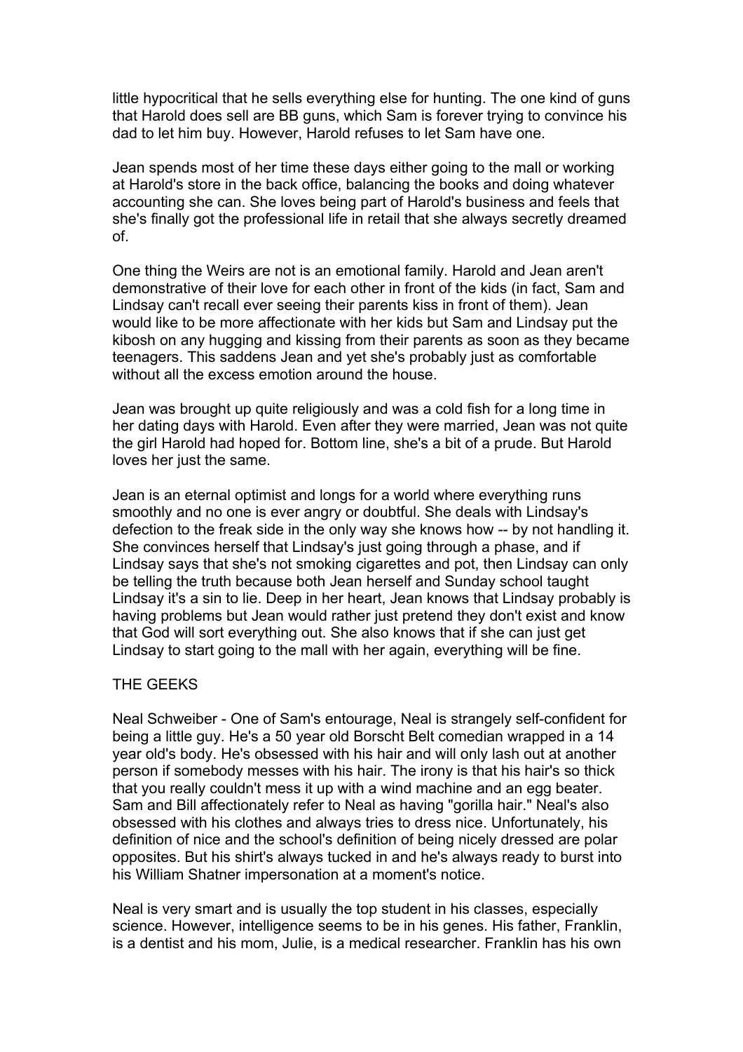little hypocritical that he sells everything else for hunting. The one kind of guns that Harold does sell are BB guns, which Sam is forever trying to convince his dad to let him buy. However, Harold refuses to let Sam have one.

Jean spends most of her time these days either going to the mall or working at Harold's store in the back office, balancing the books and doing whatever accounting she can. She loves being part of Harold's business and feels that she's finally got the professional life in retail that she always secretly dreamed of.

One thing the Weirs are not is an emotional family. Harold and Jean aren't demonstrative of their love for each other in front of the kids (in fact, Sam and Lindsay can't recall ever seeing their parents kiss in front of them). Jean would like to be more affectionate with her kids but Sam and Lindsay put the kibosh on any hugging and kissing from their parents as soon as they became teenagers. This saddens Jean and yet she's probably just as comfortable without all the excess emotion around the house.

Jean was brought up quite religiously and was a cold fish for a long time in her dating days with Harold. Even after they were married, Jean was not quite the girl Harold had hoped for. Bottom line, she's a bit of a prude. But Harold loves her just the same.

Jean is an eternal optimist and longs for a world where everything runs smoothly and no one is ever angry or doubtful. She deals with Lindsay's defection to the freak side in the only way she knows how -- by not handling it. She convinces herself that Lindsay's just going through a phase, and if Lindsay says that she's not smoking cigarettes and pot, then Lindsay can only be telling the truth because both Jean herself and Sunday school taught Lindsay it's a sin to lie. Deep in her heart, Jean knows that Lindsay probably is having problems but Jean would rather just pretend they don't exist and know that God will sort everything out. She also knows that if she can just get Lindsay to start going to the mall with her again, everything will be fine.

## THE GEEKS

Neal Schweiber - One of Sam's entourage, Neal is strangely self-confident for being a little guy. He's a 50 year old Borscht Belt comedian wrapped in a 14 year old's body. He's obsessed with his hair and will only lash out at another person if somebody messes with his hair. The irony is that his hair's so thick that you really couldn't mess it up with a wind machine and an egg beater. Sam and Bill affectionately refer to Neal as having "gorilla hair." Neal's also obsessed with his clothes and always tries to dress nice. Unfortunately, his definition of nice and the school's definition of being nicely dressed are polar opposites. But his shirt's always tucked in and he's always ready to burst into his William Shatner impersonation at a moment's notice.

Neal is very smart and is usually the top student in his classes, especially science. However, intelligence seems to be in his genes. His father, Franklin, is a dentist and his mom, Julie, is a medical researcher. Franklin has his own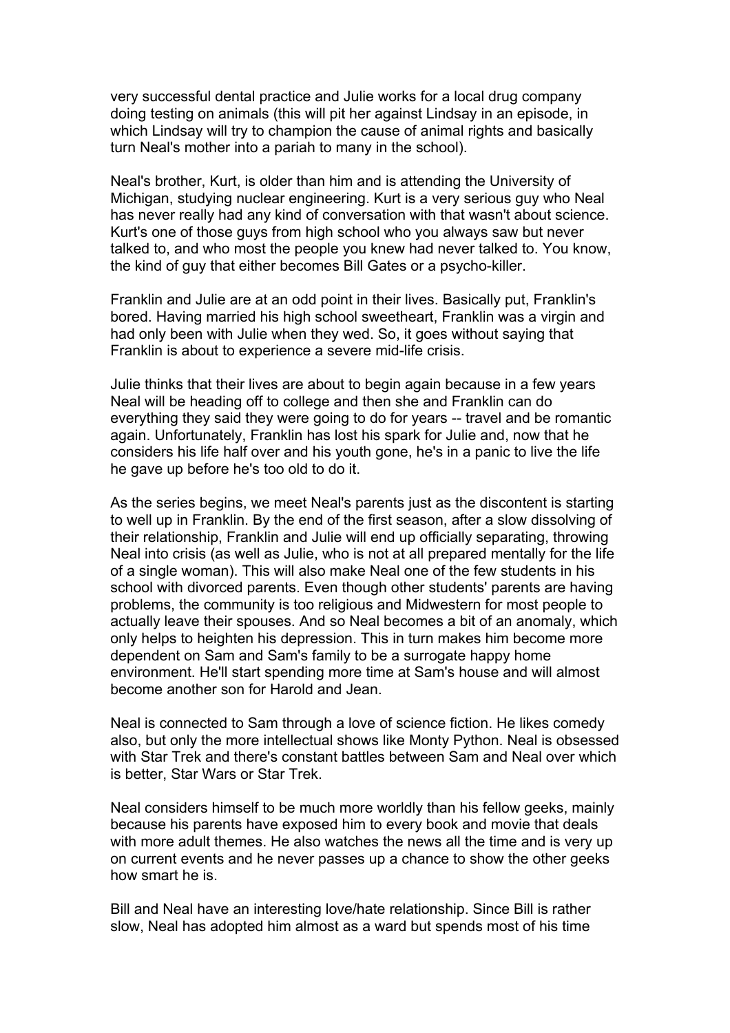very successful dental practice and Julie works for a local drug company doing testing on animals (this will pit her against Lindsay in an episode, in which Lindsay will try to champion the cause of animal rights and basically turn Neal's mother into a pariah to many in the school).

Neal's brother, Kurt, is older than him and is attending the University of Michigan, studying nuclear engineering. Kurt is a very serious guy who Neal has never really had any kind of conversation with that wasn't about science. Kurt's one of those guys from high school who you always saw but never talked to, and who most the people you knew had never talked to. You know, the kind of guy that either becomes Bill Gates or a psycho-killer.

Franklin and Julie are at an odd point in their lives. Basically put, Franklin's bored. Having married his high school sweetheart, Franklin was a virgin and had only been with Julie when they wed. So, it goes without saying that Franklin is about to experience a severe mid-life crisis.

Julie thinks that their lives are about to begin again because in a few years Neal will be heading off to college and then she and Franklin can do everything they said they were going to do for years -- travel and be romantic again. Unfortunately, Franklin has lost his spark for Julie and, now that he considers his life half over and his youth gone, he's in a panic to live the life he gave up before he's too old to do it.

As the series begins, we meet Neal's parents just as the discontent is starting to well up in Franklin. By the end of the first season, after a slow dissolving of their relationship, Franklin and Julie will end up officially separating, throwing Neal into crisis (as well as Julie, who is not at all prepared mentally for the life of a single woman). This will also make Neal one of the few students in his school with divorced parents. Even though other students' parents are having problems, the community is too religious and Midwestern for most people to actually leave their spouses. And so Neal becomes a bit of an anomaly, which only helps to heighten his depression. This in turn makes him become more dependent on Sam and Sam's family to be a surrogate happy home environment. He'll start spending more time at Sam's house and will almost become another son for Harold and Jean.

Neal is connected to Sam through a love of science fiction. He likes comedy also, but only the more intellectual shows like Monty Python. Neal is obsessed with Star Trek and there's constant battles between Sam and Neal over which is better, Star Wars or Star Trek.

Neal considers himself to be much more worldly than his fellow geeks, mainly because his parents have exposed him to every book and movie that deals with more adult themes. He also watches the news all the time and is very up on current events and he never passes up a chance to show the other geeks how smart he is.

Bill and Neal have an interesting love/hate relationship. Since Bill is rather slow, Neal has adopted him almost as a ward but spends most of his time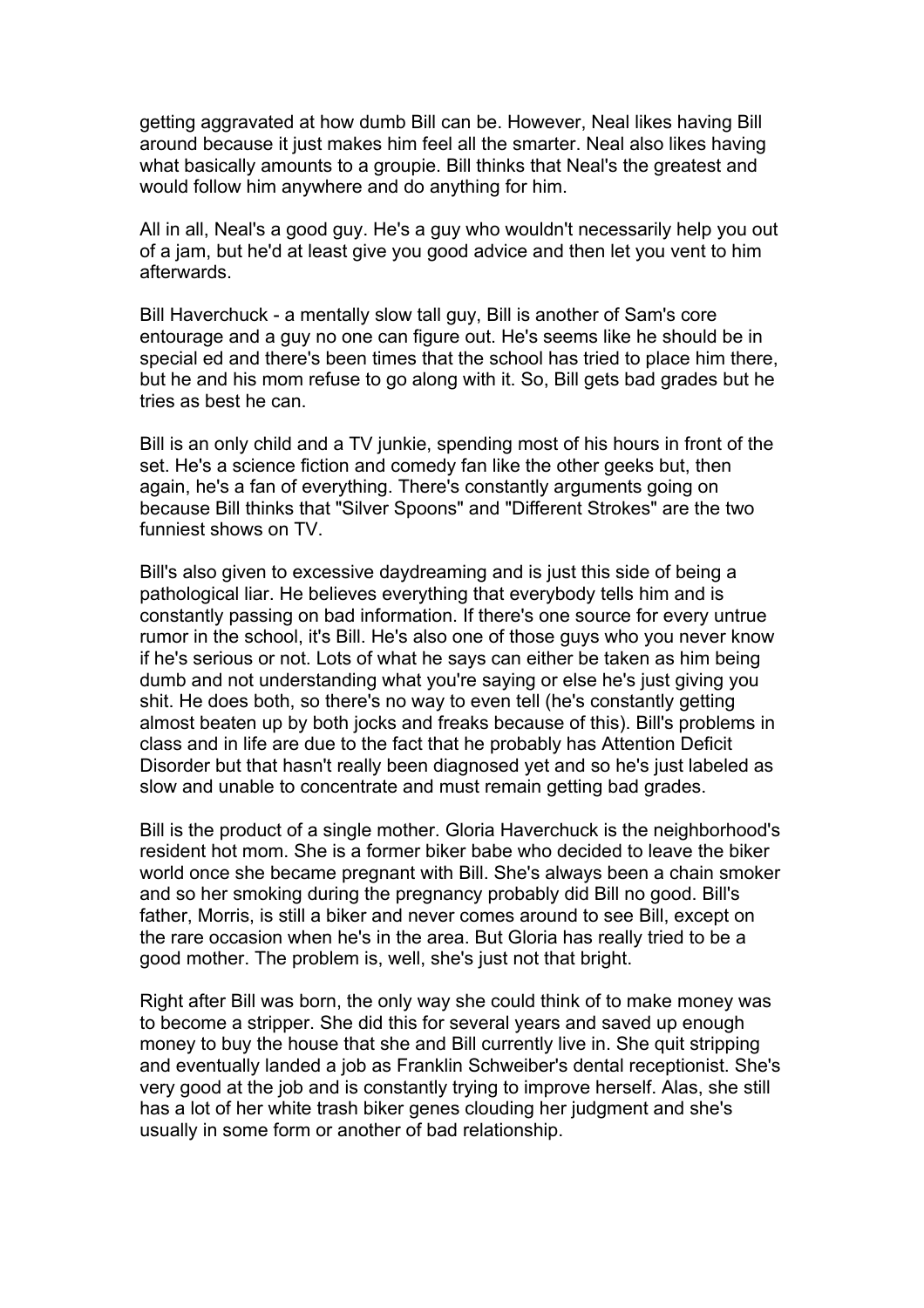getting aggravated at how dumb Bill can be. However, Neal likes having Bill around because it just makes him feel all the smarter. Neal also likes having what basically amounts to a groupie. Bill thinks that Neal's the greatest and would follow him anywhere and do anything for him.

All in all, Neal's a good guy. He's a guy who wouldn't necessarily help you out of a jam, but he'd at least give you good advice and then let you vent to him afterwards.

Bill Haverchuck - a mentally slow tall guy, Bill is another of Sam's core entourage and a guy no one can figure out. He's seems like he should be in special ed and there's been times that the school has tried to place him there, but he and his mom refuse to go along with it. So, Bill gets bad grades but he tries as best he can.

Bill is an only child and a TV junkie, spending most of his hours in front of the set. He's a science fiction and comedy fan like the other geeks but, then again, he's a fan of everything. There's constantly arguments going on because Bill thinks that "Silver Spoons" and "Different Strokes" are the two funniest shows on TV.

Bill's also given to excessive daydreaming and is just this side of being a pathological liar. He believes everything that everybody tells him and is constantly passing on bad information. If there's one source for every untrue rumor in the school, it's Bill. He's also one of those guys who you never know if he's serious or not. Lots of what he says can either be taken as him being dumb and not understanding what you're saying or else he's just giving you shit. He does both, so there's no way to even tell (he's constantly getting almost beaten up by both jocks and freaks because of this). Bill's problems in class and in life are due to the fact that he probably has Attention Deficit Disorder but that hasn't really been diagnosed yet and so he's just labeled as slow and unable to concentrate and must remain getting bad grades.

Bill is the product of a single mother. Gloria Haverchuck is the neighborhood's resident hot mom. She is a former biker babe who decided to leave the biker world once she became pregnant with Bill. She's always been a chain smoker and so her smoking during the pregnancy probably did Bill no good. Bill's father, Morris, is still a biker and never comes around to see Bill, except on the rare occasion when he's in the area. But Gloria has really tried to be a good mother. The problem is, well, she's just not that bright.

Right after Bill was born, the only way she could think of to make money was to become a stripper. She did this for several years and saved up enough money to buy the house that she and Bill currently live in. She quit stripping and eventually landed a job as Franklin Schweiber's dental receptionist. She's very good at the job and is constantly trying to improve herself. Alas, she still has a lot of her white trash biker genes clouding her judgment and she's usually in some form or another of bad relationship.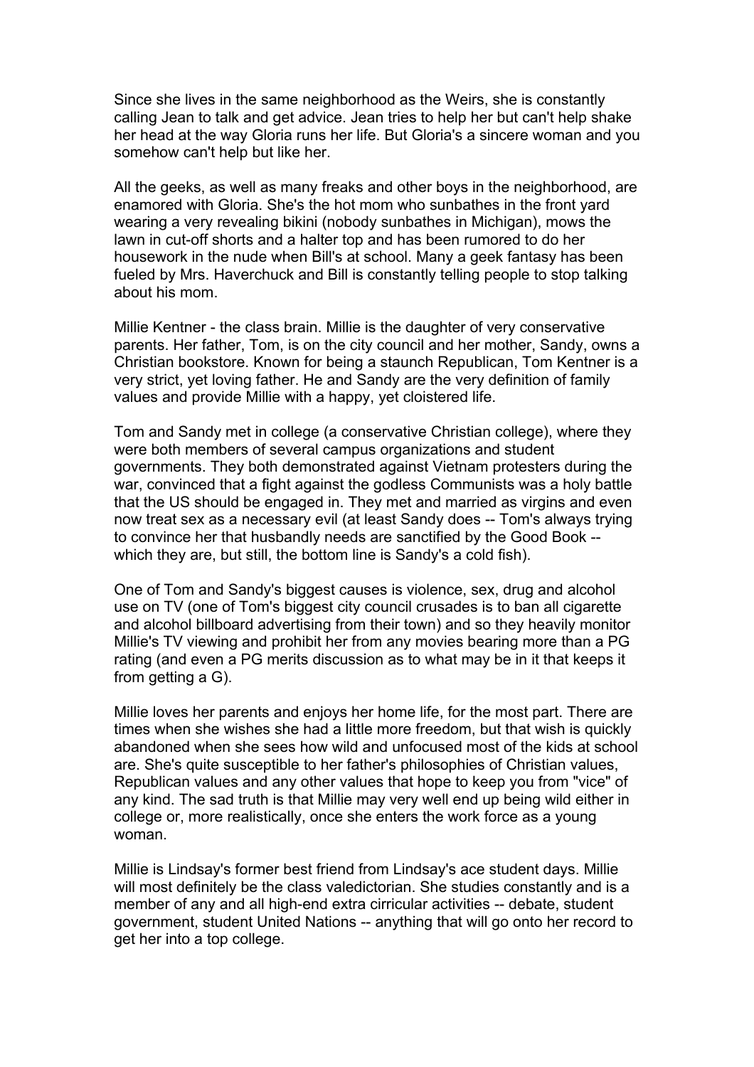Since she lives in the same neighborhood as the Weirs, she is constantly calling Jean to talk and get advice. Jean tries to help her but can't help shake her head at the way Gloria runs her life. But Gloria's a sincere woman and you somehow can't help but like her.

All the geeks, as well as many freaks and other boys in the neighborhood, are enamored with Gloria. She's the hot mom who sunbathes in the front yard wearing a very revealing bikini (nobody sunbathes in Michigan), mows the lawn in cut-off shorts and a halter top and has been rumored to do her housework in the nude when Bill's at school. Many a geek fantasy has been fueled by Mrs. Haverchuck and Bill is constantly telling people to stop talking about his mom.

Millie Kentner - the class brain. Millie is the daughter of very conservative parents. Her father, Tom, is on the city council and her mother, Sandy, owns a Christian bookstore. Known for being a staunch Republican, Tom Kentner is a very strict, yet loving father. He and Sandy are the very definition of family values and provide Millie with a happy, yet cloistered life.

Tom and Sandy met in college (a conservative Christian college), where they were both members of several campus organizations and student governments. They both demonstrated against Vietnam protesters during the war, convinced that a fight against the godless Communists was a holy battle that the US should be engaged in. They met and married as virgins and even now treat sex as a necessary evil (at least Sandy does -- Tom's always trying to convince her that husbandly needs are sanctified by the Good Book -- which they are, but still, the bottom line is Sandy's a cold fish).

One of Tom and Sandy's biggest causes is violence, sex, drug and alcohol use on TV (one of Tom's biggest city council crusades is to ban all cigarette and alcohol billboard advertising from their town) and so they heavily monitor Millie's TV viewing and prohibit her from any movies bearing more than a PG rating (and even a PG merits discussion as to what may be in it that keeps it from getting a G).

Millie loves her parents and enjoys her home life, for the most part. There are times when she wishes she had a little more freedom, but that wish is quickly abandoned when she sees how wild and unfocused most of the kids at school are. She's quite susceptible to her father's philosophies of Christian values, Republican values and any other values that hope to keep you from "vice" of any kind. The sad truth is that Millie may very well end up being wild either in college or, more realistically, once she enters the work force as a young woman.

Millie is Lindsay's former best friend from Lindsay's ace student days. Millie will most definitely be the class valedictorian. She studies constantly and is a member of any and all high-end extra cirricular activities -- debate, student government, student United Nations -- anything that will go onto her record to get her into a top college.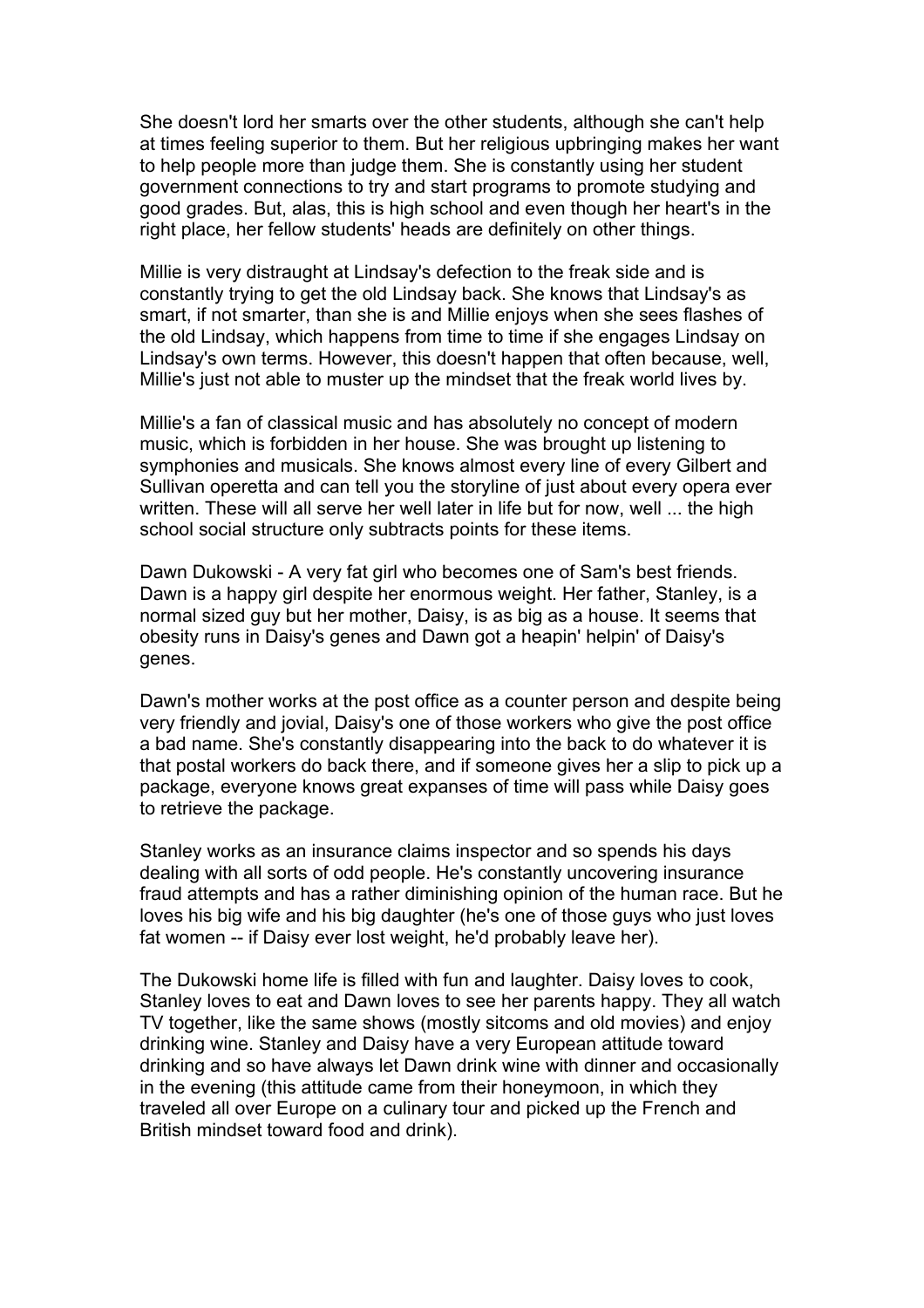She doesn't lord her smarts over the other students, although she can't help at times feeling superior to them. But her religious upbringing makes her want to help people more than judge them. She is constantly using her student government connections to try and start programs to promote studying and good grades. But, alas, this is high school and even though her heart's in the right place, her fellow students' heads are definitely on other things.

Millie is very distraught at Lindsay's defection to the freak side and is constantly trying to get the old Lindsay back. She knows that Lindsay's as smart, if not smarter, than she is and Millie enjoys when she sees flashes of the old Lindsay, which happens from time to time if she engages Lindsay on Lindsay's own terms. However, this doesn't happen that often because, well, Millie's just not able to muster up the mindset that the freak world lives by.

Millie's a fan of classical music and has absolutely no concept of modern music, which is forbidden in her house. She was brought up listening to symphonies and musicals. She knows almost every line of every Gilbert and Sullivan operetta and can tell you the storyline of just about every opera ever written. These will all serve her well later in life but for now, well ... the high school social structure only subtracts points for these items.

Dawn Dukowski - A very fat girl who becomes one of Sam's best friends. Dawn is a happy girl despite her enormous weight. Her father, Stanley, is a normal sized guy but her mother, Daisy, is as big as a house. It seems that obesity runs in Daisy's genes and Dawn got a heapin' helpin' of Daisy's genes.

Dawn's mother works at the post office as a counter person and despite being very friendly and jovial, Daisy's one of those workers who give the post office a bad name. She's constantly disappearing into the back to do whatever it is that postal workers do back there, and if someone gives her a slip to pick up a package, everyone knows great expanses of time will pass while Daisy goes to retrieve the package.

Stanley works as an insurance claims inspector and so spends his days dealing with all sorts of odd people. He's constantly uncovering insurance fraud attempts and has a rather diminishing opinion of the human race. But he loves his big wife and his big daughter (he's one of those guys who just loves fat women -- if Daisy ever lost weight, he'd probably leave her).

The Dukowski home life is filled with fun and laughter. Daisy loves to cook, Stanley loves to eat and Dawn loves to see her parents happy. They all watch TV together, like the same shows (mostly sitcoms and old movies) and enjoy drinking wine. Stanley and Daisy have a very European attitude toward drinking and so have always let Dawn drink wine with dinner and occasionally in the evening (this attitude came from their honeymoon, in which they traveled all over Europe on a culinary tour and picked up the French and British mindset toward food and drink).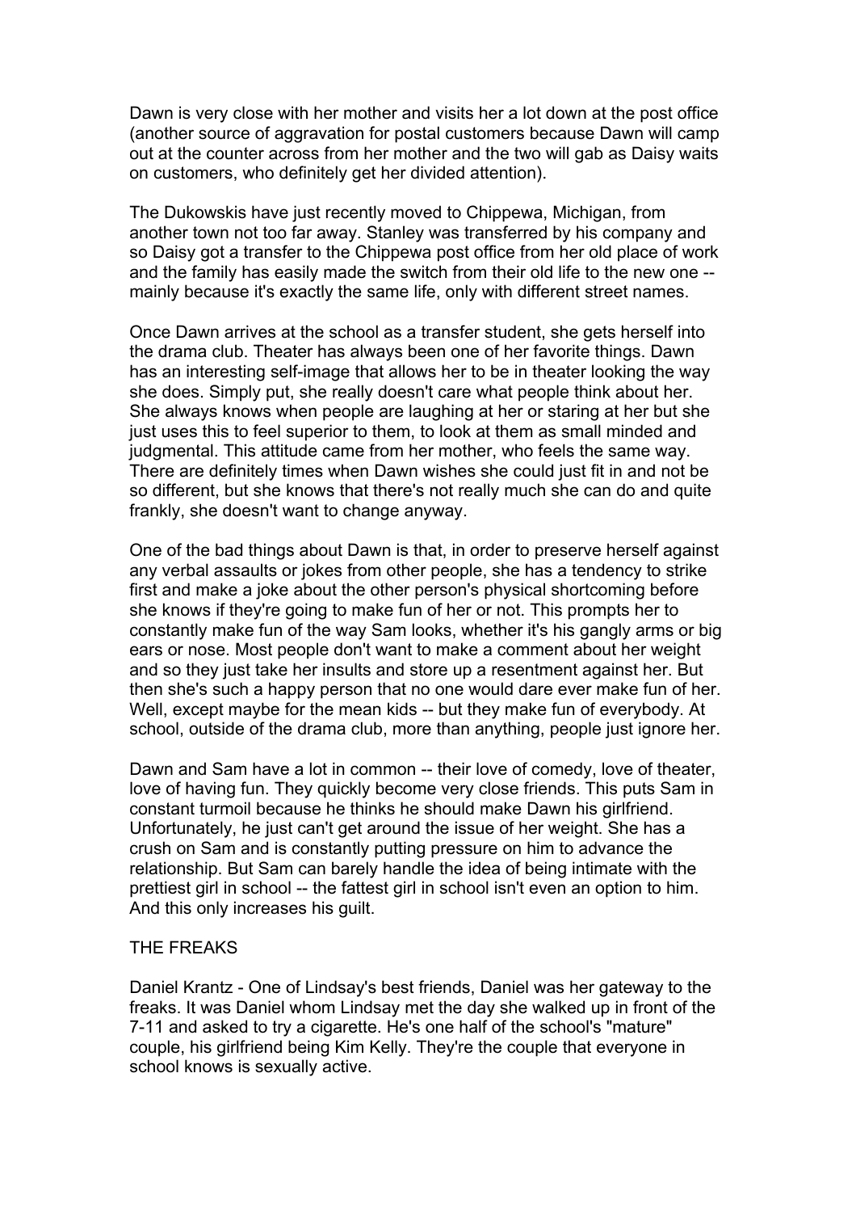Dawn is very close with her mother and visits her a lot down at the post office (another source of aggravation for postal customers because Dawn will camp out at the counter across from her mother and the two will gab as Daisy waits on customers, who definitely get her divided attention).

The Dukowskis have just recently moved to Chippewa, Michigan, from another town not too far away. Stanley was transferred by his company and so Daisy got a transfer to the Chippewa post office from her old place of work and the family has easily made the switch from their old life to the new one -- mainly because it's exactly the same life, only with different street names.

Once Dawn arrives at the school as a transfer student, she gets herself into the drama club. Theater has always been one of her favorite things. Dawn has an interesting self-image that allows her to be in theater looking the way she does. Simply put, she really doesn't care what people think about her. She always knows when people are laughing at her or staring at her but she just uses this to feel superior to them, to look at them as small minded and judgmental. This attitude came from her mother, who feels the same way. There are definitely times when Dawn wishes she could just fit in and not be so different, but she knows that there's not really much she can do and quite frankly, she doesn't want to change anyway.

One of the bad things about Dawn is that, in order to preserve herself against any verbal assaults or jokes from other people, she has a tendency to strike first and make a joke about the other person's physical shortcoming before she knows if they're going to make fun of her or not. This prompts her to constantly make fun of the way Sam looks, whether it's his gangly arms or big ears or nose. Most people don't want to make a comment about her weight and so they just take her insults and store up a resentment against her. But then she's such a happy person that no one would dare ever make fun of her. Well, except maybe for the mean kids -- but they make fun of everybody. At school, outside of the drama club, more than anything, people just ignore her.

Dawn and Sam have a lot in common -- their love of comedy, love of theater, love of having fun. They quickly become very close friends. This puts Sam in constant turmoil because he thinks he should make Dawn his girlfriend. Unfortunately, he just can't get around the issue of her weight. She has a crush on Sam and is constantly putting pressure on him to advance the relationship. But Sam can barely handle the idea of being intimate with the prettiest girl in school -- the fattest girl in school isn't even an option to him. And this only increases his guilt.

THE FREAKS

Daniel Krantz - One of Lindsay's best friends, Daniel was her gateway to the freaks. It was Daniel whom Lindsay met the day she walked up in front of the 7-11 and asked to try a cigarette. He's one half of the school's "mature" couple, his girlfriend being Kim Kelly. They're the couple that everyone in school knows is sexually active.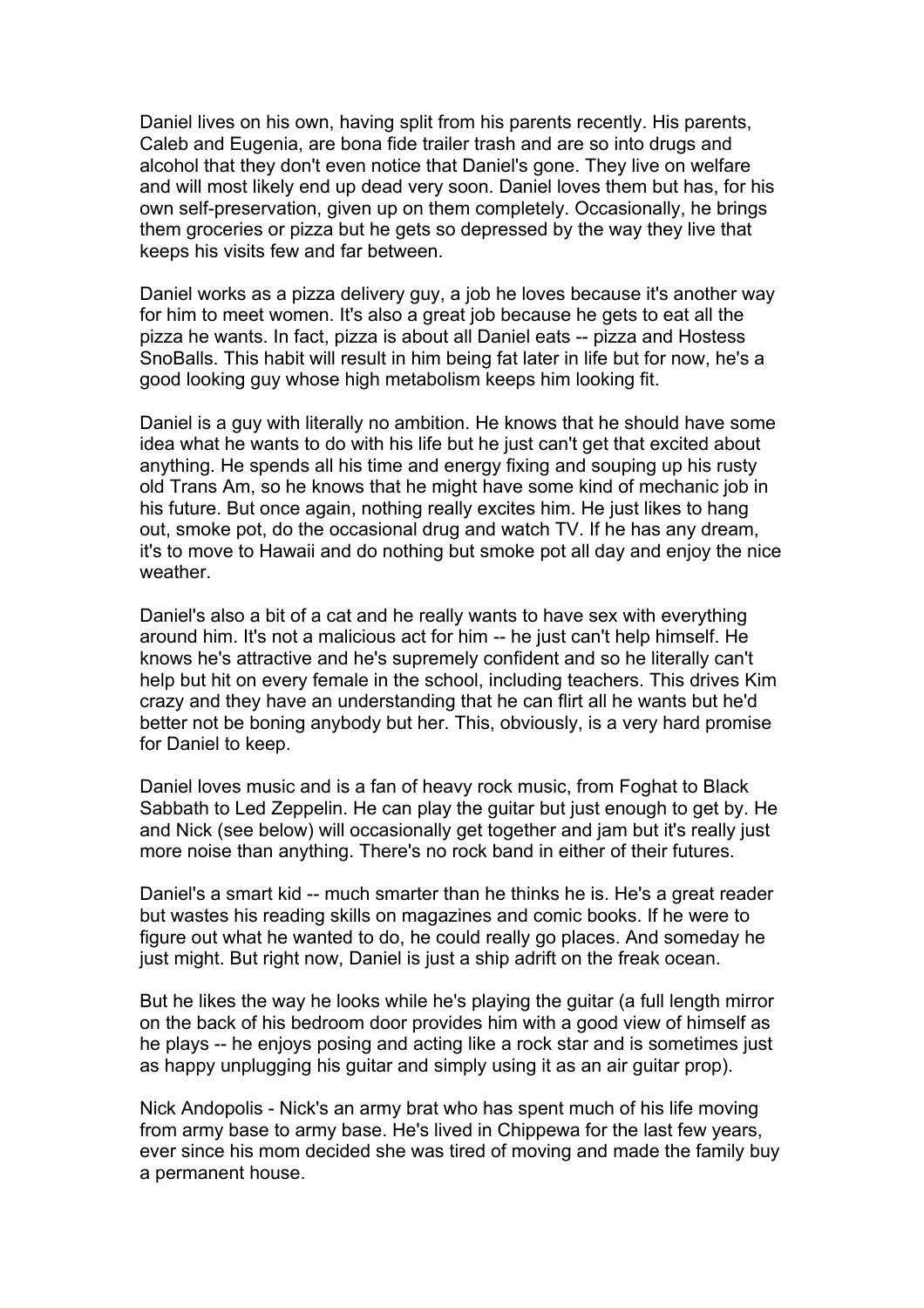Daniel lives on his own, having split from his parents recently. His parents, Caleb and Eugenia, are bona fide trailer trash and are so into drugs and alcohol that they don't even notice that Daniel's gone. They live on welfare and will most likely end up dead very soon. Daniel loves them but has, for his own self-preservation, given up on them completely. Occasionally, he brings them groceries or pizza but he gets so depressed by the way they live that keeps his visits few and far between.

Daniel works as a pizza delivery guy, a job he loves because it's another way for him to meet women. It's also a great job because he gets to eat all the pizza he wants. In fact, pizza is about all Daniel eats -- pizza and Hostess SnoBalls. This habit will result in him being fat later in life but for now, he's a good looking guy whose high metabolism keeps him looking fit.

Daniel is a guy with literally no ambition. He knows that he should have some idea what he wants to do with his life but he just can't get that excited about anything. He spends all his time and energy fixing and souping up his rusty old Trans Am, so he knows that he might have some kind of mechanic job in his future. But once again, nothing really excites him. He just likes to hang out, smoke pot, do the occasional drug and watch TV. If he has any dream, it's to move to Hawaii and do nothing but smoke pot all day and enjoy the nice weather.

Daniel's also a bit of a cat and he really wants to have sex with everything around him. It's not a malicious act for him -- he just can't help himself. He knows he's attractive and he's supremely confident and so he literally can't help but hit on every female in the school, including teachers. This drives Kim crazy and they have an understanding that he can flirt all he wants but he'd better not be boning anybody but her. This, obviously, is a very hard promise for Daniel to keep.

Daniel loves music and is a fan of heavy rock music, from Foghat to Black Sabbath to Led Zeppelin. He can play the guitar but just enough to get by. He and Nick (see below) will occasionally get together and jam but it's really just more noise than anything. There's no rock band in either of their futures.

Daniel's a smart kid -- much smarter than he thinks he is. He's a great reader but wastes his reading skills on magazines and comic books. If he were to figure out what he wanted to do, he could really go places. And someday he just might. But right now, Daniel is just a ship adrift on the freak ocean.

But he likes the way he looks while he's playing the guitar (a full length mirror on the back of his bedroom door provides him with a good view of himself as he plays -- he enjoys posing and acting like a rock star and is sometimes just as happy unplugging his guitar and simply using it as an air guitar prop).

Nick Andopolis - Nick's an army brat who has spent much of his life moving from army base to army base. He's lived in Chippewa for the last few years, ever since his mom decided she was tired of moving and made the family buy a permanent house.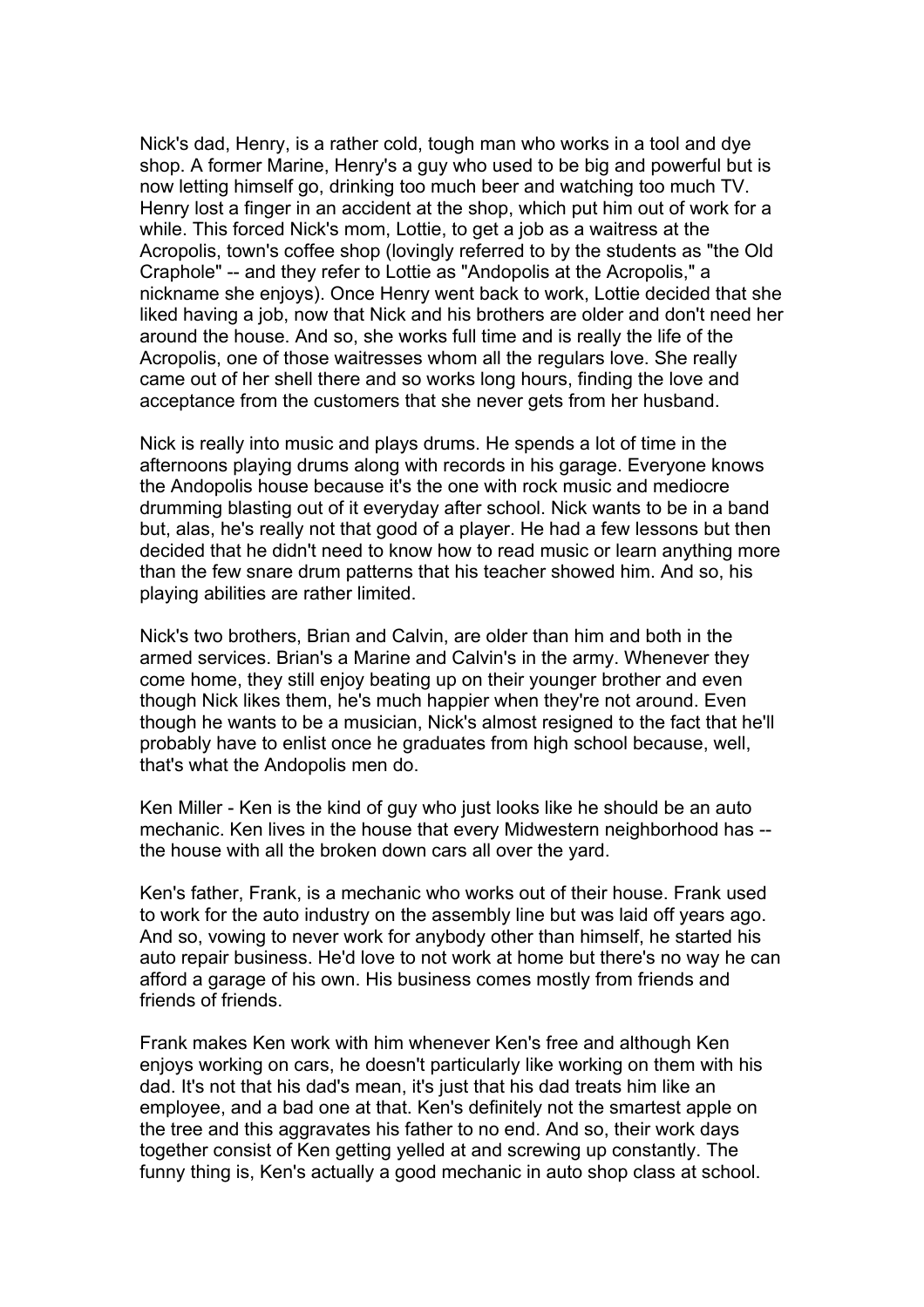Nick's dad, Henry, is a rather cold, tough man who works in a tool and dye shop. A former Marine, Henry's a guy who used to be big and powerful but is now letting himself go, drinking too much beer and watching too much TV. Henry lost a finger in an accident at the shop, which put him out of work for a while. This forced Nick's mom, Lottie, to get a job as a waitress at the Acropolis, town's coffee shop (lovingly referred to by the students as "the Old Craphole" -- and they refer to Lottie as "Andopolis at the Acropolis," a nickname she enjoys). Once Henry went back to work, Lottie decided that she liked having a job, now that Nick and his brothers are older and don't need her around the house. And so, she works full time and is really the life of the Acropolis, one of those waitresses whom all the regulars love. She really came out of her shell there and so works long hours, finding the love and acceptance from the customers that she never gets from her husband.

Nick is really into music and plays drums. He spends a lot of time in the afternoons playing drums along with records in his garage. Everyone knows the Andopolis house because it's the one with rock music and mediocre drumming blasting out of it everyday after school. Nick wants to be in a band but, alas, he's really not that good of a player. He had a few lessons but then decided that he didn't need to know how to read music or learn anything more than the few snare drum patterns that his teacher showed him. And so, his playing abilities are rather limited.

Nick's two brothers, Brian and Calvin, are older than him and both in the armed services. Brian's a Marine and Calvin's in the army. Whenever they come home, they still enjoy beating up on their younger brother and even though Nick likes them, he's much happier when they're not around. Even though he wants to be a musician, Nick's almost resigned to the fact that he'll probably have to enlist once he graduates from high school because, well, that's what the Andopolis men do.

Ken Miller - Ken is the kind of guy who just looks like he should be an auto mechanic. Ken lives in the house that every Midwestern neighborhood has -- the house with all the broken down cars all over the yard.

Ken's father, Frank, is a mechanic who works out of their house. Frank used to work for the auto industry on the assembly line but was laid off years ago. And so, vowing to never work for anybody other than himself, he started his auto repair business. He'd love to not work at home but there's no way he can afford a garage of his own. His business comes mostly from friends and friends of friends.

Frank makes Ken work with him whenever Ken's free and although Ken enjoys working on cars, he doesn't particularly like working on them with his dad. It's not that his dad's mean, it's just that his dad treats him like an employee, and a bad one at that. Ken's definitely not the smartest apple on the tree and this aggravates his father to no end. And so, their work days together consist of Ken getting yelled at and screwing up constantly. The funny thing is, Ken's actually a good mechanic in auto shop class at school.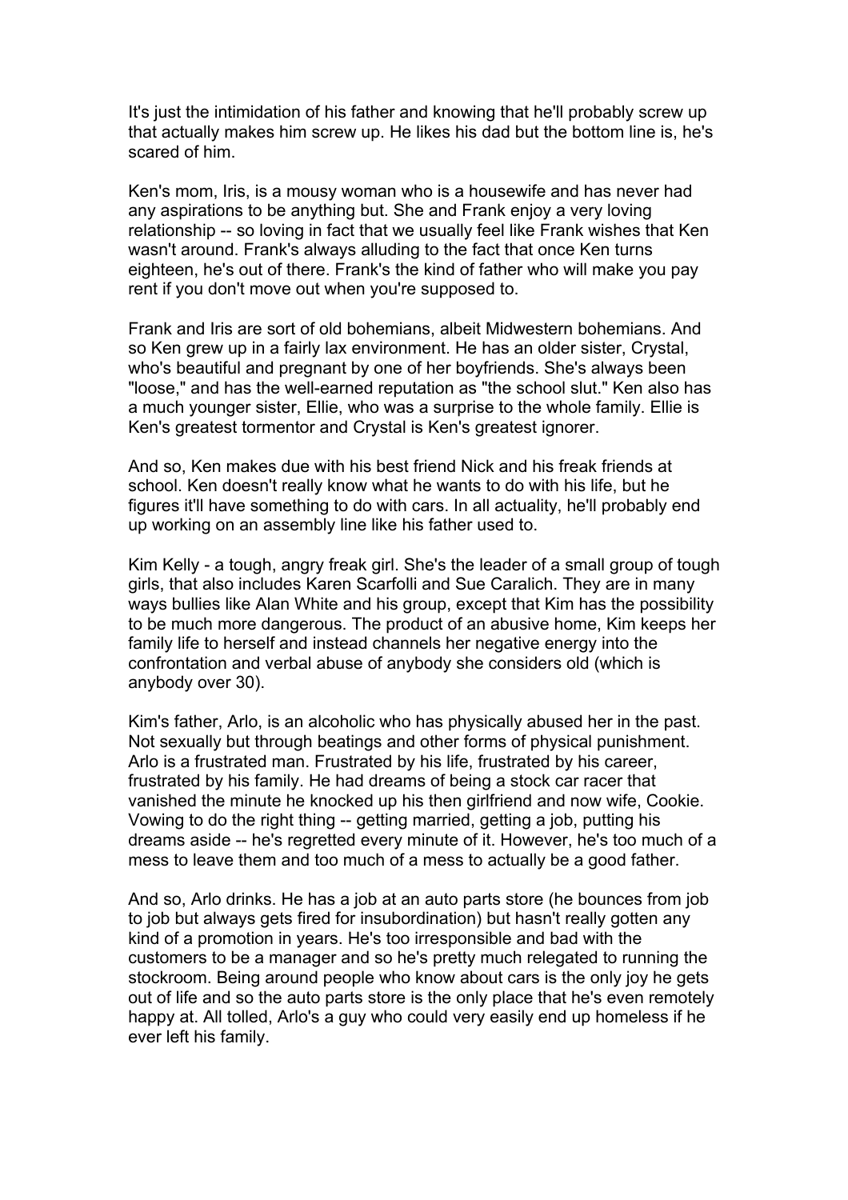It's just the intimidation of his father and knowing that he'll probably screw up that actually makes him screw up. He likes his dad but the bottom line is, he's scared of him.

Ken's mom, Iris, is a mousy woman who is a housewife and has never had any aspirations to be anything but. She and Frank enjoy a very loving relationship -- so loving in fact that we usually feel like Frank wishes that Ken wasn't around. Frank's always alluding to the fact that once Ken turns eighteen, he's out of there. Frank's the kind of father who will make you pay rent if you don't move out when you're supposed to.

Frank and Iris are sort of old bohemians, albeit Midwestern bohemians. And so Ken grew up in a fairly lax environment. He has an older sister, Crystal, who's beautiful and pregnant by one of her boyfriends. She's always been "loose," and has the well-earned reputation as "the school slut." Ken also has a much younger sister, Ellie, who was a surprise to the whole family. Ellie is Ken's greatest tormentor and Crystal is Ken's greatest ignorer.

And so, Ken makes due with his best friend Nick and his freak friends at school. Ken doesn't really know what he wants to do with his life, but he figures it'll have something to do with cars. In all actuality, he'll probably end up working on an assembly line like his father used to.

Kim Kelly - a tough, angry freak girl. She's the leader of a small group of tough girls, that also includes Karen Scarfolli and Sue Caralich. They are in many ways bullies like Alan White and his group, except that Kim has the possibility to be much more dangerous. The product of an abusive home, Kim keeps her family life to herself and instead channels her negative energy into the confrontation and verbal abuse of anybody she considers old (which is anybody over 30).

Kim's father, Arlo, is an alcoholic who has physically abused her in the past. Not sexually but through beatings and other forms of physical punishment. Arlo is a frustrated man. Frustrated by his life, frustrated by his career, frustrated by his family. He had dreams of being a stock car racer that vanished the minute he knocked up his then girlfriend and now wife, Cookie. Vowing to do the right thing -- getting married, getting a job, putting his dreams aside -- he's regretted every minute of it. However, he's too much of a mess to leave them and too much of a mess to actually be a good father.

And so, Arlo drinks. He has a job at an auto parts store (he bounces from job to job but always gets fired for insubordination) but hasn't really gotten any kind of a promotion in years. He's too irresponsible and bad with the customers to be a manager and so he's pretty much relegated to running the stockroom. Being around people who know about cars is the only joy he gets out of life and so the auto parts store is the only place that he's even remotely happy at. All tolled, Arlo's a guy who could very easily end up homeless if he ever left his family.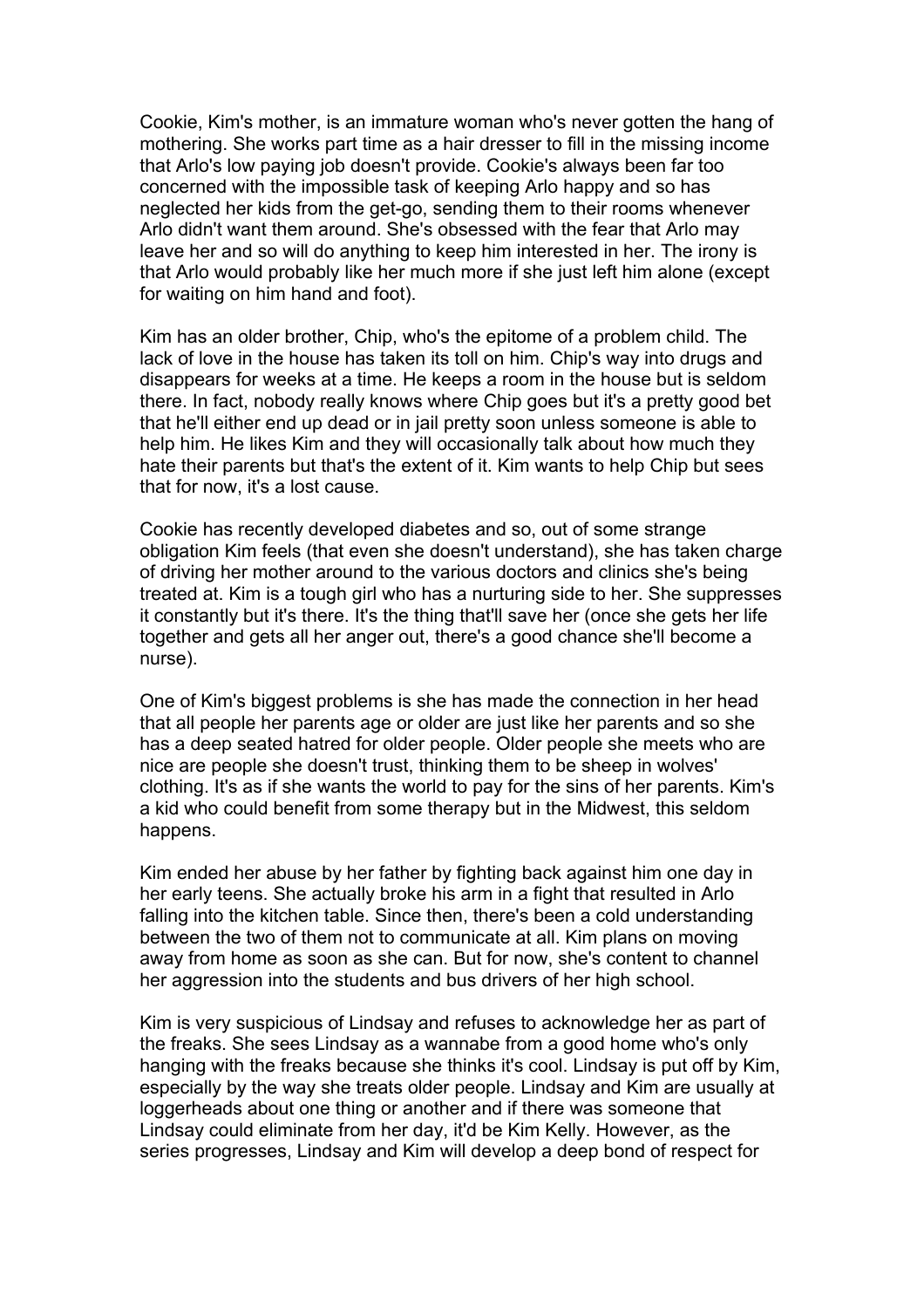Cookie, Kim's mother, is an immature woman who's never gotten the hang of mothering. She works part time as a hair dresser to fill in the missing income that Arlo's low paying job doesn't provide. Cookie's always been far too concerned with the impossible task of keeping Arlo happy and so has neglected her kids from the get-go, sending them to their rooms whenever Arlo didn't want them around. She's obsessed with the fear that Arlo may leave her and so will do anything to keep him interested in her. The irony is that Arlo would probably like her much more if she just left him alone (except for waiting on him hand and foot).

Kim has an older brother, Chip, who's the epitome of a problem child. The lack of love in the house has taken its toll on him. Chip's way into drugs and disappears for weeks at a time. He keeps a room in the house but is seldom there. In fact, nobody really knows where Chip goes but it's a pretty good bet that he'll either end up dead or in jail pretty soon unless someone is able to help him. He likes Kim and they will occasionally talk about how much they hate their parents but that's the extent of it. Kim wants to help Chip but sees that for now, it's a lost cause.

Cookie has recently developed diabetes and so, out of some strange obligation Kim feels (that even she doesn't understand), she has taken charge of driving her mother around to the various doctors and clinics she's being treated at. Kim is a tough girl who has a nurturing side to her. She suppresses it constantly but it's there. It's the thing that'll save her (once she gets her life together and gets all her anger out, there's a good chance she'll become a nurse).

One of Kim's biggest problems is she has made the connection in her head that all people her parents age or older are just like her parents and so she has a deep seated hatred for older people. Older people she meets who are nice are people she doesn't trust, thinking them to be sheep in wolves' clothing. It's as if she wants the world to pay for the sins of her parents. Kim's a kid who could benefit from some therapy but in the Midwest, this seldom happens.

Kim ended her abuse by her father by fighting back against him one day in her early teens. She actually broke his arm in a fight that resulted in Arlo falling into the kitchen table. Since then, there's been a cold understanding between the two of them not to communicate at all. Kim plans on moving away from home as soon as she can. But for now, she's content to channel her aggression into the students and bus drivers of her high school.

Kim is very suspicious of Lindsay and refuses to acknowledge her as part of the freaks. She sees Lindsay as a wannabe from a good home who's only hanging with the freaks because she thinks it's cool. Lindsay is put off by Kim, especially by the way she treats older people. Lindsay and Kim are usually at loggerheads about one thing or another and if there was someone that Lindsay could eliminate from her day, it'd be Kim Kelly. However, as the series progresses, Lindsay and Kim will develop a deep bond of respect for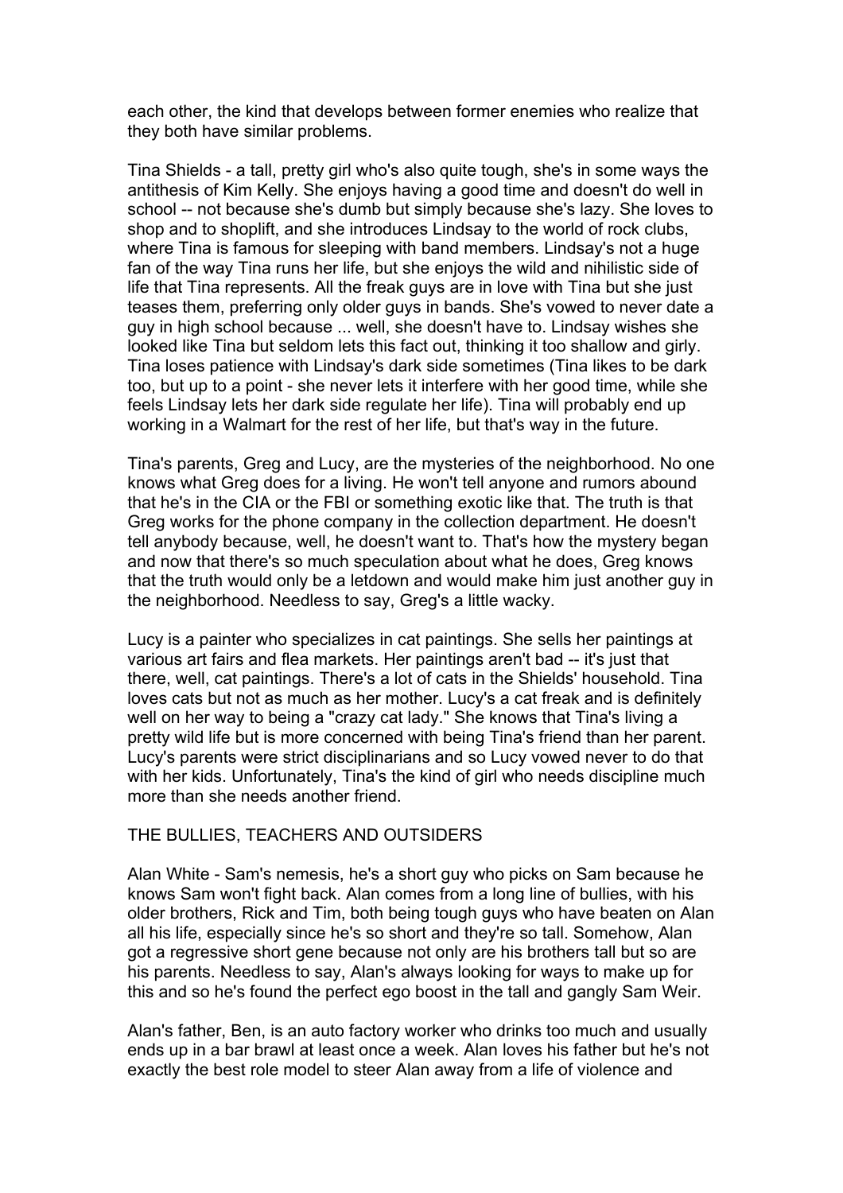each other, the kind that develops between former enemies who realize that they both have similar problems.

Tina Shields - a tall, pretty girl who's also quite tough, she's in some ways the antithesis of Kim Kelly. She enjoys having a good time and doesn't do well in school -- not because she's dumb but simply because she's lazy. She loves to shop and to shoplift, and she introduces Lindsay to the world of rock clubs, where Tina is famous for sleeping with band members. Lindsay's not a huge fan of the way Tina runs her life, but she enjoys the wild and nihilistic side of life that Tina represents. All the freak guys are in love with Tina but she just teases them, preferring only older guys in bands. She's vowed to never date a guy in high school because ... well, she doesn't have to. Lindsay wishes she looked like Tina but seldom lets this fact out, thinking it too shallow and girly. Tina loses patience with Lindsay's dark side sometimes (Tina likes to be dark too, but up to a point - she never lets it interfere with her good time, while she feels Lindsay lets her dark side regulate her life). Tina will probably end up working in a Walmart for the rest of her life, but that's way in the future.

Tina's parents, Greg and Lucy, are the mysteries of the neighborhood. No one knows what Greg does for a living. He won't tell anyone and rumors abound that he's in the CIA or the FBI or something exotic like that. The truth is that Greg works for the phone company in the collection department. He doesn't tell anybody because, well, he doesn't want to. That's how the mystery began and now that there's so much speculation about what he does, Greg knows that the truth would only be a letdown and would make him just another guy in the neighborhood. Needless to say, Greg's a little wacky.

Lucy is a painter who specializes in cat paintings. She sells her paintings at various art fairs and flea markets. Her paintings aren't bad -- it's just that there, well, cat paintings. There's a lot of cats in the Shields' household. Tina loves cats but not as much as her mother. Lucy's a cat freak and is definitely well on her way to being a "crazy cat lady." She knows that Tina's living a pretty wild life but is more concerned with being Tina's friend than her parent. Lucy's parents were strict disciplinarians and so Lucy vowed never to do that with her kids. Unfortunately, Tina's the kind of girl who needs discipline much more than she needs another friend.

## THE BULLIES, TEACHERS AND OUTSIDERS

Alan White - Sam's nemesis, he's a short guy who picks on Sam because he knows Sam won't fight back. Alan comes from a long line of bullies, with his older brothers, Rick and Tim, both being tough guys who have beaten on Alan all his life, especially since he's so short and they're so tall. Somehow, Alan got a regressive short gene because not only are his brothers tall but so are his parents. Needless to say, Alan's always looking for ways to make up for this and so he's found the perfect ego boost in the tall and gangly Sam Weir.

Alan's father, Ben, is an auto factory worker who drinks too much and usually ends up in a bar brawl at least once a week. Alan loves his father but he's not exactly the best role model to steer Alan away from a life of violence and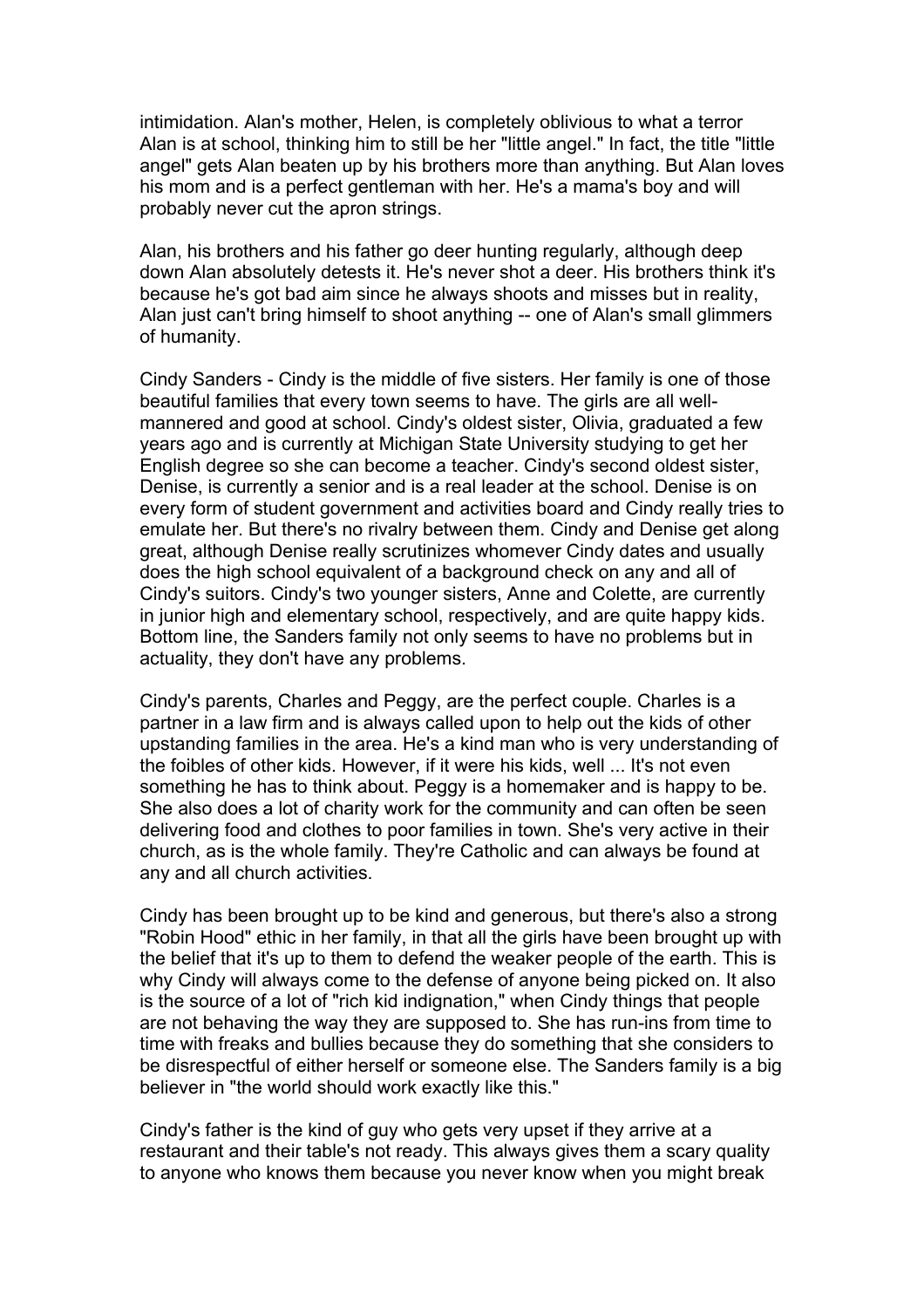intimidation. Alan's mother, Helen, is completely oblivious to what a terror Alan is at school, thinking him to still be her "little angel." In fact, the title "little angel" gets Alan beaten up by his brothers more than anything. But Alan loves his mom and is a perfect gentleman with her. He's a mama's boy and will probably never cut the apron strings.

Alan, his brothers and his father go deer hunting regularly, although deep down Alan absolutely detests it. He's never shot a deer. His brothers think it's because he's got bad aim since he always shoots and misses but in reality, Alan just can't bring himself to shoot anything -- one of Alan's small glimmers of humanity.

Cindy Sanders - Cindy is the middle of five sisters. Her family is one of those beautiful families that every town seems to have. The girls are all well-mannered and good at school. Cindy's oldest sister, Olivia, graduated a few years ago and is currently at Michigan State University studying to get her English degree so she can become a teacher. Cindy's second oldest sister, Denise, is currently a senior and is a real leader at the school. Denise is on every form of student government and activities board and Cindy really tries to emulate her. But there's no rivalry between them. Cindy and Denise get along great, although Denise really scrutinizes whomever Cindy dates and usually does the high school equivalent of a background check on any and all of Cindy's suitors. Cindy's two younger sisters, Anne and Colette, are currently in junior high and elementary school, respectively, and are quite happy kids. Bottom line, the Sanders family not only seems to have no problems but in actuality, they don't have any problems.

Cindy's parents, Charles and Peggy, are the perfect couple. Charles is a partner in a law firm and is always called upon to help out the kids of other upstanding families in the area. He's a kind man who is very understanding of the foibles of other kids. However, if it were his kids, well ... It's not even something he has to think about. Peggy is a homemaker and is happy to be. She also does a lot of charity work for the community and can often be seen delivering food and clothes to poor families in town. She's very active in their church, as is the whole family. They're Catholic and can always be found at any and all church activities.

Cindy has been brought up to be kind and generous, but there's also a strong "Robin Hood" ethic in her family, in that all the girls have been brought up with the belief that it's up to them to defend the weaker people of the earth. This is why Cindy will always come to the defense of anyone being picked on. It also is the source of a lot of "rich kid indignation," when Cindy things that people are not behaving the way they are supposed to. She has run-ins from time to time with freaks and bullies because they do something that she considers to be disrespectful of either herself or someone else. The Sanders family is a big believer in "the world should work exactly like this."

Cindy's father is the kind of guy who gets very upset if they arrive at a restaurant and their table's not ready. This always gives them a scary quality to anyone who knows them because you never know when you might break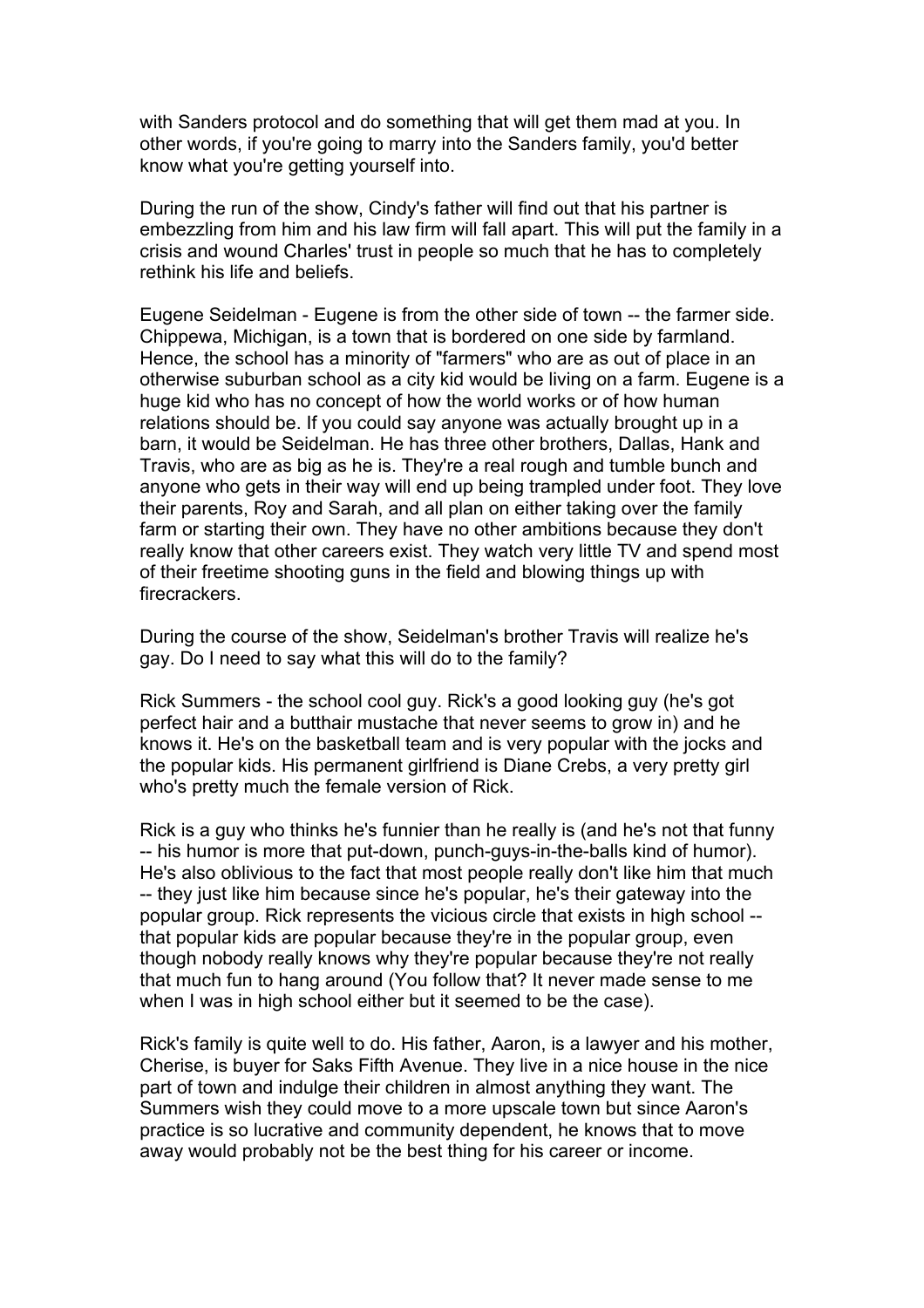with Sanders protocol and do something that will get them mad at you. In other words, if you're going to marry into the Sanders family, you'd better know what you're getting yourself into.

During the run of the show, Cindy's father will find out that his partner is embezzling from him and his law firm will fall apart. This will put the family in a crisis and wound Charles' trust in people so much that he has to completely rethink his life and beliefs.

Eugene Seidelman - Eugene is from the other side of town -- the farmer side. Chippewa, Michigan, is a town that is bordered on one side by farmland. Hence, the school has a minority of "farmers" who are as out of place in an otherwise suburban school as a city kid would be living on a farm. Eugene is a huge kid who has no concept of how the world works or of how human relations should be. If you could say anyone was actually brought up in a barn, it would be Seidelman. He has three other brothers, Dallas, Hank and Travis, who are as big as he is. They're a real rough and tumble bunch and anyone who gets in their way will end up being trampled under foot. They love their parents, Roy and Sarah, and all plan on either taking over the family farm or starting their own. They have no other ambitions because they don't really know that other careers exist. They watch very little TV and spend most of their freetime shooting guns in the field and blowing things up with firecrackers.

During the course of the show, Seidelman's brother Travis will realize he's gay. Do I need to say what this will do to the family?

Rick Summers - the school cool guy. Rick's a good looking guy (he's got perfect hair and a butthair mustache that never seems to grow in) and he knows it. He's on the basketball team and is very popular with the jocks and the popular kids. His permanent girlfriend is Diane Crebs, a very pretty girl who's pretty much the female version of Rick.

Rick is a guy who thinks he's funnier than he really is (and he's not that funny -- his humor is more that put-down, punch-guys-in-the-balls kind of humor). He's also oblivious to the fact that most people really don't like him that much -- they just like him because since he's popular, he's their gateway into the popular group. Rick represents the vicious circle that exists in high school -- that popular kids are popular because they're in the popular group, even though nobody really knows why they're popular because they're not really that much fun to hang around (You follow that? It never made sense to me when I was in high school either but it seemed to be the case).

Rick's family is quite well to do. His father, Aaron, is a lawyer and his mother, Cherise, is buyer for Saks Fifth Avenue. They live in a nice house in the nice part of town and indulge their children in almost anything they want. The Summers wish they could move to a more upscale town but since Aaron's practice is so lucrative and community dependent, he knows that to move away would probably not be the best thing for his career or income.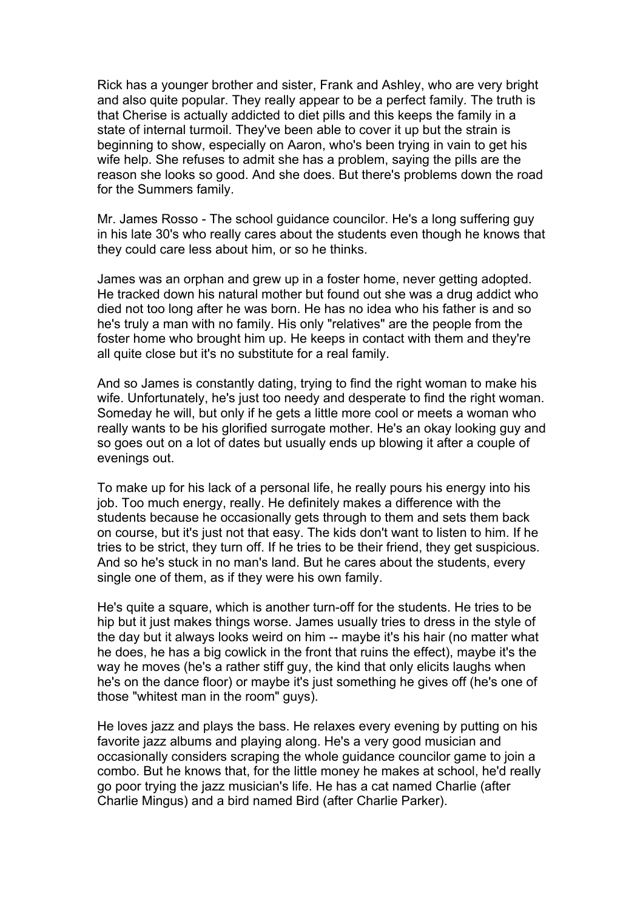Rick has a younger brother and sister, Frank and Ashley, who are very bright and also quite popular. They really appear to be a perfect family. The truth is that Cherise is actually addicted to diet pills and this keeps the family in a state of internal turmoil. They've been able to cover it up but the strain is beginning to show, especially on Aaron, who's been trying in vain to get his wife help. She refuses to admit she has a problem, saying the pills are the reason she looks so good. And she does. But there's problems down the road for the Summers family.

Mr. James Rosso - The school guidance councilor. He's a long suffering guy in his late 30's who really cares about the students even though he knows that they could care less about him, or so he thinks.

James was an orphan and grew up in a foster home, never getting adopted. He tracked down his natural mother but found out she was a drug addict who died not too long after he was born. He has no idea who his father is and so he's truly a man with no family. His only "relatives" are the people from the foster home who brought him up. He keeps in contact with them and they're all quite close but it's no substitute for a real family.

And so James is constantly dating, trying to find the right woman to make his wife. Unfortunately, he's just too needy and desperate to find the right woman. Someday he will, but only if he gets a little more cool or meets a woman who really wants to be his glorified surrogate mother. He's an okay looking guy and so goes out on a lot of dates but usually ends up blowing it after a couple of evenings out.

To make up for his lack of a personal life, he really pours his energy into his job. Too much energy, really. He definitely makes a difference with the students because he occasionally gets through to them and sets them back on course, but it's just not that easy. The kids don't want to listen to him. If he tries to be strict, they turn off. If he tries to be their friend, they get suspicious. And so he's stuck in no man's land. But he cares about the students, every single one of them, as if they were his own family.

He's quite a square, which is another turn-off for the students. He tries to be hip but it just makes things worse. James usually tries to dress in the style of the day but it always looks weird on him -- maybe it's his hair (no matter what he does, he has a big cowlick in the front that ruins the effect), maybe it's the way he moves (he's a rather stiff guy, the kind that only elicits laughs when he's on the dance floor) or maybe it's just something he gives off (he's one of those "whitest man in the room" guys).

He loves jazz and plays the bass. He relaxes every evening by putting on his favorite jazz albums and playing along. He's a very good musician and occasionally considers scraping the whole guidance councilor game to join a combo. But he knows that, for the little money he makes at school, he'd really go poor trying the jazz musician's life. He has a cat named Charlie (after Charlie Mingus) and a bird named Bird (after Charlie Parker).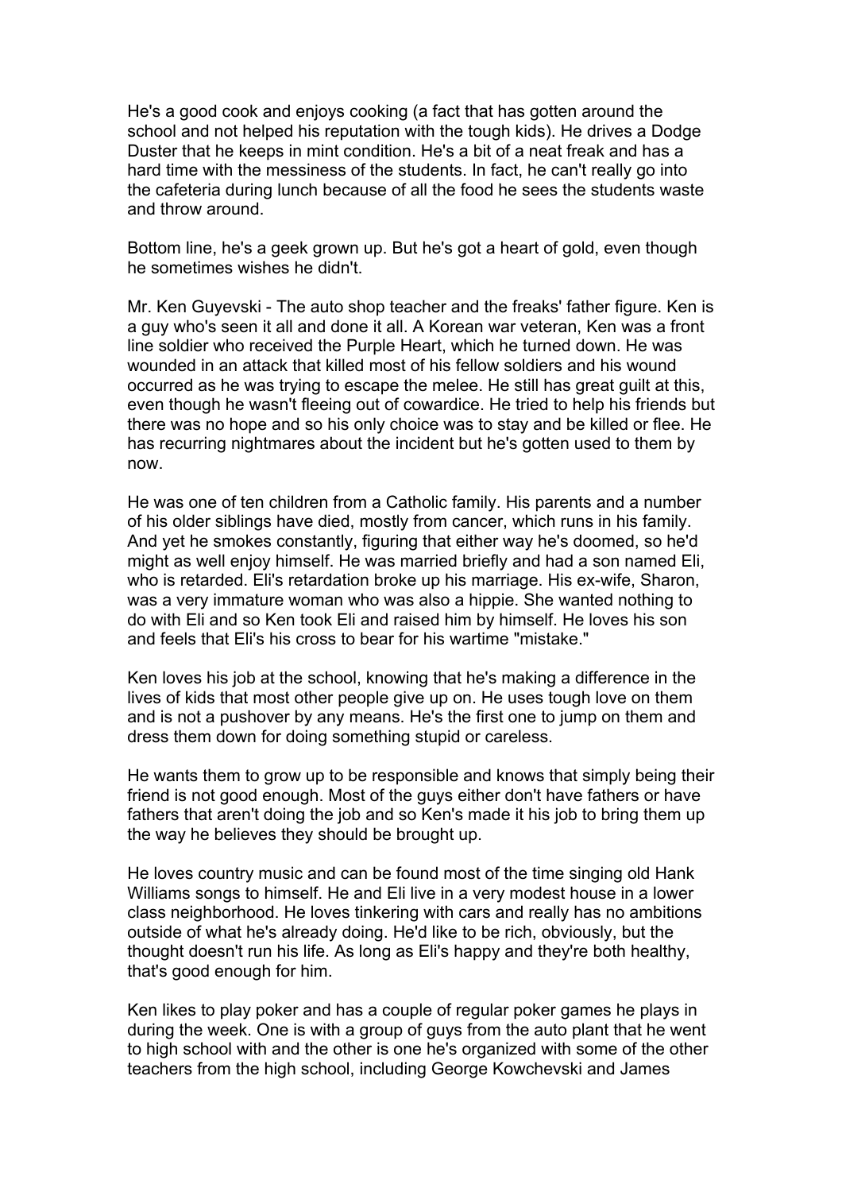He's a good cook and enjoys cooking (a fact that has gotten around the school and not helped his reputation with the tough kids). He drives a Dodge Duster that he keeps in mint condition. He's a bit of a neat freak and has a hard time with the messiness of the students. In fact, he can't really go into the cafeteria during lunch because of all the food he sees the students waste and throw around.

Bottom line, he's a geek grown up. But he's got a heart of gold, even though he sometimes wishes he didn't.

Mr. Ken Guyevski - The auto shop teacher and the freaks' father figure. Ken is a guy who's seen it all and done it all. A Korean war veteran, Ken was a front line soldier who received the Purple Heart, which he turned down. He was wounded in an attack that killed most of his fellow soldiers and his wound occurred as he was trying to escape the melee. He still has great guilt at this, even though he wasn't fleeing out of cowardice. He tried to help his friends but there was no hope and so his only choice was to stay and be killed or flee. He has recurring nightmares about the incident but he's gotten used to them by now.

He was one of ten children from a Catholic family. His parents and a number of his older siblings have died, mostly from cancer, which runs in his family. And yet he smokes constantly, figuring that either way he's doomed, so he'd might as well enjoy himself. He was married briefly and had a son named Eli, who is retarded. Eli's retardation broke up his marriage. His ex-wife, Sharon, was a very immature woman who was also a hippie. She wanted nothing to do with Eli and so Ken took Eli and raised him by himself. He loves his son and feels that Eli's his cross to bear for his wartime "mistake."

Ken loves his job at the school, knowing that he's making a difference in the lives of kids that most other people give up on. He uses tough love on them and is not a pushover by any means. He's the first one to jump on them and dress them down for doing something stupid or careless.

He wants them to grow up to be responsible and knows that simply being their friend is not good enough. Most of the guys either don't have fathers or have fathers that aren't doing the job and so Ken's made it his job to bring them up the way he believes they should be brought up.

He loves country music and can be found most of the time singing old Hank Williams songs to himself. He and Eli live in a very modest house in a lower class neighborhood. He loves tinkering with cars and really has no ambitions outside of what he's already doing. He'd like to be rich, obviously, but the thought doesn't run his life. As long as Eli's happy and they're both healthy, that's good enough for him.

Ken likes to play poker and has a couple of regular poker games he plays in during the week. One is with a group of guys from the auto plant that he went to high school with and the other is one he's organized with some of the other teachers from the high school, including George Kowchevski and James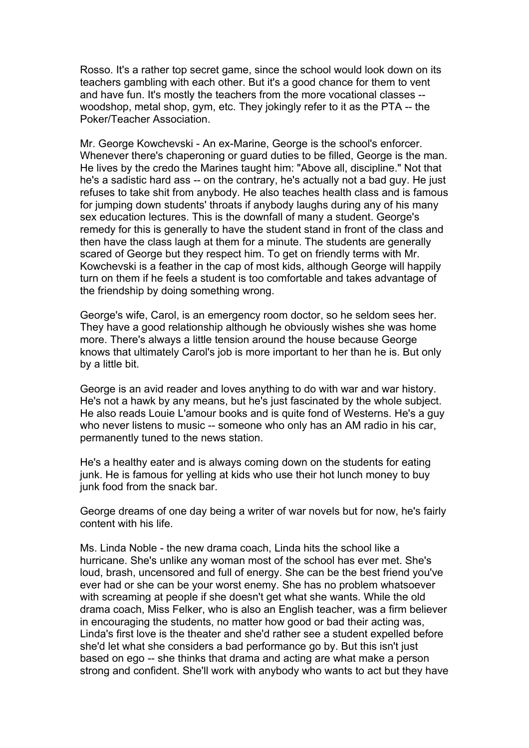Rosso. It's a rather top secret game, since the school would look down on its teachers gambling with each other. But it's a good chance for them to vent and have fun. It's mostly the teachers from the more vocational classes -- woodshop, metal shop, gym, etc. They jokingly refer to it as the PTA -- the Poker/Teacher Association.

Mr. George Kowchevski - An ex-Marine, George is the school's enforcer. Whenever there's chaperoning or guard duties to be filled, George is the man. He lives by the credo the Marines taught him: "Above all, discipline." Not that he's a sadistic hard ass -- on the contrary, he's actually not a bad guy. He just refuses to take shit from anybody. He also teaches health class and is famous for jumping down students' throats if anybody laughs during any of his many sex education lectures. This is the downfall of many a student. George's remedy for this is generally to have the student stand in front of the class and then have the class laugh at them for a minute. The students are generally scared of George but they respect him. To get on friendly terms with Mr. Kowchevski is a feather in the cap of most kids, although George will happily turn on them if he feels a student is too comfortable and takes advantage of the friendship by doing something wrong.

George's wife, Carol, is an emergency room doctor, so he seldom sees her. They have a good relationship although he obviously wishes she was home more. There's always a little tension around the house because George knows that ultimately Carol's job is more important to her than he is. But only by a little bit.

George is an avid reader and loves anything to do with war and war history. He's not a hawk by any means, but he's just fascinated by the whole subject. He also reads Louie L'amour books and is quite fond of Westerns. He's a guy who never listens to music -- someone who only has an AM radio in his car, permanently tuned to the news station.

He's a healthy eater and is always coming down on the students for eating junk. He is famous for yelling at kids who use their hot lunch money to buy junk food from the snack bar.

George dreams of one day being a writer of war novels but for now, he's fairly content with his life.

Ms. Linda Noble - the new drama coach, Linda hits the school like a hurricane. She's unlike any woman most of the school has ever met. She's loud, brash, uncensored and full of energy. She can be the best friend you've ever had or she can be your worst enemy. She has no problem whatsoever with screaming at people if she doesn't get what she wants. While the old drama coach, Miss Felker, who is also an English teacher, was a firm believer in encouraging the students, no matter how good or bad their acting was, Linda's first love is the theater and she'd rather see a student expelled before she'd let what she considers a bad performance go by. But this isn't just based on ego -- she thinks that drama and acting are what make a person strong and confident. She'll work with anybody who wants to act but they have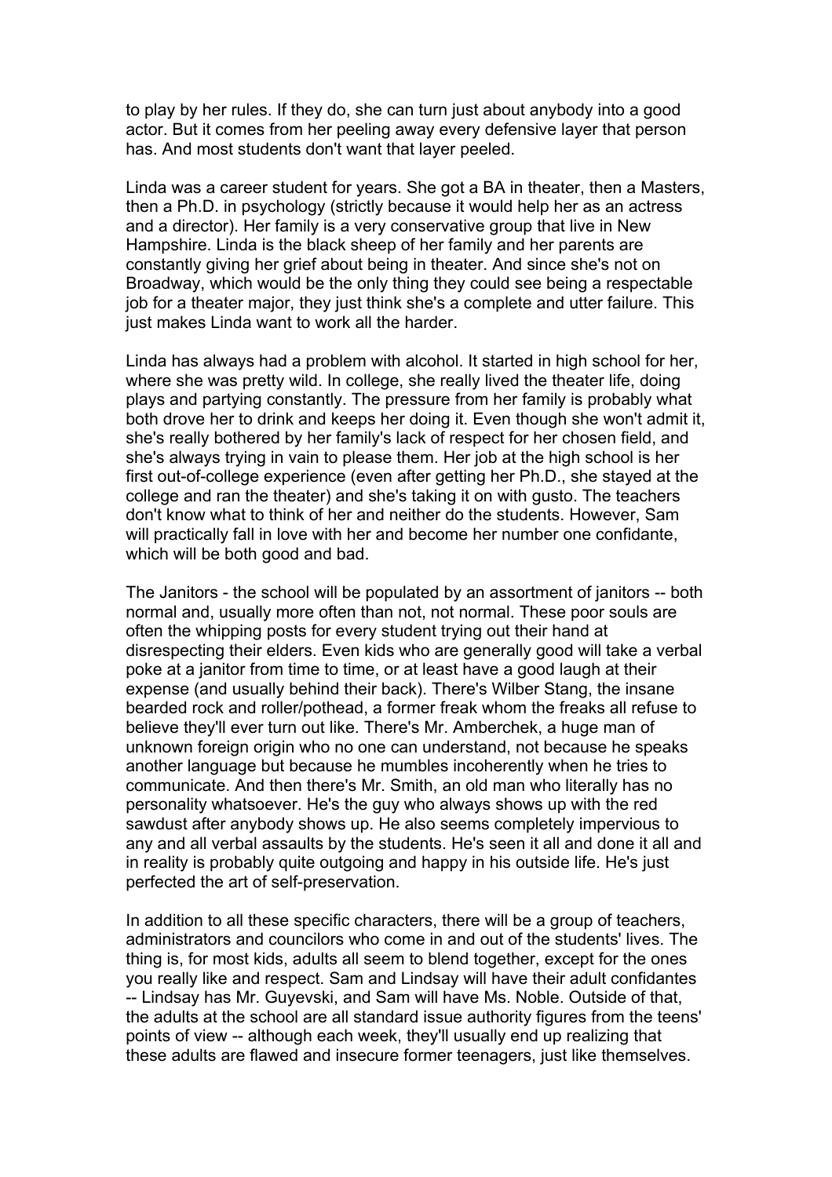to play by her rules. If they do, she can turn just about anybody into a good actor. But it comes from her peeling away every defensive layer that person has. And most students don't want that layer peeled.

Linda was a career student for years. She got a BA in theater, then a Masters, then a Ph.D. in psychology (strictly because it would help her as an actress and a director). Her family is a very conservative group that live in New Hampshire. Linda is the black sheep of her family and her parents are constantly giving her grief about being in theater. And since she's not on Broadway, which would be the only thing they could see being a respectable job for a theater major, they just think she's a complete and utter failure. This just makes Linda want to work all the harder.

Linda has always had a problem with alcohol. It started in high school for her, where she was pretty wild. In college, she really lived the theater life, doing plays and partying constantly. The pressure from her family is probably what both drove her to drink and keeps her doing it. Even though she won't admit it, she's really bothered by her family's lack of respect for her chosen field, and she's always trying in vain to please them. Her job at the high school is her first out-of-college experience (even after getting her Ph.D., she stayed at the college and ran the theater) and she's taking it on with gusto. The teachers don't know what to think of her and neither do the students. However, Sam will practically fall in love with her and become her number one confidante, which will be both good and bad.

The Janitors - the school will be populated by an assortment of janitors -- both normal and, usually more often than not, not normal. These poor souls are often the whipping posts for every student trying out their hand at disrespecting their elders. Even kids who are generally good will take a verbal poke at a janitor from time to time, or at least have a good laugh at their expense (and usually behind their back). There's Wilber Stang, the insane bearded rock and roller/pothead, a former freak whom the freaks all refuse to believe they'll ever turn out like. There's Mr. Amberchek, a huge man of unknown foreign origin who no one can understand, not because he speaks another language but because he mumbles incoherently when he tries to communicate. And then there's Mr. Smith, an old man who literally has no personality whatsoever. He's the guy who always shows up with the red sawdust after anybody shows up. He also seems completely impervious to any and all verbal assaults by the students. He's seen it all and done it all and in reality is probably quite outgoing and happy in his outside life. He's just perfected the art of self-preservation.

In addition to all these specific characters, there will be a group of teachers, administrators and councilors who come in and out of the students' lives. The thing is, for most kids, adults all seem to blend together, except for the ones you really like and respect. Sam and Lindsay will have their adult confidantes -- Lindsay has Mr. Guyevski, and Sam will have Ms. Noble. Outside of that, the adults at the school are all standard issue authority figures from the teens' points of view -- although each week, they'll usually end up realizing that these adults are flawed and insecure former teenagers, just like themselves.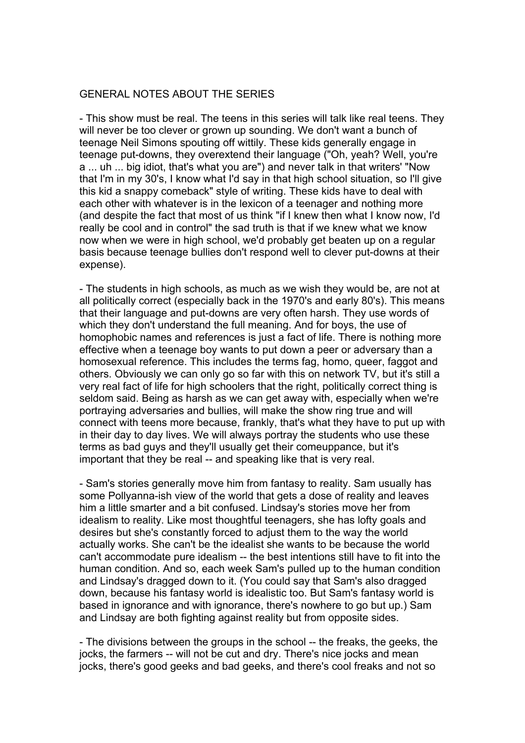GENERAL NOTES ABOUT THE SERIES

- This show must be real. The teens in this series will talk like real teens. They will never be too clever or grown up sounding. We don't want a bunch of teenage Neil Simons spouting off wittily. These kids generally engage in teenage put-downs, they overextend their language ("Oh, yeah? Well, you're a ... uh ... big idiot, that's what you are") and never talk in that writers' "Now that I'm in my 30's, I know what I'd say in that high school situation, so I'll give this kid a snappy comeback" style of writing. These kids have to deal with each other with whatever is in the lexicon of a teenager and nothing more (and despite the fact that most of us think "if I knew then what I know now, I'd really be cool and in control" the sad truth is that if we knew what we know now when we were in high school, we'd probably get beaten up on a regular basis because teenage bullies don't respond well to clever put-downs at their expense).

- The students in high schools, as much as we wish they would be, are not at all politically correct (especially back in the 1970's and early 80's). This means that their language and put-downs are very often harsh. They use words of which they don't understand the full meaning. And for boys, the use of homophobic names and references is just a fact of life. There is nothing more effective when a teenage boy wants to put down a peer or adversary than a homosexual reference. This includes the terms fag, homo, queer, faggot and others. Obviously we can only go so far with this on network TV, but it's still a very real fact of life for high schoolers that the right, politically correct thing is seldom said. Being as harsh as we can get away with, especially when we're portraying adversaries and bullies, will make the show ring true and will connect with teens more because, frankly, that's what they have to put up with in their day to day lives. We will always portray the students who use these terms as bad guys and they'll usually get their comeuppance, but it's important that they be real -- and speaking like that is very real.

- Sam's stories generally move him from fantasy to reality. Sam usually has some Pollyanna-ish view of the world that gets a dose of reality and leaves him a little smarter and a bit confused. Lindsay's stories move her from idealism to reality. Like most thoughtful teenagers, she has lofty goals and desires but she's constantly forced to adjust them to the way the world actually works. She can't be the idealist she wants to be because the world can't accommodate pure idealism -- the best intentions still have to fit into the human condition. And so, each week Sam's pulled up to the human condition and Lindsay's dragged down to it. (You could say that Sam's also dragged down, because his fantasy world is idealistic too. But Sam's fantasy world is based in ignorance and with ignorance, there's nowhere to go but up.) Sam and Lindsay are both fighting against reality but from opposite sides.

- The divisions between the groups in the school -- the freaks, the geeks, the jocks, the farmers -- will not be cut and dry. There's nice jocks and mean jocks, there's good geeks and bad geeks, and there's cool freaks and not so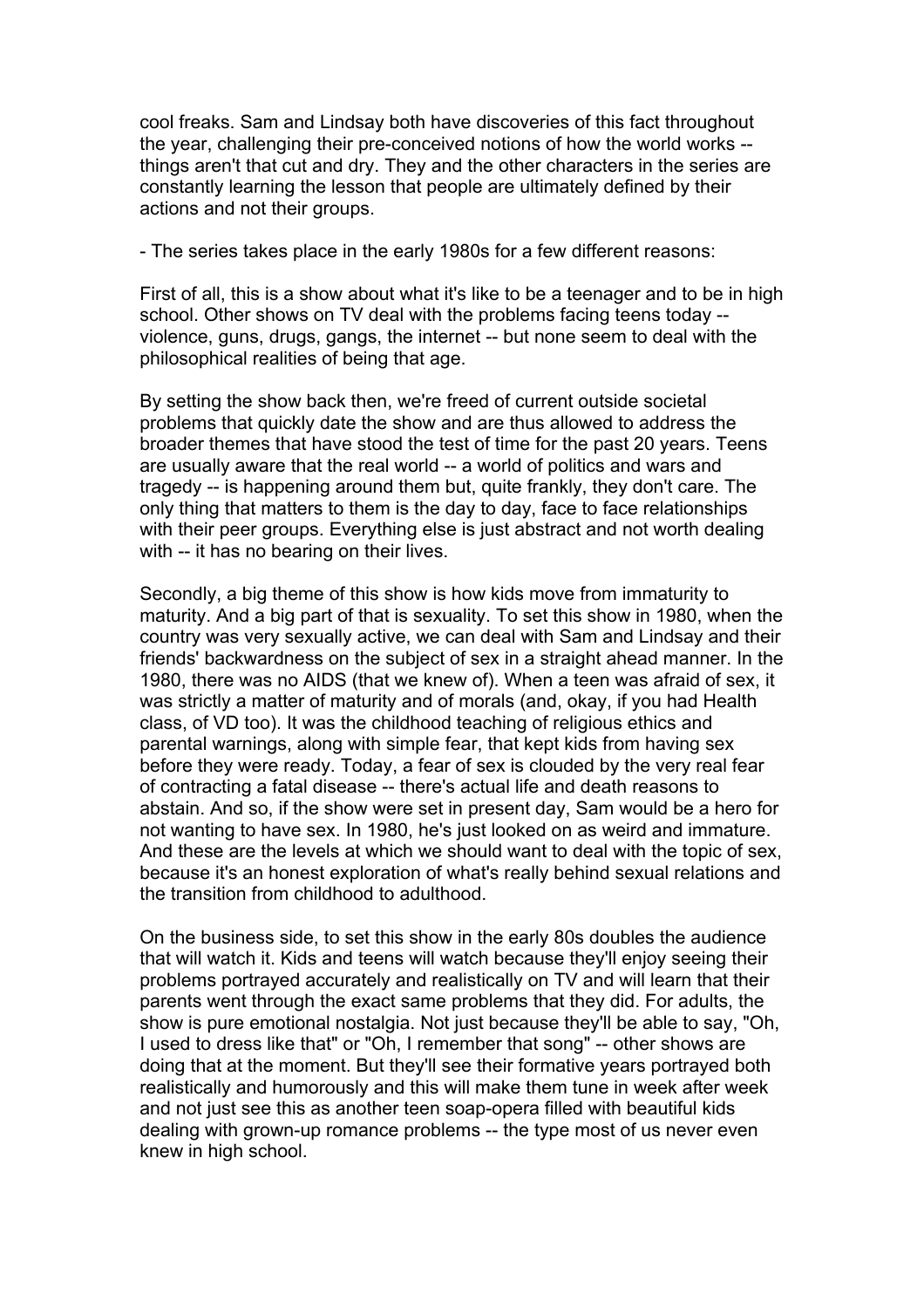cool freaks. Sam and Lindsay both have discoveries of this fact throughout the year, challenging their pre-conceived notions of how the world works -- things aren't that cut and dry. They and the other characters in the series are constantly learning the lesson that people are ultimately defined by their actions and not their groups.

- The series takes place in the early 1980s for a few different reasons:

First of all, this is a show about what it's like to be a teenager and to be in high school. Other shows on TV deal with the problems facing teens today -- violence, guns, drugs, gangs, the internet -- but none seem to deal with the philosophical realities of being that age.

By setting the show back then, we're freed of current outside societal problems that quickly date the show and are thus allowed to address the broader themes that have stood the test of time for the past 20 years. Teens are usually aware that the real world -- a world of politics and wars and tragedy -- is happening around them but, quite frankly, they don't care. The only thing that matters to them is the day to day, face to face relationships with their peer groups. Everything else is just abstract and not worth dealing with -- it has no bearing on their lives.

Secondly, a big theme of this show is how kids move from immaturity to maturity. And a big part of that is sexuality. To set this show in 1980, when the country was very sexually active, we can deal with Sam and Lindsay and their friends' backwardness on the subject of sex in a straight ahead manner. In the 1980, there was no AIDS (that we knew of). When a teen was afraid of sex, it was strictly a matter of maturity and of morals (and, okay, if you had Health class, of VD too). It was the childhood teaching of religious ethics and parental warnings, along with simple fear, that kept kids from having sex before they were ready. Today, a fear of sex is clouded by the very real fear of contracting a fatal disease -- there's actual life and death reasons to abstain. And so, if the show were set in present day, Sam would be a hero for not wanting to have sex. In 1980, he's just looked on as weird and immature. And these are the levels at which we should want to deal with the topic of sex, because it's an honest exploration of what's really behind sexual relations and the transition from childhood to adulthood.

On the business side, to set this show in the early 80s doubles the audience that will watch it. Kids and teens will watch because they'll enjoy seeing their problems portrayed accurately and realistically on TV and will learn that their parents went through the exact same problems that they did. For adults, the show is pure emotional nostalgia. Not just because they'll be able to say, "Oh, I used to dress like that" or "Oh, I remember that song" -- other shows are doing that at the moment. But they'll see their formative years portrayed both realistically and humorously and this will make them tune in week after week and not just see this as another teen soap-opera filled with beautiful kids dealing with grown-up romance problems -- the type most of us never even knew in high school.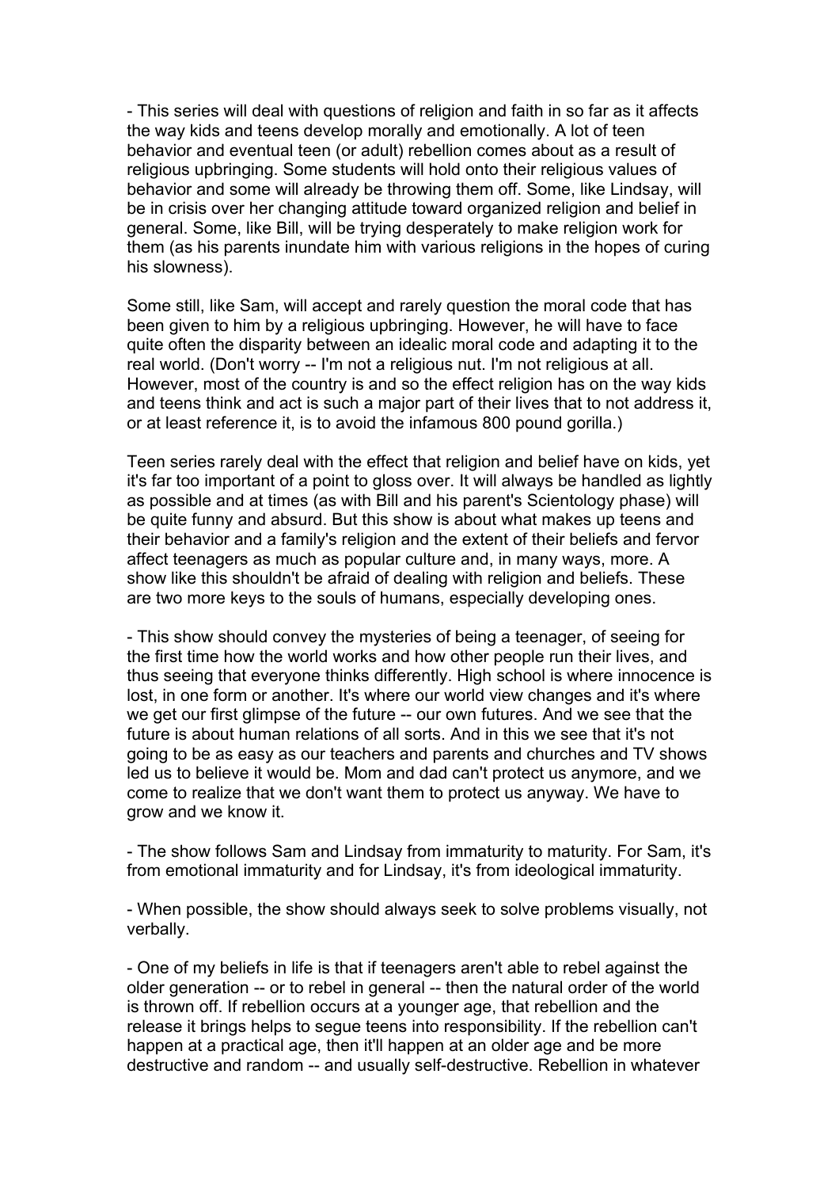- This series will deal with questions of religion and faith in so far as it affects the way kids and teens develop morally and emotionally. A lot of teen behavior and eventual teen (or adult) rebellion comes about as a result of religious upbringing. Some students will hold onto their religious values of behavior and some will already be throwing them off. Some, like Lindsay, will be in crisis over her changing attitude toward organized religion and belief in general. Some, like Bill, will be trying desperately to make religion work for them (as his parents inundate him with various religions in the hopes of curing his slowness).

Some still, like Sam, will accept and rarely question the moral code that has been given to him by a religious upbringing. However, he will have to face quite often the disparity between an idealic moral code and adapting it to the real world. (Don't worry -- I'm not a religious nut. I'm not religious at all. However, most of the country is and so the effect religion has on the way kids and teens think and act is such a major part of their lives that to not address it, or at least reference it, is to avoid the infamous 800 pound gorilla.)

Teen series rarely deal with the effect that religion and belief have on kids, yet it's far too important of a point to gloss over. It will always be handled as lightly as possible and at times (as with Bill and his parent's Scientology phase) will be quite funny and absurd. But this show is about what makes up teens and their behavior and a family's religion and the extent of their beliefs and fervor affect teenagers as much as popular culture and, in many ways, more. A show like this shouldn't be afraid of dealing with religion and beliefs. These are two more keys to the souls of humans, especially developing ones.

- This show should convey the mysteries of being a teenager, of seeing for the first time how the world works and how other people run their lives, and thus seeing that everyone thinks differently. High school is where innocence is lost, in one form or another. It's where our world view changes and it's where we get our first glimpse of the future -- our own futures. And we see that the future is about human relations of all sorts. And in this we see that it's not going to be as easy as our teachers and parents and churches and TV shows led us to believe it would be. Mom and dad can't protect us anymore, and we come to realize that we don't want them to protect us anyway. We have to grow and we know it.

- The show follows Sam and Lindsay from immaturity to maturity. For Sam, it's from emotional immaturity and for Lindsay, it's from ideological immaturity.

- When possible, the show should always seek to solve problems visually, not verbally.

- One of my beliefs in life is that if teenagers aren't able to rebel against the older generation -- or to rebel in general -- then the natural order of the world is thrown off. If rebellion occurs at a younger age, that rebellion and the release it brings helps to segue teens into responsibility. If the rebellion can't happen at a practical age, then it'll happen at an older age and be more destructive and random -- and usually self-destructive. Rebellion in whatever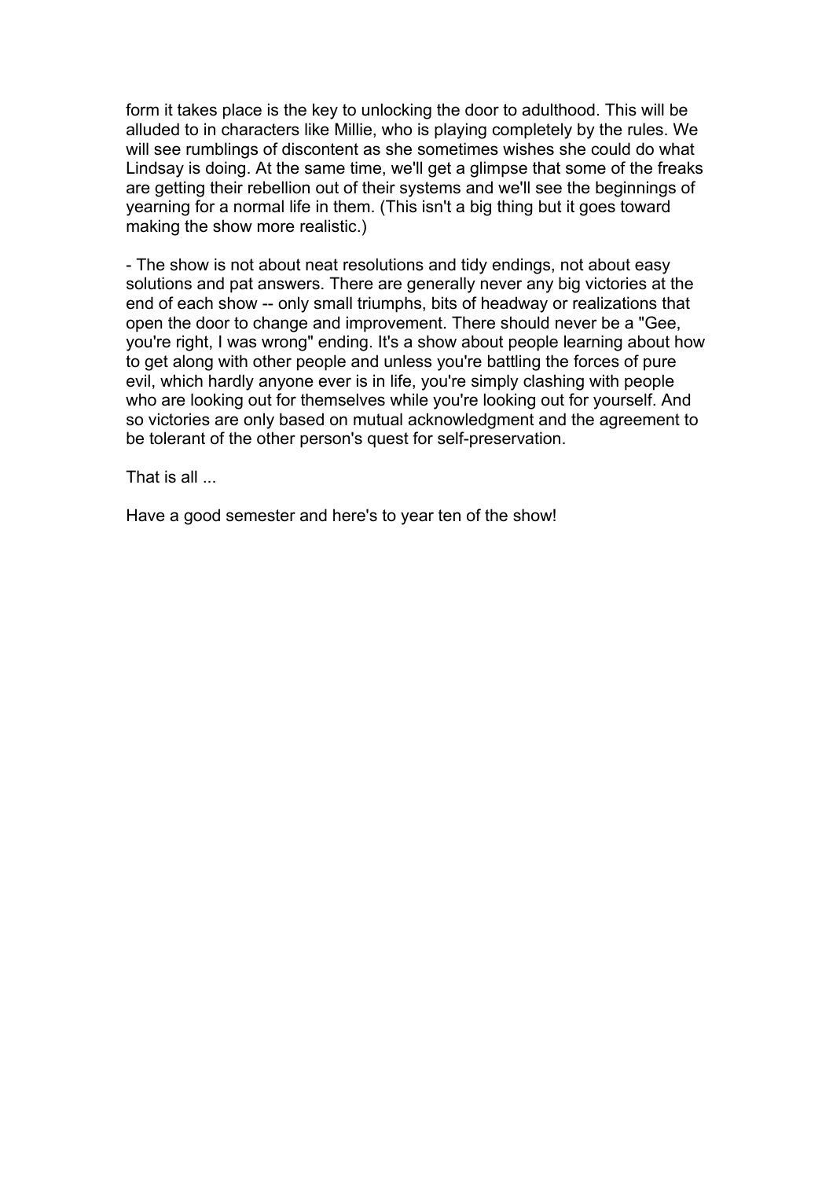form it takes place is the key to unlocking the door to adulthood. This will be alluded to in characters like Millie, who is playing completely by the rules. We will see rumblings of discontent as she sometimes wishes she could do what Lindsay is doing. At the same time, we'll get a glimpse that some of the freaks are getting their rebellion out of their systems and we'll see the beginnings of yearning for a normal life in them. (This isn't a big thing but it goes toward making the show more realistic.)

- The show is not about neat resolutions and tidy endings, not about easy solutions and pat answers. There are generally never any big victories at the end of each show -- only small triumphs, bits of headway or realizations that open the door to change and improvement. There should never be a "Gee, you're right, I was wrong" ending. It's a show about people learning about how to get along with other people and unless you're battling the forces of pure evil, which hardly anyone ever is in life, you're simply clashing with people who are looking out for themselves while you're looking out for yourself. And so victories are only based on mutual acknowledgment and the agreement to be tolerant of the other person's quest for self-preservation.

That is all ...

Have a good semester and here's to year ten of the show!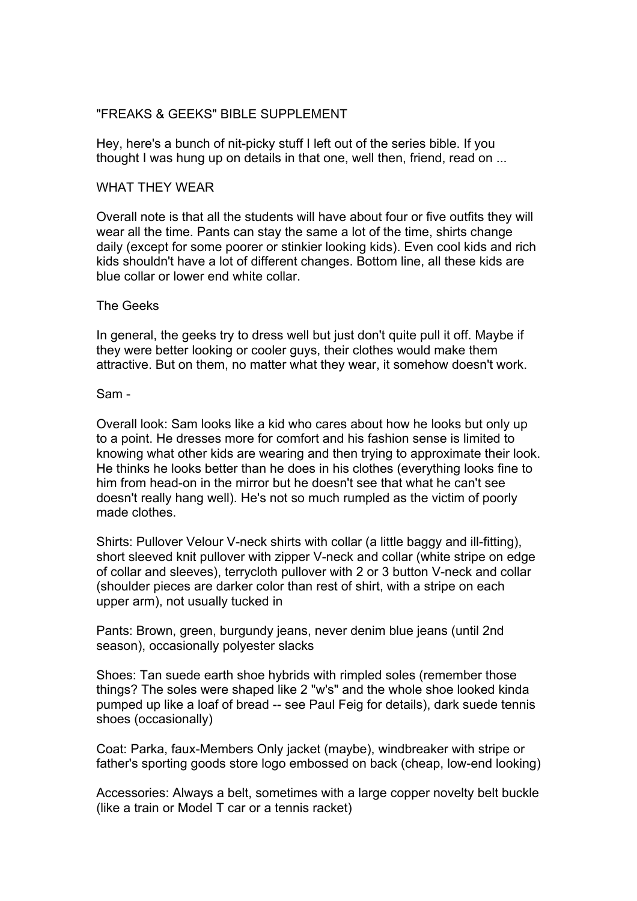# "FREAKS & GEEKS" BIBLE SUPPLEMENT

Hey, here's a bunch of nit-picky stuff I left out of the series bible. If you thought I was hung up on details in that one, well then, friend, read on ...

## WHAT THEY WEAR

Overall note is that all the students will have about four or five outfits they will wear all the time. Pants can stay the same a lot of the time, shirts change daily (except for some poorer or stinkier looking kids). Even cool kids and rich kids shouldn't have a lot of different changes. Bottom line, all these kids are blue collar or lower end white collar.

### The Geeks

In general, the geeks try to dress well but just don't quite pull it off. Maybe if they were better looking or cooler guys, their clothes would make them attractive. But on them, no matter what they wear, it somehow doesn't work.

#### Sam -

Overall look: Sam looks like a kid who cares about how he looks but only up to a point. He dresses more for comfort and his fashion sense is limited to knowing what other kids are wearing and then trying to approximate their look. He thinks he looks better than he does in his clothes (everything looks fine to him from head-on in the mirror but he doesn't see that what he can't see doesn't really hang well). He's not so much rumpled as the victim of poorly made clothes.

Shirts: Pullover Velour V-neck shirts with collar (a little baggy and ill-fitting), short sleeved knit pullover with zipper V-neck and collar (white stripe on edge of collar and sleeves), terrycloth pullover with 2 or 3 button V-neck and collar (shoulder pieces are darker color than rest of shirt, with a stripe on each upper arm), not usually tucked in

Pants: Brown, green, burgundy jeans, never denim blue jeans (until 2nd season), occasionally polyester slacks

Shoes: Tan suede earth shoe hybrids with rimpled soles (remember those things? The soles were shaped like 2 "w's" and the whole shoe looked kinda pumped up like a loaf of bread -- see Paul Feig for details), dark suede tennis shoes (occasionally)

Coat: Parka, faux-Members Only jacket (maybe), windbreaker with stripe or father's sporting goods store logo embossed on back (cheap, low-end looking)

Accessories: Always a belt, sometimes with a large copper novelty belt buckle (like a train or Model T car or a tennis racket)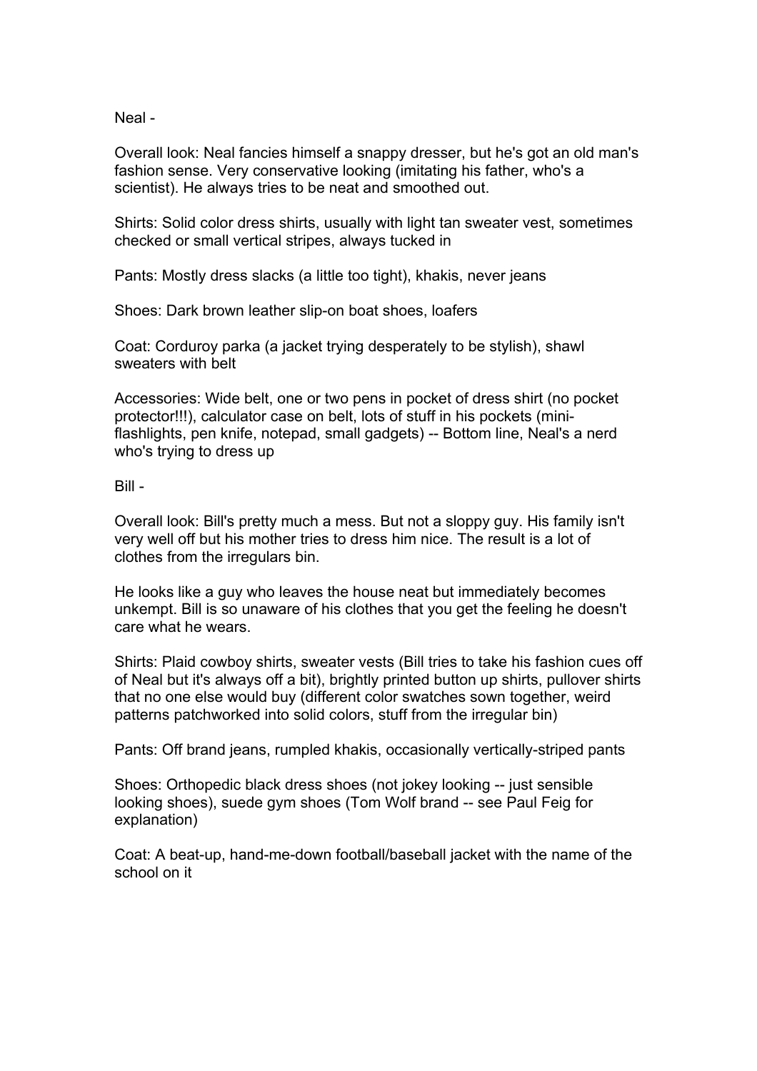Neal -

Overall look: Neal fancies himself a snappy dresser, but he's got an old man's fashion sense. Very conservative looking (imitating his father, who's a scientist). He always tries to be neat and smoothed out.

Shirts: Solid color dress shirts, usually with light tan sweater vest, sometimes checked or small vertical stripes, always tucked in

Pants: Mostly dress slacks (a little too tight), khakis, never jeans

Shoes: Dark brown leather slip-on boat shoes, loafers

Coat: Corduroy parka (a jacket trying desperately to be stylish), shawl sweaters with belt

Accessories: Wide belt, one or two pens in pocket of dress shirt (no pocket protector!!!), calculator case on belt, lots of stuff in his pockets (mini-flashlights, pen knife, notepad, small gadgets) -- Bottom line, Neal's a nerd who's trying to dress up

Bill -

Overall look: Bill's pretty much a mess. But not a sloppy guy. His family isn't very well off but his mother tries to dress him nice. The result is a lot of clothes from the irregulars bin.

He looks like a guy who leaves the house neat but immediately becomes unkempt. Bill is so unaware of his clothes that you get the feeling he doesn't care what he wears.

Shirts: Plaid cowboy shirts, sweater vests (Bill tries to take his fashion cues off of Neal but it's always off a bit), brightly printed button up shirts, pullover shirts that no one else would buy (different color swatches sown together, weird patterns patchworked into solid colors, stuff from the irregular bin)

Pants: Off brand jeans, rumpled khakis, occasionally vertically-striped pants

Shoes: Orthopedic black dress shoes (not jokey looking -- just sensible looking shoes), suede gym shoes (Tom Wolf brand -- see Paul Feig for explanation)

Coat: A beat-up, hand-me-down football/baseball jacket with the name of the school on it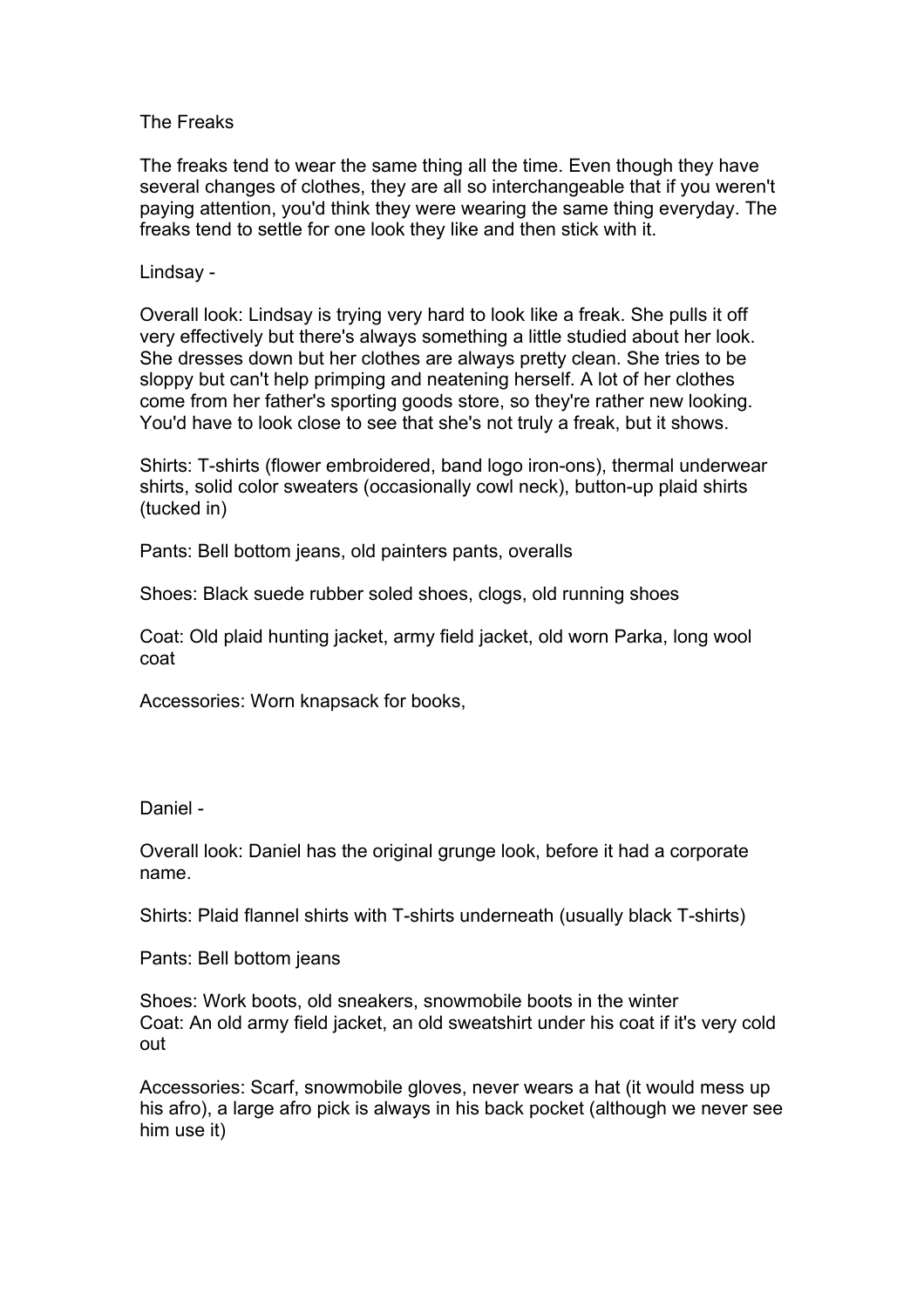The Freaks

The freaks tend to wear the same thing all the time. Even though they have several changes of clothes, they are all so interchangeable that if you weren't paying attention, you'd think they were wearing the same thing everyday. The freaks tend to settle for one look they like and then stick with it.

Lindsay -

Overall look: Lindsay is trying very hard to look like a freak. She pulls it off very effectively but there's always something a little studied about her look. She dresses down but her clothes are always pretty clean. She tries to be sloppy but can't help primping and neatening herself. A lot of her clothes come from her father's sporting goods store, so they're rather new looking. You'd have to look close to see that she's not truly a freak, but it shows.

Shirts: T-shirts (flower embroidered, band logo iron-ons), thermal underwear shirts, solid color sweaters (occasionally cowl neck), button-up plaid shirts (tucked in)

Pants: Bell bottom jeans, old painters pants, overalls

Shoes: Black suede rubber soled shoes, clogs, old running shoes

Coat: Old plaid hunting jacket, army field jacket, old worn Parka, long wool coat

Accessories: Worn knapsack for books,

Daniel -

Overall look: Daniel has the original grunge look, before it had a corporate name.

Shirts: Plaid flannel shirts with T-shirts underneath (usually black T-shirts)

Pants: Bell bottom jeans

Shoes: Work boots, old sneakers, snowmobile boots in the winter
Coat: An old army field jacket, an old sweatshirt under his coat if it's very cold out

Accessories: Scarf, snowmobile gloves, never wears a hat (it would mess up his afro), a large afro pick is always in his back pocket (although we never see him use it)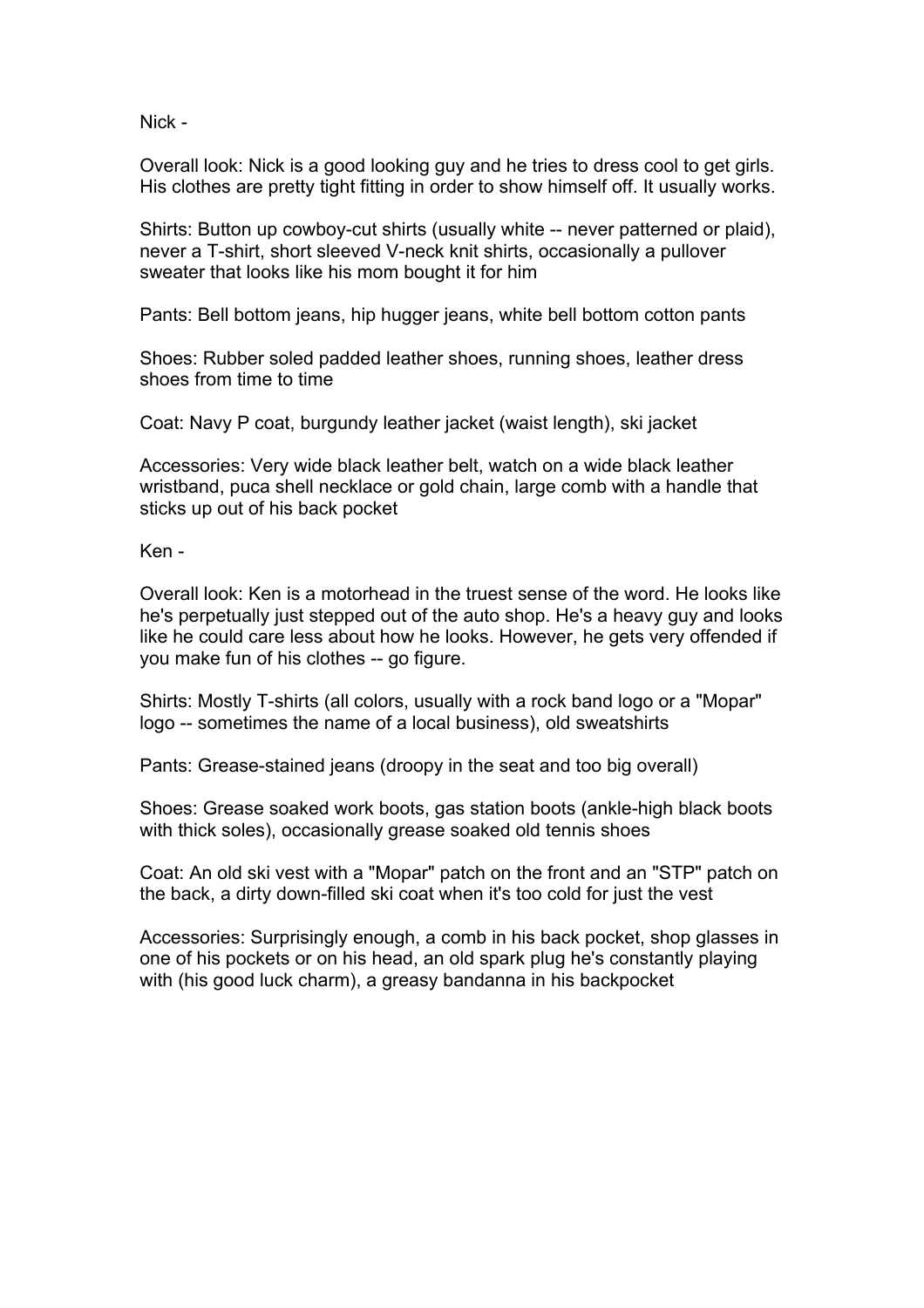Nick -

Overall look: Nick is a good looking guy and he tries to dress cool to get girls. His clothes are pretty tight fitting in order to show himself off. It usually works.

Shirts: Button up cowboy-cut shirts (usually white -- never patterned or plaid), never a T-shirt, short sleeved V-neck knit shirts, occasionally a pullover sweater that looks like his mom bought it for him

Pants: Bell bottom jeans, hip hugger jeans, white bell bottom cotton pants

Shoes: Rubber soled padded leather shoes, running shoes, leather dress shoes from time to time

Coat: Navy P coat, burgundy leather jacket (waist length), ski jacket

Accessories: Very wide black leather belt, watch on a wide black leather wristband, puca shell necklace or gold chain, large comb with a handle that sticks up out of his back pocket

Ken -

Overall look: Ken is a motorhead in the truest sense of the word. He looks like he's perpetually just stepped out of the auto shop. He's a heavy guy and looks like he could care less about how he looks. However, he gets very offended if you make fun of his clothes -- go figure.

Shirts: Mostly T-shirts (all colors, usually with a rock band logo or a "Mopar" logo -- sometimes the name of a local business), old sweatshirts

Pants: Grease-stained jeans (droopy in the seat and too big overall)

Shoes: Grease soaked work boots, gas station boots (ankle-high black boots with thick soles), occasionally grease soaked old tennis shoes

Coat: An old ski vest with a "Mopar" patch on the front and an "STP" patch on the back, a dirty down-filled ski coat when it's too cold for just the vest

Accessories: Surprisingly enough, a comb in his back pocket, shop glasses in one of his pockets or on his head, an old spark plug he's constantly playing with (his good luck charm), a greasy bandanna in his backpocket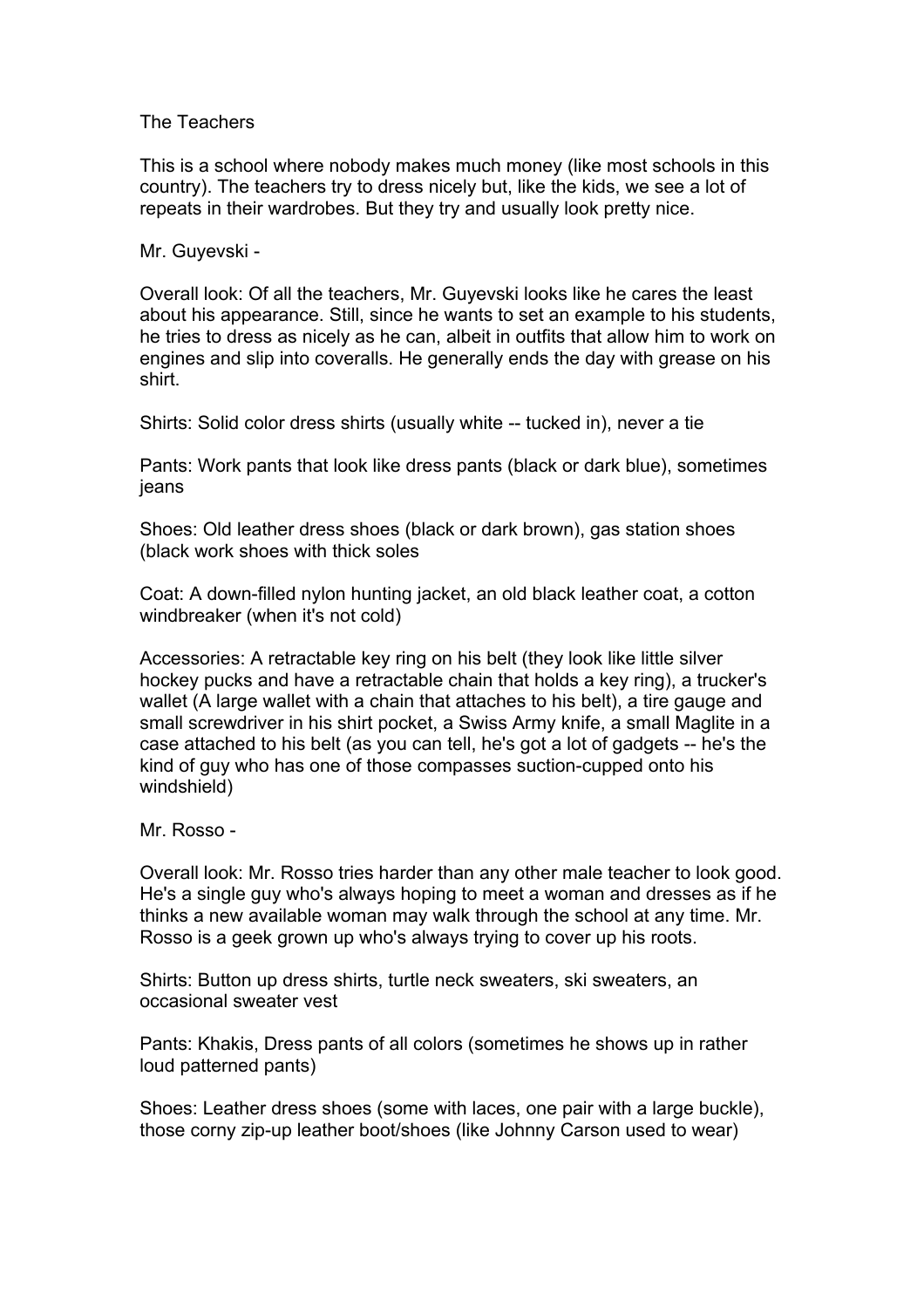The Teachers

This is a school where nobody makes much money (like most schools in this country). The teachers try to dress nicely but, like the kids, we see a lot of repeats in their wardrobes. But they try and usually look pretty nice.

Mr. Guyevski -

Overall look: Of all the teachers, Mr. Guyevski looks like he cares the least about his appearance. Still, since he wants to set an example to his students, he tries to dress as nicely as he can, albeit in outfits that allow him to work on engines and slip into coveralls. He generally ends the day with grease on his shirt.

Shirts: Solid color dress shirts (usually white -- tucked in), never a tie

Pants: Work pants that look like dress pants (black or dark blue), sometimes jeans

Shoes: Old leather dress shoes (black or dark brown), gas station shoes (black work shoes with thick soles

Coat: A down-filled nylon hunting jacket, an old black leather coat, a cotton windbreaker (when it's not cold)

Accessories: A retractable key ring on his belt (they look like little silver hockey pucks and have a retractable chain that holds a key ring), a trucker's wallet (A large wallet with a chain that attaches to his belt), a tire gauge and small screwdriver in his shirt pocket, a Swiss Army knife, a small Maglite in a case attached to his belt (as you can tell, he's got a lot of gadgets -- he's the kind of guy who has one of those compasses suction-cupped onto his windshield)

Mr. Rosso -

Overall look: Mr. Rosso tries harder than any other male teacher to look good. He's a single guy who's always hoping to meet a woman and dresses as if he thinks a new available woman may walk through the school at any time. Mr. Rosso is a geek grown up who's always trying to cover up his roots.

Shirts: Button up dress shirts, turtle neck sweaters, ski sweaters, an occasional sweater vest

Pants: Khakis, Dress pants of all colors (sometimes he shows up in rather loud patterned pants)

Shoes: Leather dress shoes (some with laces, one pair with a large buckle), those corny zip-up leather boot/shoes (like Johnny Carson used to wear)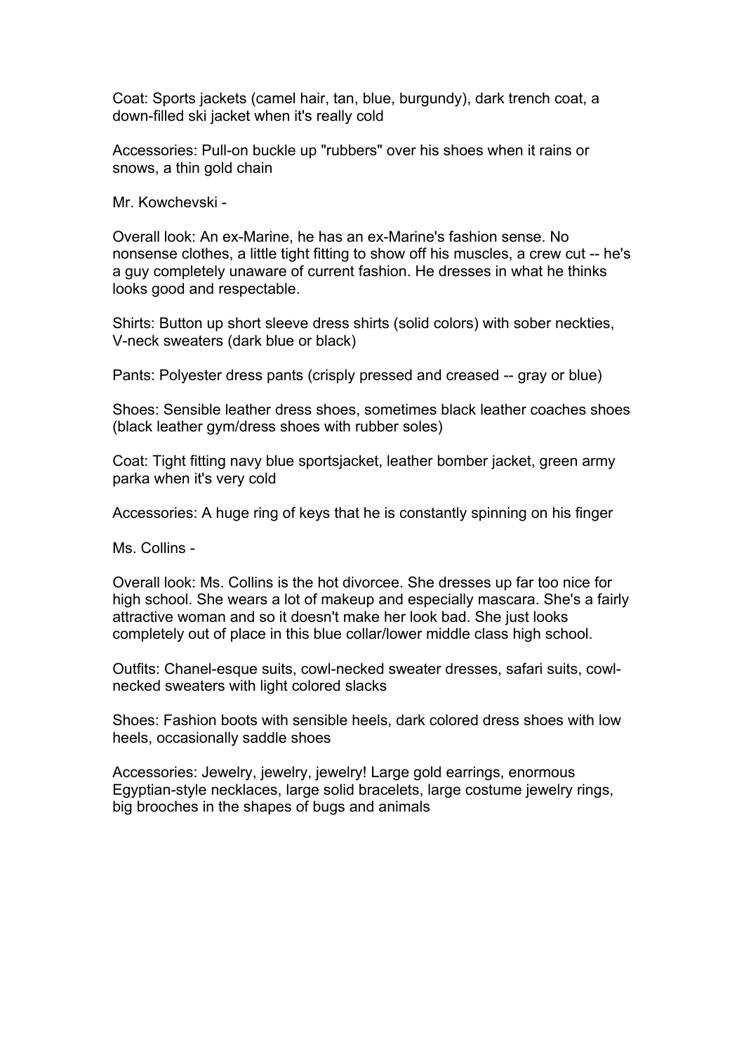Coat: Sports jackets (camel hair, tan, blue, burgundy), dark trench coat, a down-filled ski jacket when it's really cold

Accessories: Pull-on buckle up "rubbers" over his shoes when it rains or snows, a thin gold chain

Mr. Kowchevski -

Overall look: An ex-Marine, he has an ex-Marine's fashion sense. No nonsense clothes, a little tight fitting to show off his muscles, a crew cut -- he's a guy completely unaware of current fashion. He dresses in what he thinks looks good and respectable.

Shirts: Button up short sleeve dress shirts (solid colors) with sober neckties, V-neck sweaters (dark blue or black)

Pants: Polyester dress pants (crisply pressed and creased -- gray or blue)

Shoes: Sensible leather dress shoes, sometimes black leather coaches shoes (black leather gym/dress shoes with rubber soles)

Coat: Tight fitting navy blue sportsjacket, leather bomber jacket, green army parka when it's very cold

Accessories: A huge ring of keys that he is constantly spinning on his finger

Ms. Collins -

Overall look: Ms. Collins is the hot divorcee. She dresses up far too nice for high school. She wears a lot of makeup and especially mascara. She's a fairly attractive woman and so it doesn't make her look bad. She just looks completely out of place in this blue collar/lower middle class high school.

Outfits: Chanel-esque suits, cowl-necked sweater dresses, safari suits, cowl-necked sweaters with light colored slacks

Shoes: Fashion boots with sensible heels, dark colored dress shoes with low heels, occasionally saddle shoes

Accessories: Jewelry, jewelry, jewelry! Large gold earrings, enormous Egyptian-style necklaces, large solid bracelets, large costume jewelry rings, big brooches in the shapes of bugs and animals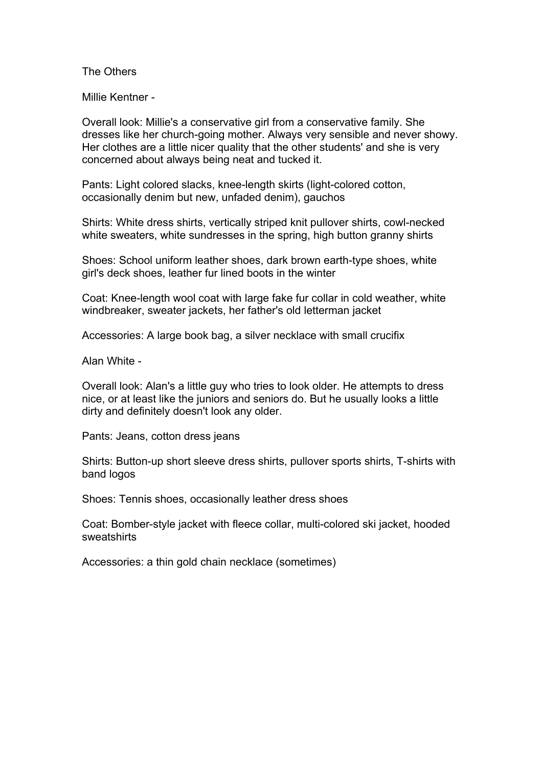The Others

Millie Kentner -

Overall look: Millie's a conservative girl from a conservative family. She dresses like her church-going mother. Always very sensible and never showy. Her clothes are a little nicer quality that the other students' and she is very concerned about always being neat and tucked it.

Pants: Light colored slacks, knee-length skirts (light-colored cotton, occasionally denim but new, unfaded denim), gauchos

Shirts: White dress shirts, vertically striped knit pullover shirts, cowl-necked white sweaters, white sundresses in the spring, high button granny shirts

Shoes: School uniform leather shoes, dark brown earth-type shoes, white girl's deck shoes, leather fur lined boots in the winter

Coat: Knee-length wool coat with large fake fur collar in cold weather, white windbreaker, sweater jackets, her father's old letterman jacket

Accessories: A large book bag, a silver necklace with small crucifix

Alan White -

Overall look: Alan's a little guy who tries to look older. He attempts to dress nice, or at least like the juniors and seniors do. But he usually looks a little dirty and definitely doesn't look any older.

Pants: Jeans, cotton dress jeans

Shirts: Button-up short sleeve dress shirts, pullover sports shirts, T-shirts with band logos

Shoes: Tennis shoes, occasionally leather dress shoes

Coat: Bomber-style jacket with fleece collar, multi-colored ski jacket, hooded sweatshirts

Accessories: a thin gold chain necklace (sometimes)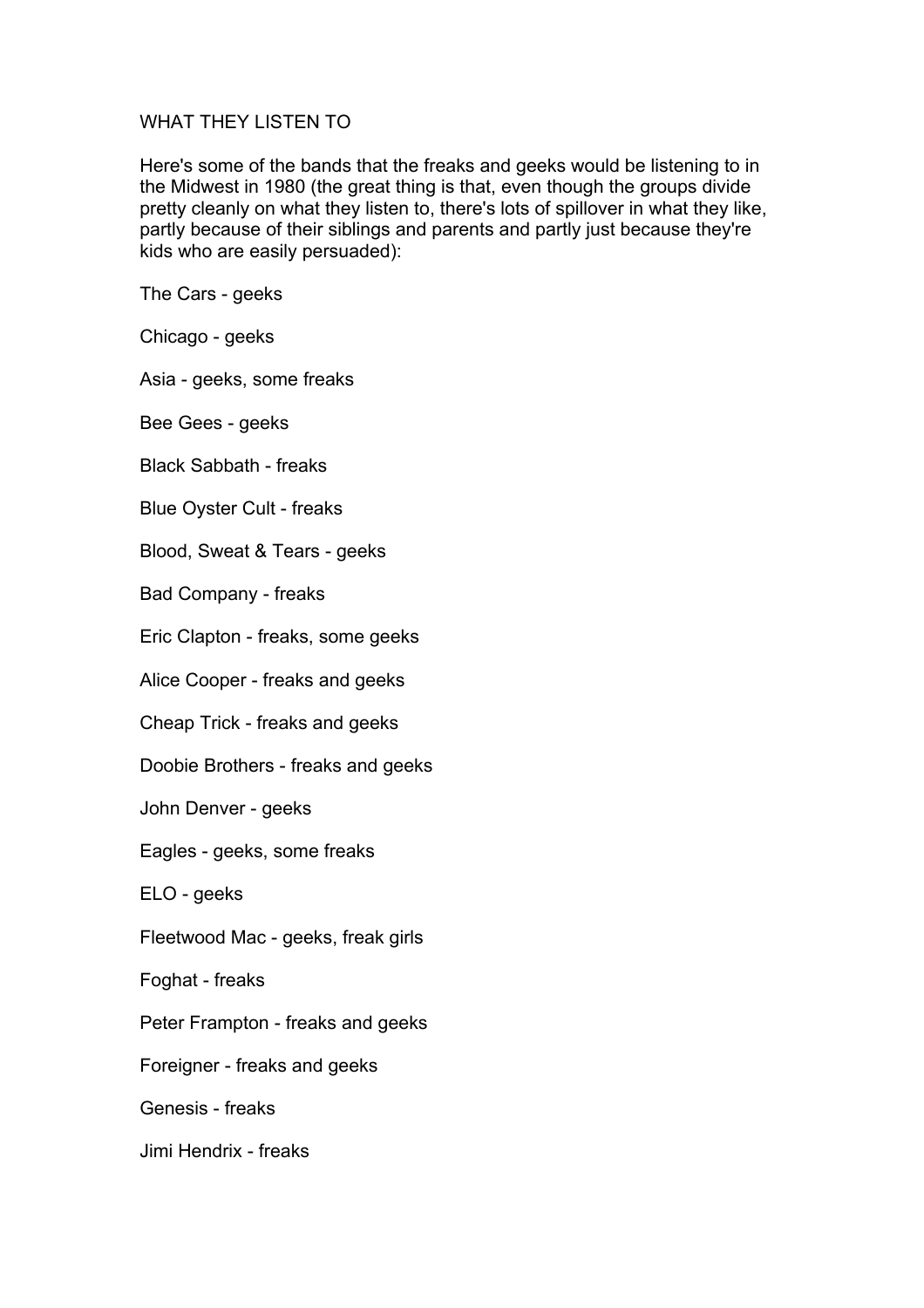WHAT THEY LISTEN TO

Here's some of the bands that the freaks and geeks would be listening to in the Midwest in 1980 (the great thing is that, even though the groups divide pretty cleanly on what they listen to, there's lots of spillover in what they like, partly because of their siblings and parents and partly just because they're kids who are easily persuaded):

The Cars - geeks

Chicago - geeks

Asia - geeks, some freaks

Bee Gees - geeks

Black Sabbath - freaks

Blue Oyster Cult - freaks

Blood, Sweat & Tears - geeks

Bad Company - freaks

Eric Clapton - freaks, some geeks

Alice Cooper - freaks and geeks

Cheap Trick - freaks and geeks

Doobie Brothers - freaks and geeks

John Denver - geeks

Eagles - geeks, some freaks

ELO - geeks

Fleetwood Mac - geeks, freak girls

Foghat - freaks

Peter Frampton - freaks and geeks

Foreigner - freaks and geeks

Genesis - freaks

Jimi Hendrix - freaks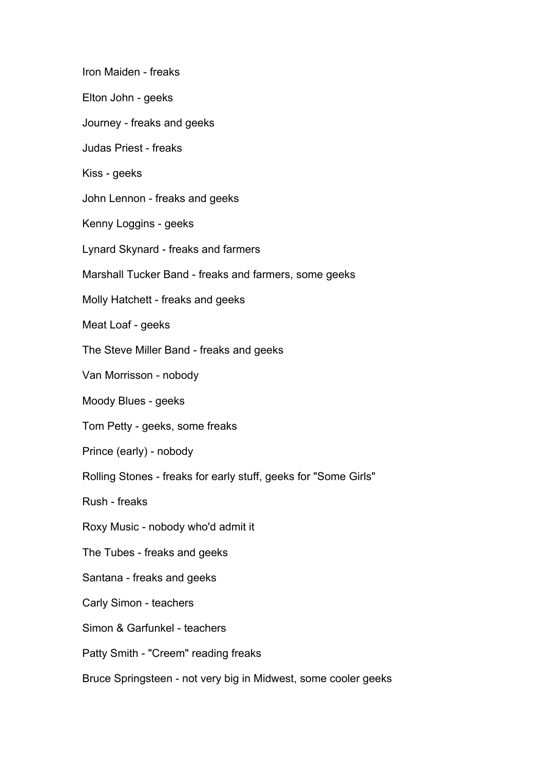Iron Maiden - freaks

Elton John - geeks

Journey - freaks and geeks

Judas Priest - freaks

Kiss - geeks

John Lennon - freaks and geeks

Kenny Loggins - geeks

Lynard Skynard - freaks and farmers

Marshall Tucker Band - freaks and farmers, some geeks

Molly Hatchett - freaks and geeks

Meat Loaf - geeks

The Steve Miller Band - freaks and geeks

Van Morrisson - nobody

Moody Blues - geeks

Tom Petty - geeks, some freaks

Prince (early) - nobody

Rolling Stones - freaks for early stuff, geeks for "Some Girls"

Rush - freaks

Roxy Music - nobody who'd admit it

The Tubes - freaks and geeks

Santana - freaks and geeks

Carly Simon - teachers

Simon & Garfunkel - teachers

Patty Smith - "Creem" reading freaks

Bruce Springsteen - not very big in Midwest, some cooler geeks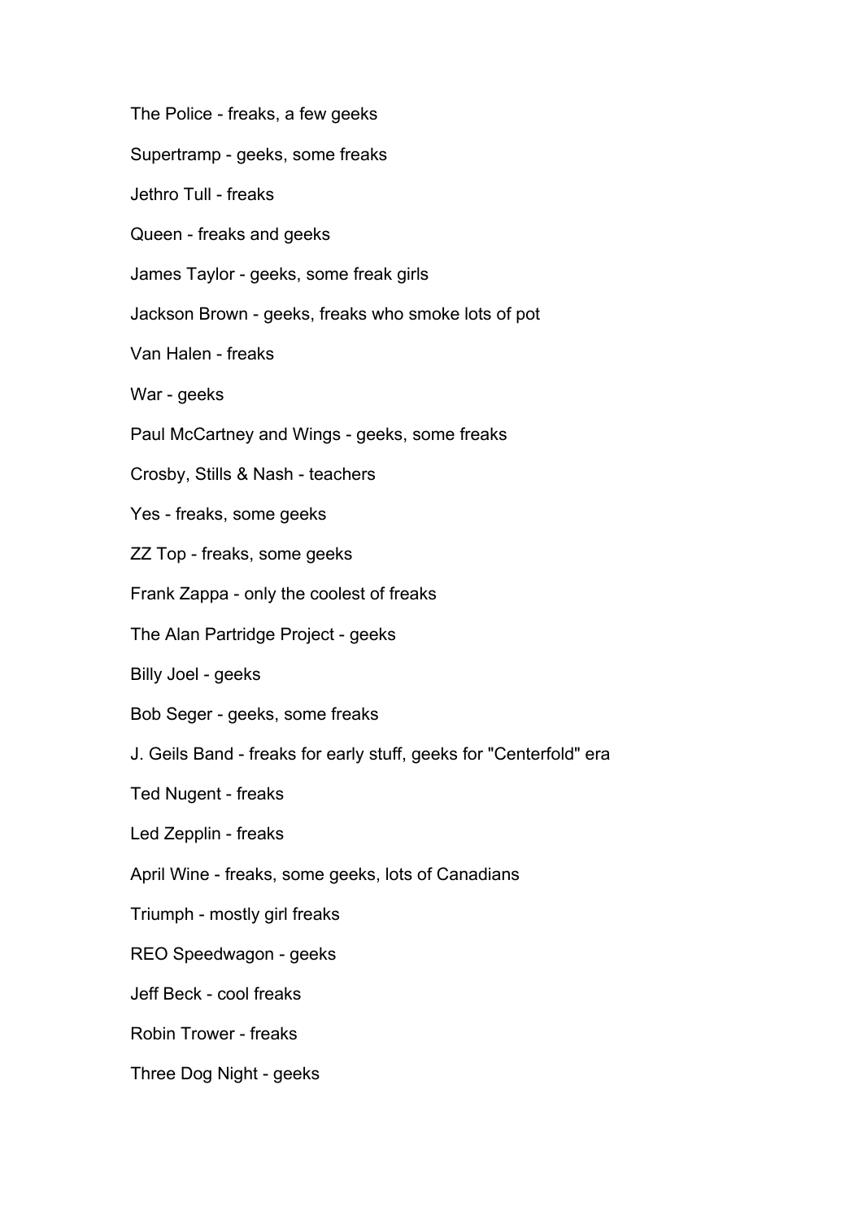The Police - freaks, a few geeks

Supertramp - geeks, some freaks

Jethro Tull - freaks

Queen - freaks and geeks

James Taylor - geeks, some freak girls

Jackson Brown - geeks, freaks who smoke lots of pot

Van Halen - freaks

War - geeks

Paul McCartney and Wings - geeks, some freaks

Crosby, Stills & Nash - teachers

Yes - freaks, some geeks

ZZ Top - freaks, some geeks

Frank Zappa - only the coolest of freaks

The Alan Partridge Project - geeks

Billy Joel - geeks

Bob Seger - geeks, some freaks

J. Geils Band - freaks for early stuff, geeks for "Centerfold" era

Ted Nugent - freaks

Led Zepplin - freaks

April Wine - freaks, some geeks, lots of Canadians

Triumph - mostly girl freaks

REO Speedwagon - geeks

Jeff Beck - cool freaks

Robin Trower - freaks

Three Dog Night - geeks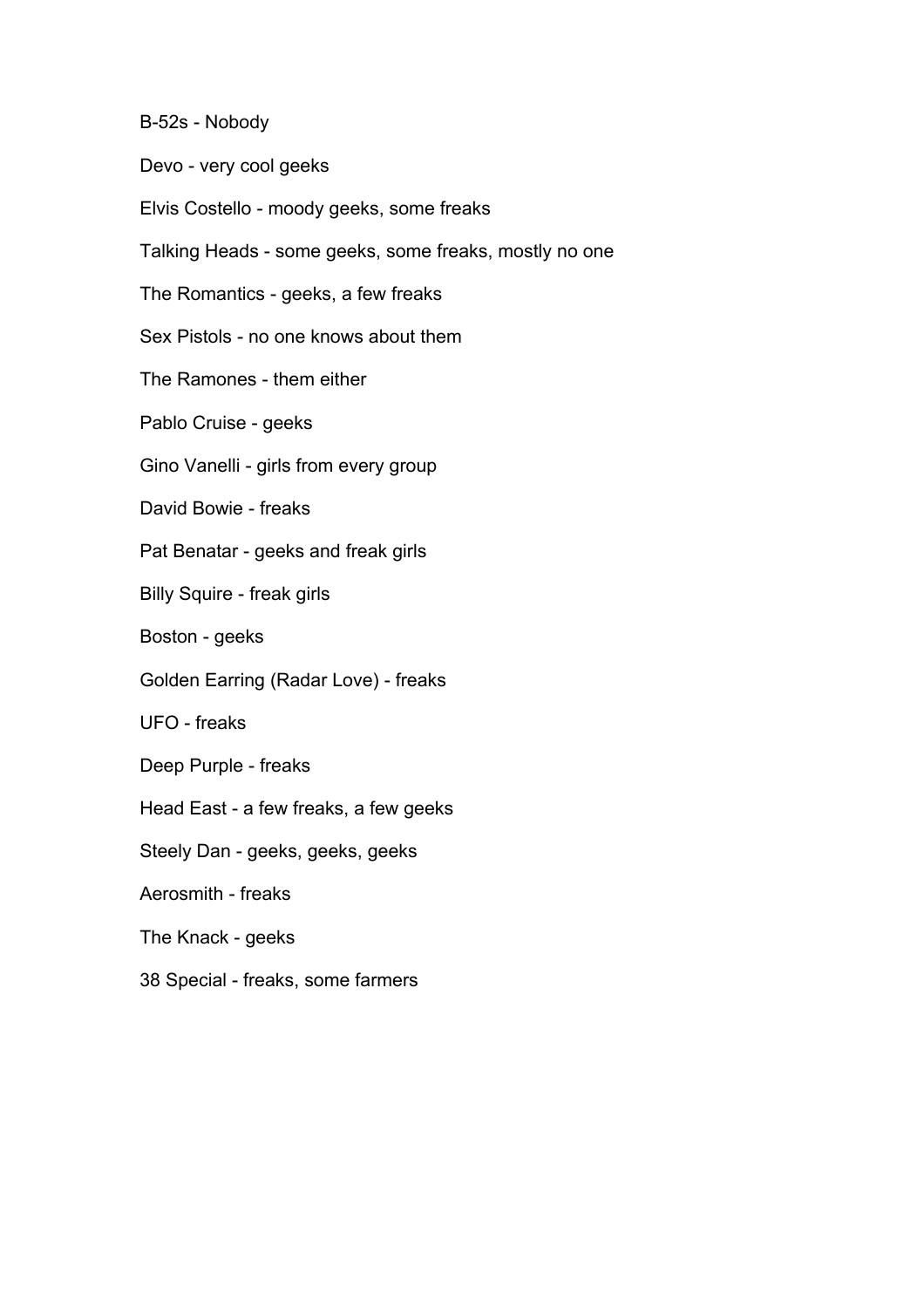B-52s - Nobody

Devo - very cool geeks

Elvis Costello - moody geeks, some freaks

Talking Heads - some geeks, some freaks, mostly no one

The Romantics - geeks, a few freaks

Sex Pistols - no one knows about them

The Ramones - them either

Pablo Cruise - geeks

Gino Vanelli - girls from every group

David Bowie - freaks

Pat Benatar - geeks and freak girls

Billy Squire - freak girls

Boston - geeks

Golden Earring (Radar Love) - freaks

UFO - freaks

Deep Purple - freaks

Head East - a few freaks, a few geeks

Steely Dan - geeks, geeks, geeks

Aerosmith - freaks

The Knack - geeks

38 Special - freaks, some farmers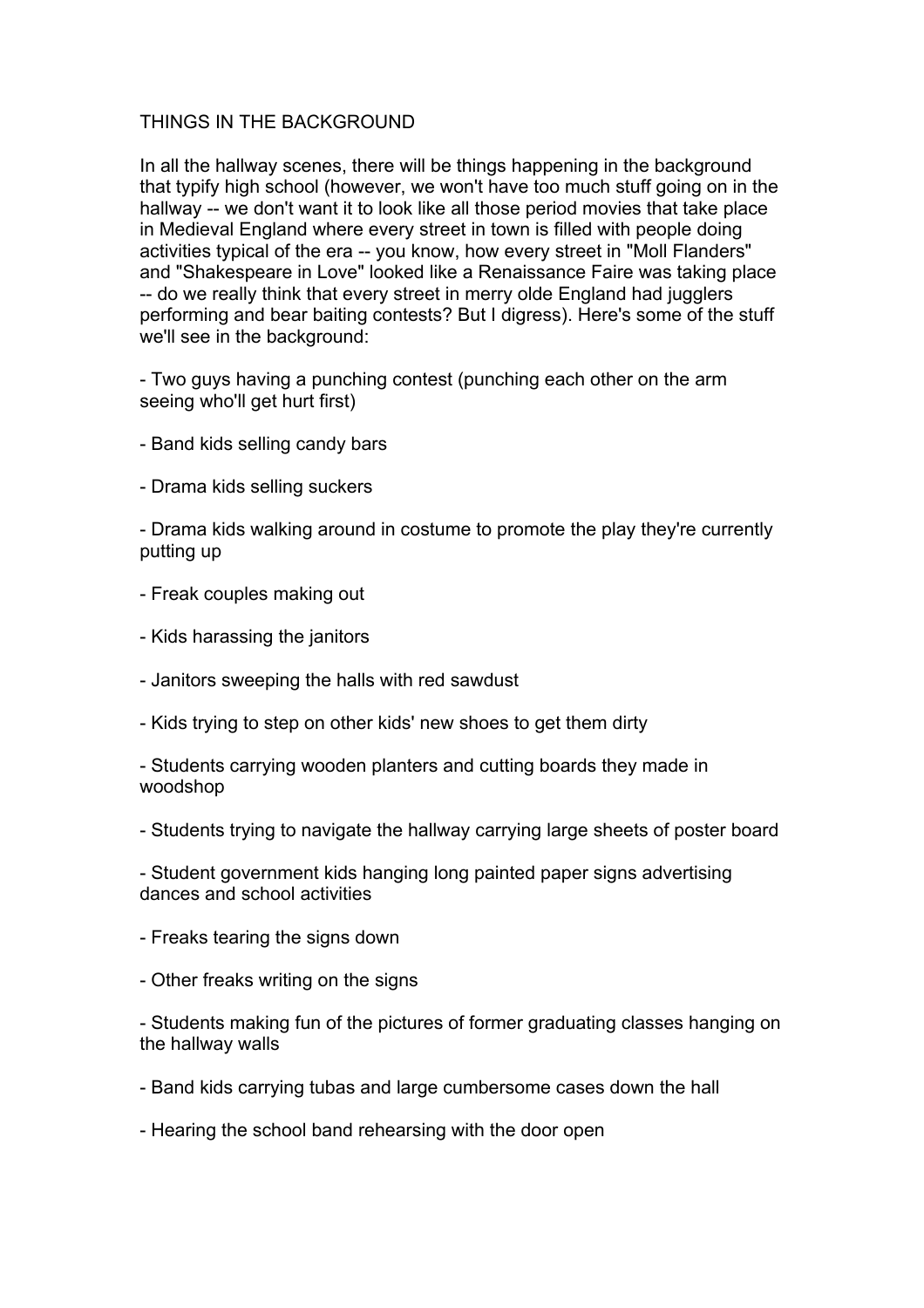# THINGS IN THE BACKGROUND

In all the hallway scenes, there will be things happening in the background that typify high school (however, we won't have too much stuff going on in the hallway -- we don't want it to look like all those period movies that take place in Medieval England where every street in town is filled with people doing activities typical of the era -- you know, how every street in "Moll Flanders" and "Shakespeare in Love" looked like a Renaissance Faire was taking place -- do we really think that every street in merry olde England had jugglers performing and bear baiting contests? But I digress). Here's some of the stuff we'll see in the background:

- Two guys having a punching contest (punching each other on the arm seeing who'll get hurt first)

- Band kids selling candy bars

- Drama kids selling suckers

- Drama kids walking around in costume to promote the play they're currently putting up

- Freak couples making out

- Kids harassing the janitors

- Janitors sweeping the halls with red sawdust

- Kids trying to step on other kids' new shoes to get them dirty

- Students carrying wooden planters and cutting boards they made in woodshop

- Students trying to navigate the hallway carrying large sheets of poster board

- Student government kids hanging long painted paper signs advertising dances and school activities

- Freaks tearing the signs down

- Other freaks writing on the signs

- Students making fun of the pictures of former graduating classes hanging on the hallway walls

- Band kids carrying tubas and large cumbersome cases down the hall

- Hearing the school band rehearsing with the door open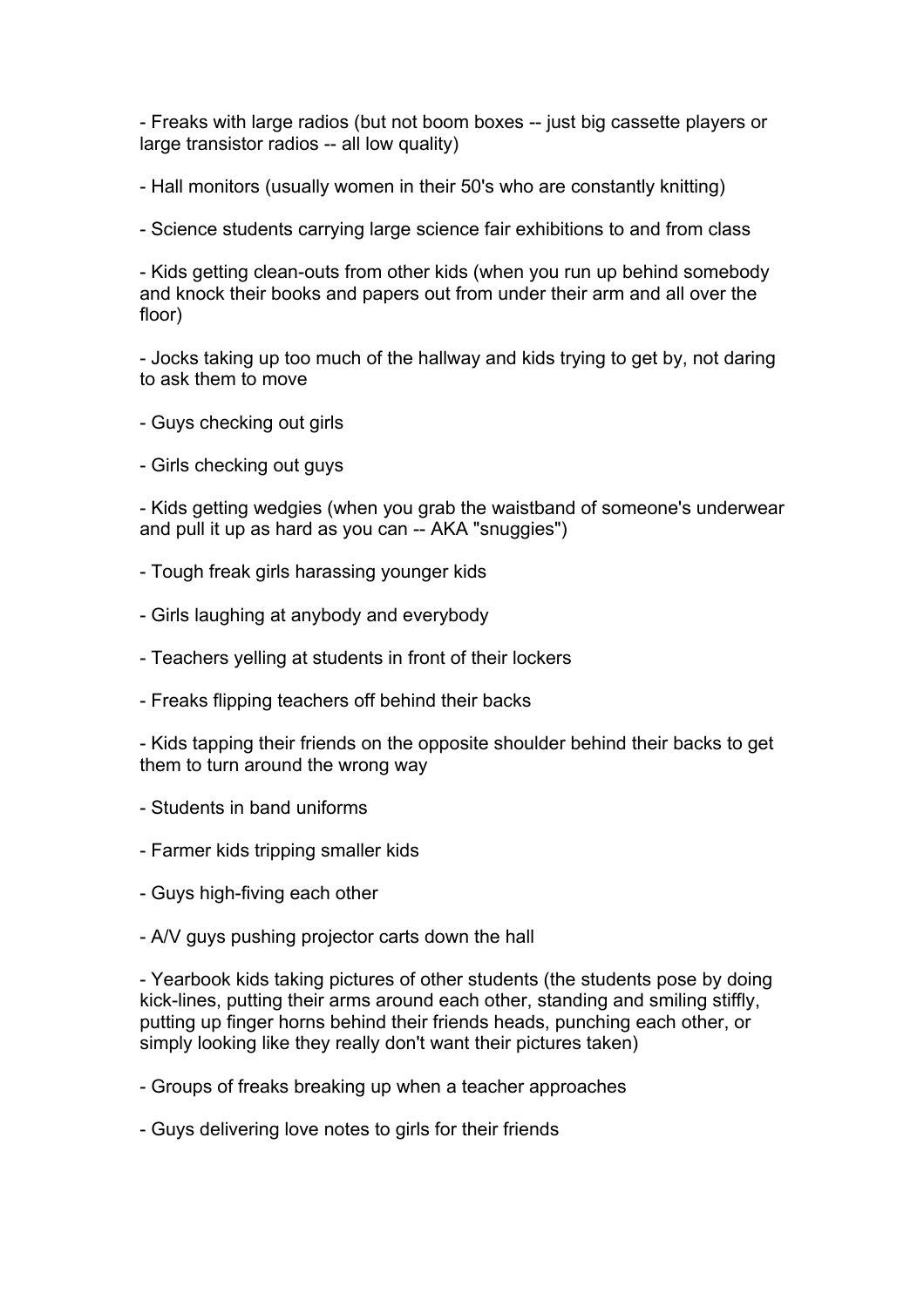- Freaks with large radios (but not boom boxes -- just big cassette players or large transistor radios -- all low quality)

- Hall monitors (usually women in their 50's who are constantly knitting)

- Science students carrying large science fair exhibitions to and from class

- Kids getting clean-outs from other kids (when you run up behind somebody and knock their books and papers out from under their arm and all over the floor)

- Jocks taking up too much of the hallway and kids trying to get by, not daring to ask them to move

- Guys checking out girls

- Girls checking out guys

- Kids getting wedgies (when you grab the waistband of someone's underwear and pull it up as hard as you can -- AKA "snuggies")

- Tough freak girls harassing younger kids

- Girls laughing at anybody and everybody

- Teachers yelling at students in front of their lockers

- Freaks flipping teachers off behind their backs

- Kids tapping their friends on the opposite shoulder behind their backs to get them to turn around the wrong way

- Students in band uniforms

- Farmer kids tripping smaller kids

- Guys high-fiving each other

- A/V guys pushing projector carts down the hall

- Yearbook kids taking pictures of other students (the students pose by doing kick-lines, putting their arms around each other, standing and smiling stiffly, putting up finger horns behind their friends heads, punching each other, or simply looking like they really don't want their pictures taken)

- Groups of freaks breaking up when a teacher approaches

- Guys delivering love notes to girls for their friends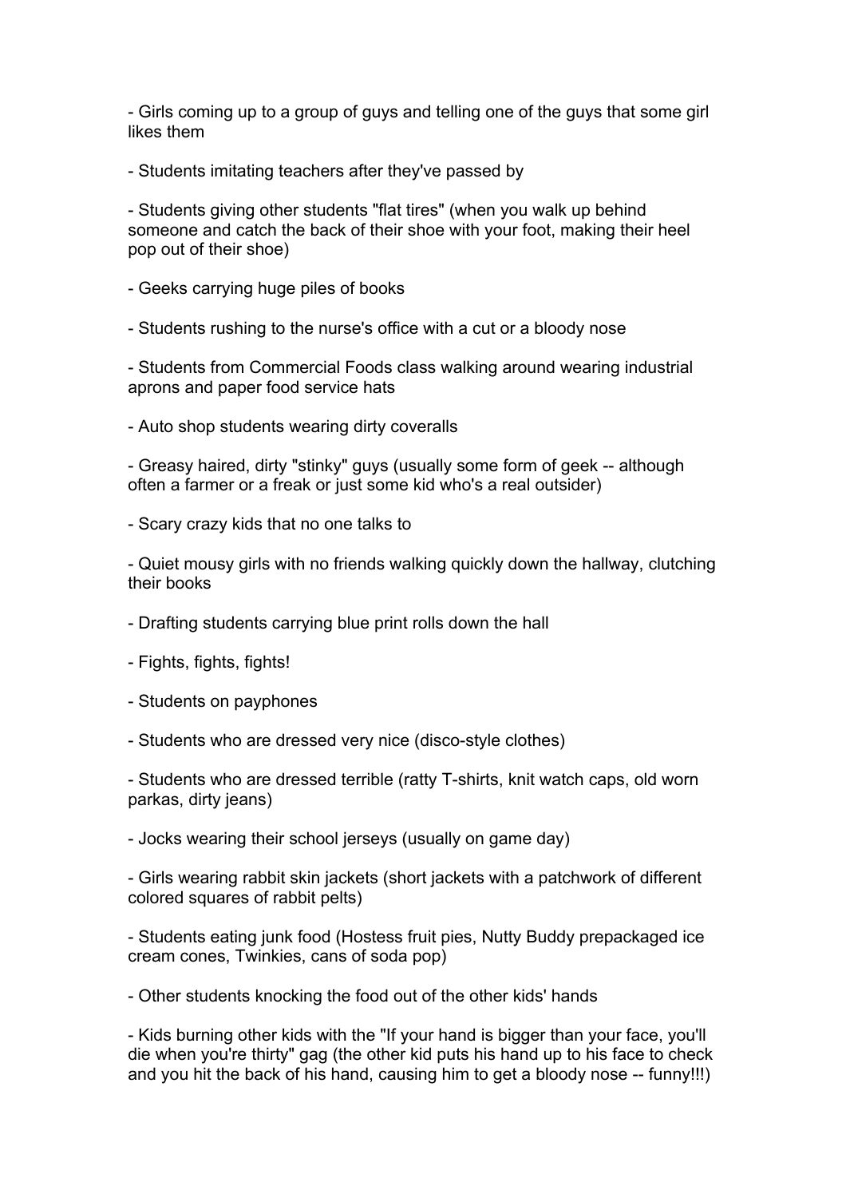- Girls coming up to a group of guys and telling one of the guys that some girl likes them

- Students imitating teachers after they've passed by

- Students giving other students "flat tires" (when you walk up behind someone and catch the back of their shoe with your foot, making their heel pop out of their shoe)

- Geeks carrying huge piles of books

- Students rushing to the nurse's office with a cut or a bloody nose

- Students from Commercial Foods class walking around wearing industrial aprons and paper food service hats

- Auto shop students wearing dirty coveralls

- Greasy haired, dirty "stinky" guys (usually some form of geek -- although often a farmer or a freak or just some kid who's a real outsider)

- Scary crazy kids that no one talks to

- Quiet mousy girls with no friends walking quickly down the hallway, clutching their books

- Drafting students carrying blue print rolls down the hall

- Fights, fights, fights!

- Students on payphones

- Students who are dressed very nice (disco-style clothes)

- Students who are dressed terrible (ratty T-shirts, knit watch caps, old worn parkas, dirty jeans)

- Jocks wearing their school jerseys (usually on game day)

- Girls wearing rabbit skin jackets (short jackets with a patchwork of different colored squares of rabbit pelts)

- Students eating junk food (Hostess fruit pies, Nutty Buddy prepackaged ice cream cones, Twinkies, cans of soda pop)

- Other students knocking the food out of the other kids' hands

- Kids burning other kids with the "If your hand is bigger than your face, you'll die when you're thirty" gag (the other kid puts his hand up to his face to check and you hit the back of his hand, causing him to get a bloody nose -- funny!!!)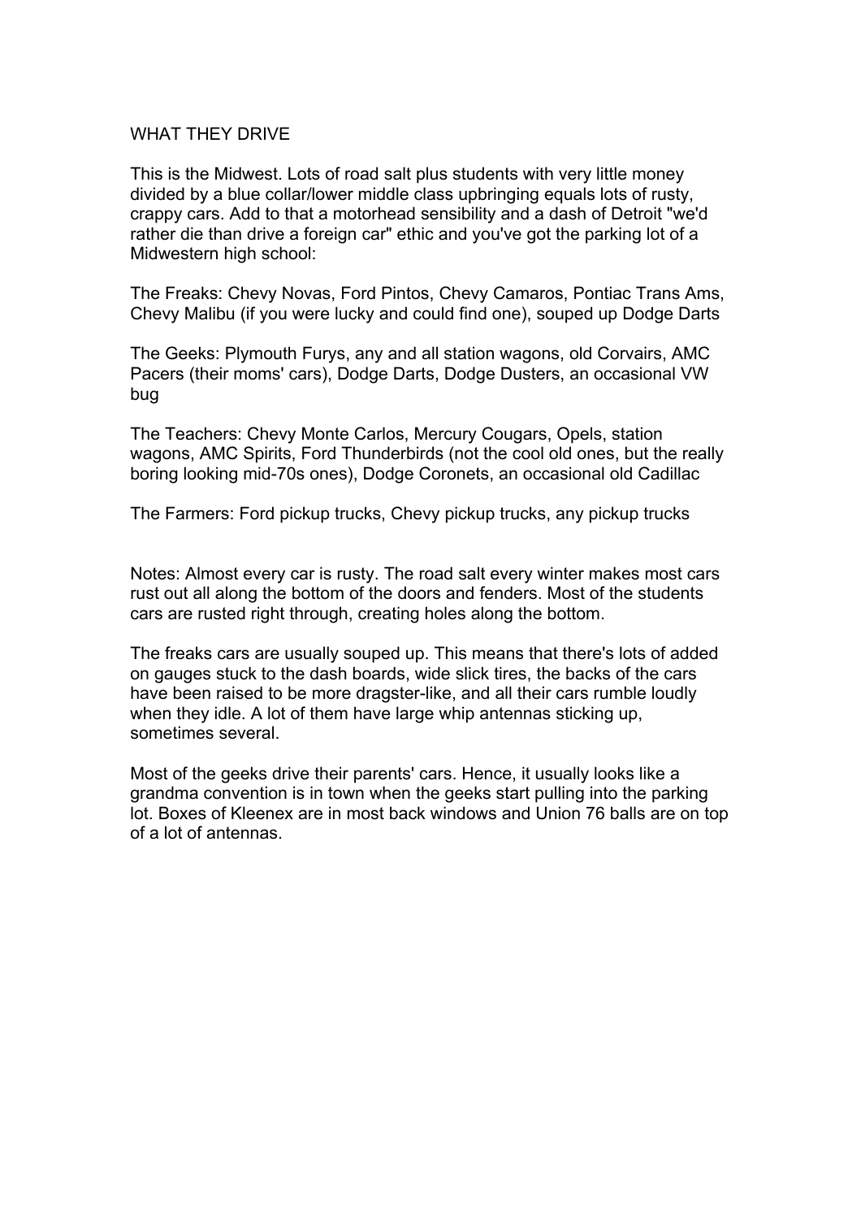# WHAT THEY DRIVE

This is the Midwest. Lots of road salt plus students with very little money divided by a blue collar/lower middle class upbringing equals lots of rusty, crappy cars. Add to that a motorhead sensibility and a dash of Detroit "we'd rather die than drive a foreign car" ethic and you've got the parking lot of a Midwestern high school:

The Freaks: Chevy Novas, Ford Pintos, Chevy Camaros, Pontiac Trans Ams, Chevy Malibu (if you were lucky and could find one), souped up Dodge Darts

The Geeks: Plymouth Furys, any and all station wagons, old Corvairs, AMC Pacers (their moms' cars), Dodge Darts, Dodge Dusters, an occasional VW bug

The Teachers: Chevy Monte Carlos, Mercury Cougars, Opels, station wagons, AMC Spirits, Ford Thunderbirds (not the cool old ones, but the really boring looking mid-70s ones), Dodge Coronets, an occasional old Cadillac

The Farmers: Ford pickup trucks, Chevy pickup trucks, any pickup trucks

Notes: Almost every car is rusty. The road salt every winter makes most cars rust out all along the bottom of the doors and fenders. Most of the students cars are rusted right through, creating holes along the bottom.

The freaks cars are usually souped up. This means that there's lots of added on gauges stuck to the dash boards, wide slick tires, the backs of the cars have been raised to be more dragster-like, and all their cars rumble loudly when they idle. A lot of them have large whip antennas sticking up, sometimes several.

Most of the geeks drive their parents' cars. Hence, it usually looks like a grandma convention is in town when the geeks start pulling into the parking lot. Boxes of Kleenex are in most back windows and Union 76 balls are on top of a lot of antennas.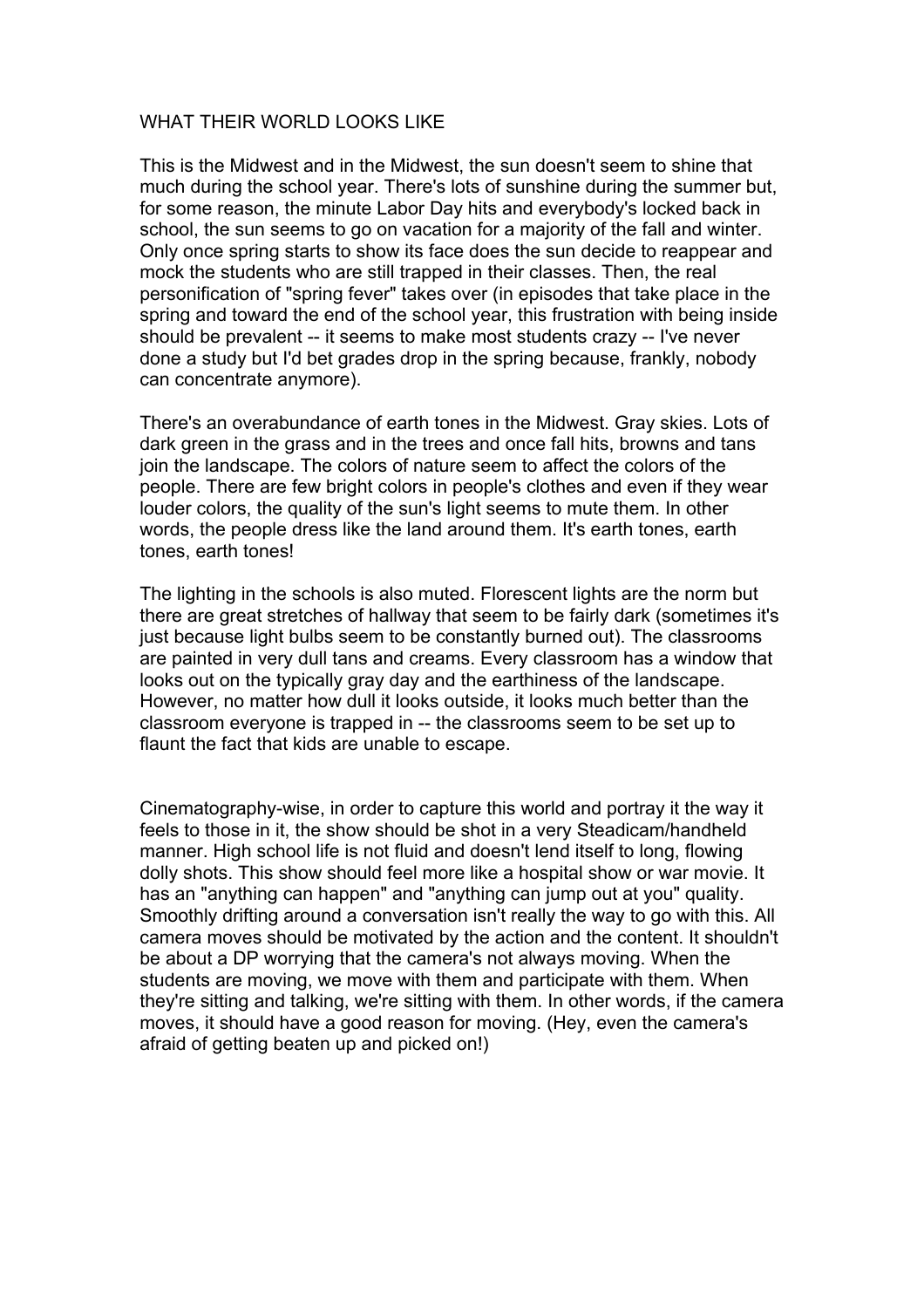# WHAT THEIR WORLD LOOKS LIKE

This is the Midwest and in the Midwest, the sun doesn't seem to shine that much during the school year. There's lots of sunshine during the summer but, for some reason, the minute Labor Day hits and everybody's locked back in school, the sun seems to go on vacation for a majority of the fall and winter. Only once spring starts to show its face does the sun decide to reappear and mock the students who are still trapped in their classes. Then, the real personification of "spring fever" takes over (in episodes that take place in the spring and toward the end of the school year, this frustration with being inside should be prevalent -- it seems to make most students crazy -- I've never done a study but I'd bet grades drop in the spring because, frankly, nobody can concentrate anymore).

There's an overabundance of earth tones in the Midwest. Gray skies. Lots of dark green in the grass and in the trees and once fall hits, browns and tans join the landscape. The colors of nature seem to affect the colors of the people. There are few bright colors in people's clothes and even if they wear louder colors, the quality of the sun's light seems to mute them. In other words, the people dress like the land around them. It's earth tones, earth tones, earth tones!

The lighting in the schools is also muted. Florescent lights are the norm but there are great stretches of hallway that seem to be fairly dark (sometimes it's just because light bulbs seem to be constantly burned out). The classrooms are painted in very dull tans and creams. Every classroom has a window that looks out on the typically gray day and the earthiness of the landscape. However, no matter how dull it looks outside, it looks much better than the classroom everyone is trapped in -- the classrooms seem to be set up to flaunt the fact that kids are unable to escape.

Cinematography-wise, in order to capture this world and portray it the way it feels to those in it, the show should be shot in a very Steadicam/handheld manner. High school life is not fluid and doesn't lend itself to long, flowing dolly shots. This show should feel more like a hospital show or war movie. It has an "anything can happen" and "anything can jump out at you" quality. Smoothly drifting around a conversation isn't really the way to go with this. All camera moves should be motivated by the action and the content. It shouldn't be about a DP worrying that the camera's not always moving. When the students are moving, we move with them and participate with them. When they're sitting and talking, we're sitting with them. In other words, if the camera moves, it should have a good reason for moving. (Hey, even the camera's afraid of getting beaten up and picked on!)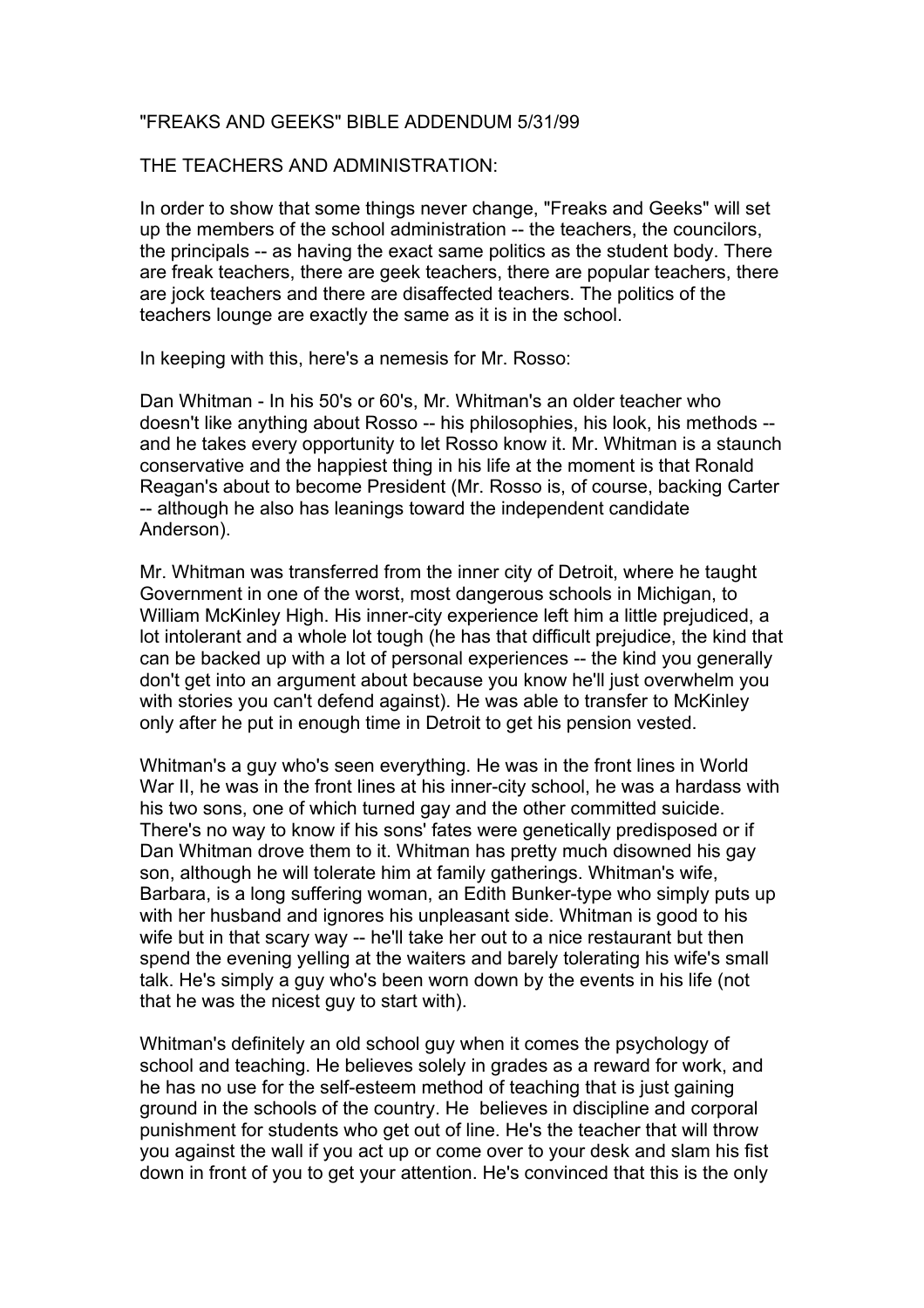"FREAKS AND GEEKS" BIBLE ADDENDUM 5/31/99

THE TEACHERS AND ADMINISTRATION:

In order to show that some things never change, "Freaks and Geeks" will set up the members of the school administration -- the teachers, the councilors, the principals -- as having the exact same politics as the student body. There are freak teachers, there are geek teachers, there are popular teachers, there are jock teachers and there are disaffected teachers. The politics of the teachers lounge are exactly the same as it is in the school.

In keeping with this, here's a nemesis for Mr. Rosso:

Dan Whitman - In his 50's or 60's, Mr. Whitman's an older teacher who doesn't like anything about Rosso -- his philosophies, his look, his methods -- and he takes every opportunity to let Rosso know it. Mr. Whitman is a staunch conservative and the happiest thing in his life at the moment is that Ronald Reagan's about to become President (Mr. Rosso is, of course, backing Carter -- although he also has leanings toward the independent candidate Anderson).

Mr. Whitman was transferred from the inner city of Detroit, where he taught Government in one of the worst, most dangerous schools in Michigan, to William McKinley High. His inner-city experience left him a little prejudiced, a lot intolerant and a whole lot tough (he has that difficult prejudice, the kind that can be backed up with a lot of personal experiences -- the kind you generally don't get into an argument about because you know he'll just overwhelm you with stories you can't defend against). He was able to transfer to McKinley only after he put in enough time in Detroit to get his pension vested.

Whitman's a guy who's seen everything. He was in the front lines in World War II, he was in the front lines at his inner-city school, he was a hardass with his two sons, one of which turned gay and the other committed suicide. There's no way to know if his sons' fates were genetically predisposed or if Dan Whitman drove them to it. Whitman has pretty much disowned his gay son, although he will tolerate him at family gatherings. Whitman's wife, Barbara, is a long suffering woman, an Edith Bunker-type who simply puts up with her husband and ignores his unpleasant side. Whitman is good to his wife but in that scary way -- he'll take her out to a nice restaurant but then spend the evening yelling at the waiters and barely tolerating his wife's small talk. He's simply a guy who's been worn down by the events in his life (not that he was the nicest guy to start with).

Whitman's definitely an old school guy when it comes the psychology of school and teaching. He believes solely in grades as a reward for work, and he has no use for the self-esteem method of teaching that is just gaining ground in the schools of the country. He believes in discipline and corporal punishment for students who get out of line. He's the teacher that will throw you against the wall if you act up or come over to your desk and slam his fist down in front of you to get your attention. He's convinced that this is the only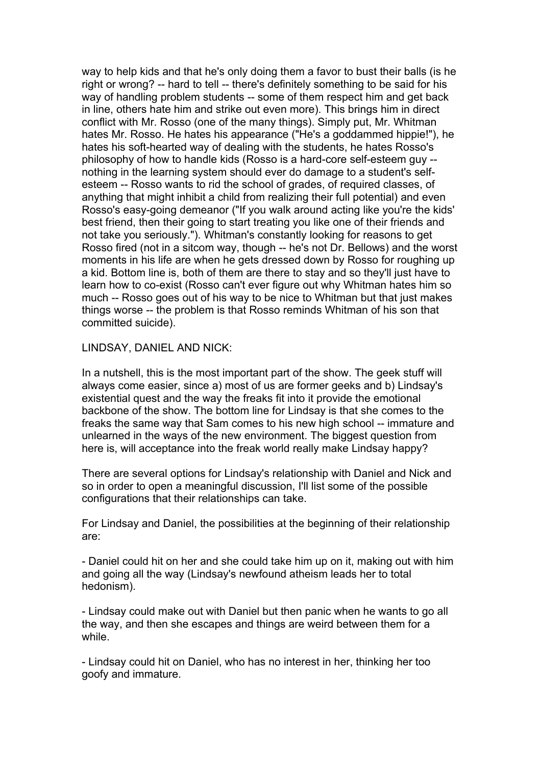way to help kids and that he's only doing them a favor to bust their balls (is he right or wrong? -- hard to tell -- there's definitely something to be said for his way of handling problem students -- some of them respect him and get back in line, others hate him and strike out even more). This brings him in direct conflict with Mr. Rosso (one of the many things). Simply put, Mr. Whitman hates Mr. Rosso. He hates his appearance ("He's a goddammed hippie!"), he hates his soft-hearted way of dealing with the students, he hates Rosso's philosophy of how to handle kids (Rosso is a hard-core self-esteem guy -- nothing in the learning system should ever do damage to a student's self-esteem -- Rosso wants to rid the school of grades, of required classes, of anything that might inhibit a child from realizing their full potential) and even Rosso's easy-going demeanor ("If you walk around acting like you're the kids' best friend, then their going to start treating you like one of their friends and not take you seriously."). Whitman's constantly looking for reasons to get Rosso fired (not in a sitcom way, though -- he's not Dr. Bellows) and the worst moments in his life are when he gets dressed down by Rosso for roughing up a kid. Bottom line is, both of them are there to stay and so they'll just have to learn how to co-exist (Rosso can't ever figure out why Whitman hates him so much -- Rosso goes out of his way to be nice to Whitman but that just makes things worse -- the problem is that Rosso reminds Whitman of his son that committed suicide).

LINDSAY, DANIEL AND NICK:

In a nutshell, this is the most important part of the show. The geek stuff will always come easier, since a) most of us are former geeks and b) Lindsay's existential quest and the way the freaks fit into it provide the emotional backbone of the show. The bottom line for Lindsay is that she comes to the freaks the same way that Sam comes to his new high school -- immature and unlearned in the ways of the new environment. The biggest question from here is, will acceptance into the freak world really make Lindsay happy?

There are several options for Lindsay's relationship with Daniel and Nick and so in order to open a meaningful discussion, I'll list some of the possible configurations that their relationships can take.

For Lindsay and Daniel, the possibilities at the beginning of their relationship are:

- Daniel could hit on her and she could take him up on it, making out with him and going all the way (Lindsay's newfound atheism leads her to total hedonism).

- Lindsay could make out with Daniel but then panic when he wants to go all the way, and then she escapes and things are weird between them for a while.

- Lindsay could hit on Daniel, who has no interest in her, thinking her too goofy and immature.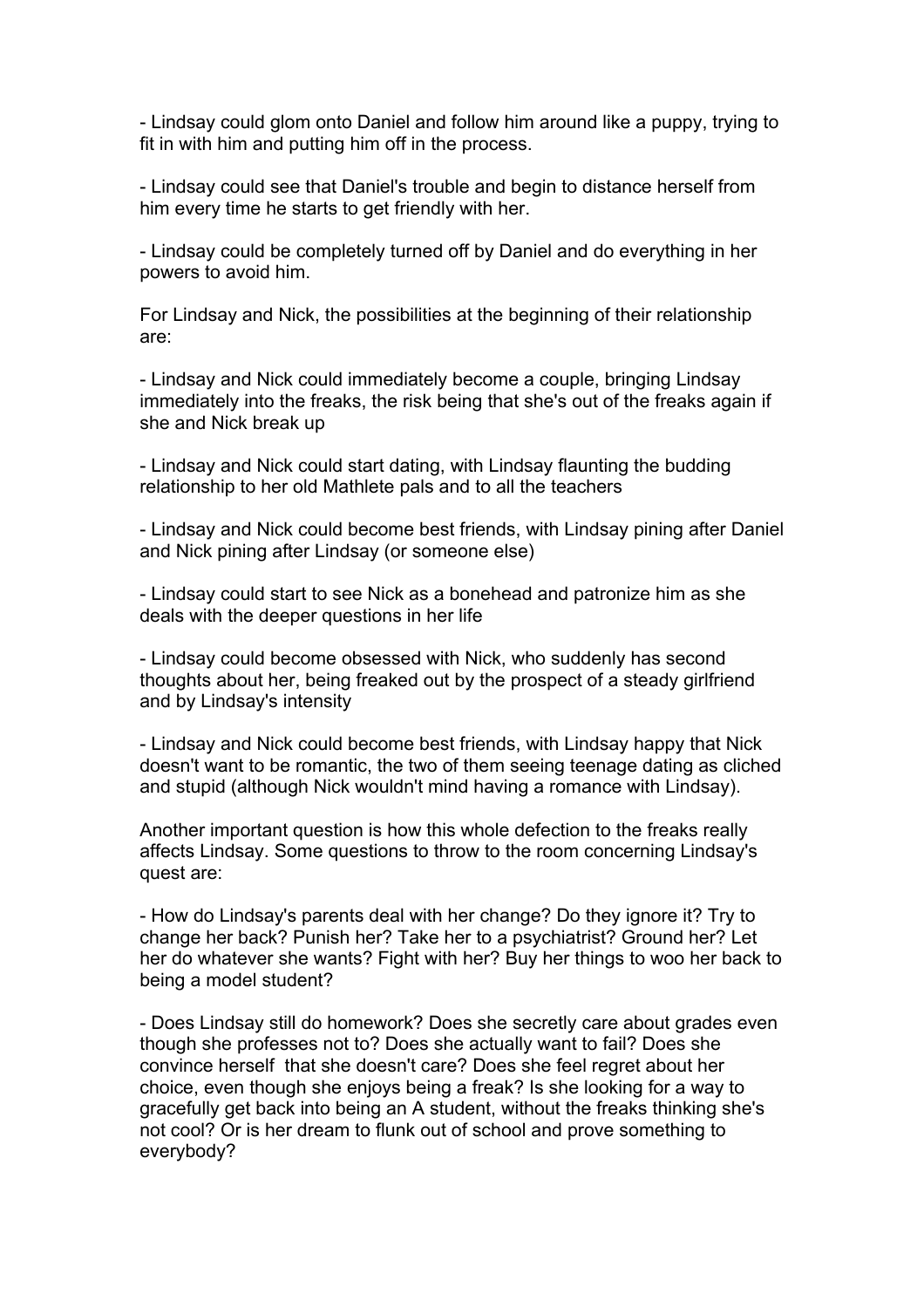- Lindsay could glom onto Daniel and follow him around like a puppy, trying to fit in with him and putting him off in the process.

- Lindsay could see that Daniel's trouble and begin to distance herself from him every time he starts to get friendly with her.

- Lindsay could be completely turned off by Daniel and do everything in her powers to avoid him.

For Lindsay and Nick, the possibilities at the beginning of their relationship are:

- Lindsay and Nick could immediately become a couple, bringing Lindsay immediately into the freaks, the risk being that she's out of the freaks again if she and Nick break up

- Lindsay and Nick could start dating, with Lindsay flaunting the budding relationship to her old Mathlete pals and to all the teachers

- Lindsay and Nick could become best friends, with Lindsay pining after Daniel and Nick pining after Lindsay (or someone else)

- Lindsay could start to see Nick as a bonehead and patronize him as she deals with the deeper questions in her life

- Lindsay could become obsessed with Nick, who suddenly has second thoughts about her, being freaked out by the prospect of a steady girlfriend and by Lindsay's intensity

- Lindsay and Nick could become best friends, with Lindsay happy that Nick doesn't want to be romantic, the two of them seeing teenage dating as cliched and stupid (although Nick wouldn't mind having a romance with Lindsay).

Another important question is how this whole defection to the freaks really affects Lindsay. Some questions to throw to the room concerning Lindsay's quest are:

- How do Lindsay's parents deal with her change? Do they ignore it? Try to change her back? Punish her? Take her to a psychiatrist? Ground her? Let her do whatever she wants? Fight with her? Buy her things to woo her back to being a model student?

- Does Lindsay still do homework? Does she secretly care about grades even though she professes not to? Does she actually want to fail? Does she convince herself that she doesn't care? Does she feel regret about her choice, even though she enjoys being a freak? Is she looking for a way to gracefully get back into being an A student, without the freaks thinking she's not cool? Or is her dream to flunk out of school and prove something to everybody?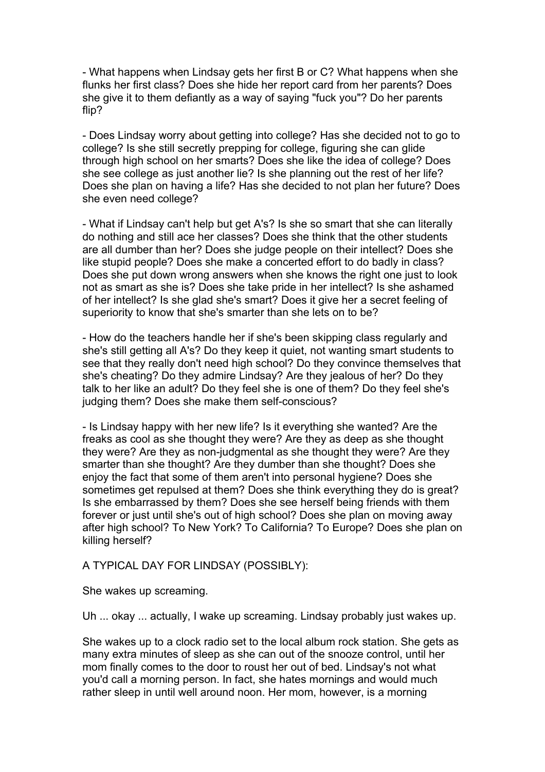- What happens when Lindsay gets her first B or C? What happens when she flunks her first class? Does she hide her report card from her parents? Does she give it to them defiantly as a way of saying "fuck you"? Do her parents flip?

- Does Lindsay worry about getting into college? Has she decided not to go to college? Is she still secretly prepping for college, figuring she can glide through high school on her smarts? Does she like the idea of college? Does she see college as just another lie? Is she planning out the rest of her life? Does she plan on having a life? Has she decided to not plan her future? Does she even need college?

- What if Lindsay can't help but get A's? Is she so smart that she can literally do nothing and still ace her classes? Does she think that the other students are all dumber than her? Does she judge people on their intellect? Does she like stupid people? Does she make a concerted effort to do badly in class? Does she put down wrong answers when she knows the right one just to look not as smart as she is? Does she take pride in her intellect? Is she ashamed of her intellect? Is she glad she's smart? Does it give her a secret feeling of superiority to know that she's smarter than she lets on to be?

- How do the teachers handle her if she's been skipping class regularly and she's still getting all A's? Do they keep it quiet, not wanting smart students to see that they really don't need high school? Do they convince themselves that she's cheating? Do they admire Lindsay? Are they jealous of her? Do they talk to her like an adult? Do they feel she is one of them? Do they feel she's judging them? Does she make them self-conscious?

- Is Lindsay happy with her new life? Is it everything she wanted? Are the freaks as cool as she thought they were? Are they as deep as she thought they were? Are they as non-judgmental as she thought they were? Are they smarter than she thought? Are they dumber than she thought? Does she enjoy the fact that some of them aren't into personal hygiene? Does she sometimes get repulsed at them? Does she think everything they do is great? Is she embarrassed by them? Does she see herself being friends with them forever or just until she's out of high school? Does she plan on moving away after high school? To New York? To California? To Europe? Does she plan on killing herself?

A TYPICAL DAY FOR LINDSAY (POSSIBLY):

She wakes up screaming.

Uh ... okay ... actually, I wake up screaming. Lindsay probably just wakes up.

She wakes up to a clock radio set to the local album rock station. She gets as many extra minutes of sleep as she can out of the snooze control, until her mom finally comes to the door to roust her out of bed. Lindsay's not what you'd call a morning person. In fact, she hates mornings and would much rather sleep in until well around noon. Her mom, however, is a morning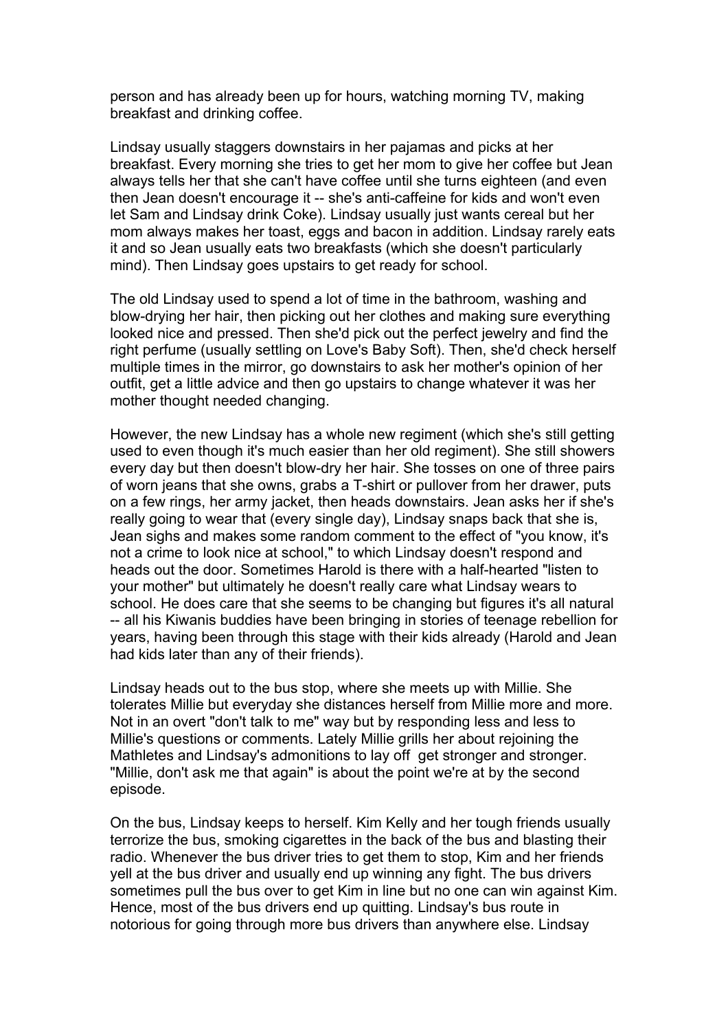person and has already been up for hours, watching morning TV, making breakfast and drinking coffee.

Lindsay usually staggers downstairs in her pajamas and picks at her breakfast. Every morning she tries to get her mom to give her coffee but Jean always tells her that she can't have coffee until she turns eighteen (and even then Jean doesn't encourage it -- she's anti-caffeine for kids and won't even let Sam and Lindsay drink Coke). Lindsay usually just wants cereal but her mom always makes her toast, eggs and bacon in addition. Lindsay rarely eats it and so Jean usually eats two breakfasts (which she doesn't particularly mind). Then Lindsay goes upstairs to get ready for school.

The old Lindsay used to spend a lot of time in the bathroom, washing and blow-drying her hair, then picking out her clothes and making sure everything looked nice and pressed. Then she'd pick out the perfect jewelry and find the right perfume (usually settling on Love's Baby Soft). Then, she'd check herself multiple times in the mirror, go downstairs to ask her mother's opinion of her outfit, get a little advice and then go upstairs to change whatever it was her mother thought needed changing.

However, the new Lindsay has a whole new regiment (which she's still getting used to even though it's much easier than her old regiment). She still showers every day but then doesn't blow-dry her hair. She tosses on one of three pairs of worn jeans that she owns, grabs a T-shirt or pullover from her drawer, puts on a few rings, her army jacket, then heads downstairs. Jean asks her if she's really going to wear that (every single day), Lindsay snaps back that she is, Jean sighs and makes some random comment to the effect of "you know, it's not a crime to look nice at school," to which Lindsay doesn't respond and heads out the door. Sometimes Harold is there with a half-hearted "listen to your mother" but ultimately he doesn't really care what Lindsay wears to school. He does care that she seems to be changing but figures it's all natural -- all his Kiwanis buddies have been bringing in stories of teenage rebellion for years, having been through this stage with their kids already (Harold and Jean had kids later than any of their friends).

Lindsay heads out to the bus stop, where she meets up with Millie. She tolerates Millie but everyday she distances herself from Millie more and more. Not in an overt "don't talk to me" way but by responding less and less to Millie's questions or comments. Lately Millie grills her about rejoining the Mathletes and Lindsay's admonitions to lay off get stronger and stronger. "Millie, don't ask me that again" is about the point we're at by the second episode.

On the bus, Lindsay keeps to herself. Kim Kelly and her tough friends usually terrorize the bus, smoking cigarettes in the back of the bus and blasting their radio. Whenever the bus driver tries to get them to stop, Kim and her friends yell at the bus driver and usually end up winning any fight. The bus drivers sometimes pull the bus over to get Kim in line but no one can win against Kim. Hence, most of the bus drivers end up quitting. Lindsay's bus route in notorious for going through more bus drivers than anywhere else. Lindsay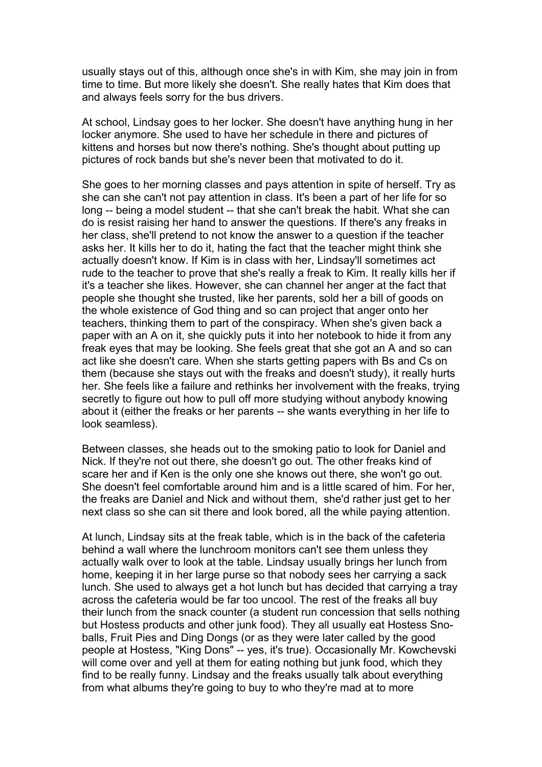usually stays out of this, although once she's in with Kim, she may join in from time to time. But more likely she doesn't. She really hates that Kim does that and always feels sorry for the bus drivers.

At school, Lindsay goes to her locker. She doesn't have anything hung in her locker anymore. She used to have her schedule in there and pictures of kittens and horses but now there's nothing. She's thought about putting up pictures of rock bands but she's never been that motivated to do it.

She goes to her morning classes and pays attention in spite of herself. Try as she can she can't not pay attention in class. It's been a part of her life for so long -- being a model student -- that she can't break the habit. What she can do is resist raising her hand to answer the questions. If there's any freaks in her class, she'll pretend to not know the answer to a question if the teacher asks her. It kills her to do it, hating the fact that the teacher might think she actually doesn't know. If Kim is in class with her, Lindsay'll sometimes act rude to the teacher to prove that she's really a freak to Kim. It really kills her if it's a teacher she likes. However, she can channel her anger at the fact that people she thought she trusted, like her parents, sold her a bill of goods on the whole existence of God thing and so can project that anger onto her teachers, thinking them to part of the conspiracy. When she's given back a paper with an A on it, she quickly puts it into her notebook to hide it from any freak eyes that may be looking. She feels great that she got an A and so can act like she doesn't care. When she starts getting papers with Bs and Cs on them (because she stays out with the freaks and doesn't study), it really hurts her. She feels like a failure and rethinks her involvement with the freaks, trying secretly to figure out how to pull off more studying without anybody knowing about it (either the freaks or her parents -- she wants everything in her life to look seamless).

Between classes, she heads out to the smoking patio to look for Daniel and Nick. If they're not out there, she doesn't go out. The other freaks kind of scare her and if Ken is the only one she knows out there, she won't go out. She doesn't feel comfortable around him and is a little scared of him. For her, the freaks are Daniel and Nick and without them, she'd rather just get to her next class so she can sit there and look bored, all the while paying attention.

At lunch, Lindsay sits at the freak table, which is in the back of the cafeteria behind a wall where the lunchroom monitors can't see them unless they actually walk over to look at the table. Lindsay usually brings her lunch from home, keeping it in her large purse so that nobody sees her carrying a sack lunch. She used to always get a hot lunch but has decided that carrying a tray across the cafeteria would be far too uncool. The rest of the freaks all buy their lunch from the snack counter (a student run concession that sells nothing but Hostess products and other junk food). They all usually eat Hostess Sno-balls, Fruit Pies and Ding Dongs (or as they were later called by the good people at Hostess, "King Dons" -- yes, it's true). Occasionally Mr. Kowchevski will come over and yell at them for eating nothing but junk food, which they find to be really funny. Lindsay and the freaks usually talk about everything from what albums they're going to buy to who they're mad at to more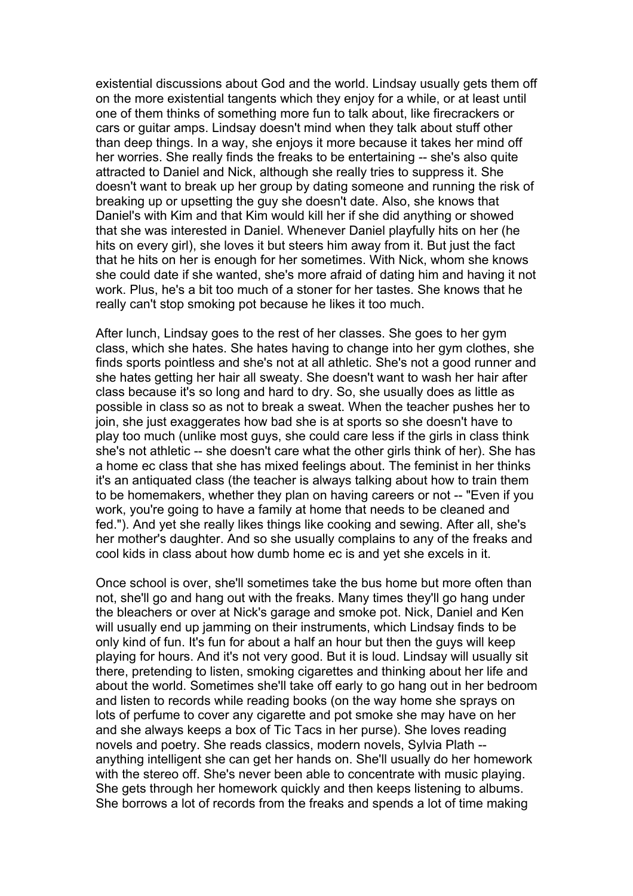existential discussions about God and the world. Lindsay usually gets them off on the more existential tangents which they enjoy for a while, or at least until one of them thinks of something more fun to talk about, like firecrackers or cars or guitar amps. Lindsay doesn't mind when they talk about stuff other than deep things. In a way, she enjoys it more because it takes her mind off her worries. She really finds the freaks to be entertaining -- she's also quite attracted to Daniel and Nick, although she really tries to suppress it. She doesn't want to break up her group by dating someone and running the risk of breaking up or upsetting the guy she doesn't date. Also, she knows that Daniel's with Kim and that Kim would kill her if she did anything or showed that she was interested in Daniel. Whenever Daniel playfully hits on her (he hits on every girl), she loves it but steers him away from it. But just the fact that he hits on her is enough for her sometimes. With Nick, whom she knows she could date if she wanted, she's more afraid of dating him and having it not work. Plus, he's a bit too much of a stoner for her tastes. She knows that he really can't stop smoking pot because he likes it too much.

After lunch, Lindsay goes to the rest of her classes. She goes to her gym class, which she hates. She hates having to change into her gym clothes, she finds sports pointless and she's not at all athletic. She's not a good runner and she hates getting her hair all sweaty. She doesn't want to wash her hair after class because it's so long and hard to dry. So, she usually does as little as possible in class so as not to break a sweat. When the teacher pushes her to join, she just exaggerates how bad she is at sports so she doesn't have to play too much (unlike most guys, she could care less if the girls in class think she's not athletic -- she doesn't care what the other girls think of her). She has a home ec class that she has mixed feelings about. The feminist in her thinks it's an antiquated class (the teacher is always talking about how to train them to be homemakers, whether they plan on having careers or not -- "Even if you work, you're going to have a family at home that needs to be cleaned and fed."). And yet she really likes things like cooking and sewing. After all, she's her mother's daughter. And so she usually complains to any of the freaks and cool kids in class about how dumb home ec is and yet she excels in it.

Once school is over, she'll sometimes take the bus home but more often than not, she'll go and hang out with the freaks. Many times they'll go hang under the bleachers or over at Nick's garage and smoke pot. Nick, Daniel and Ken will usually end up jamming on their instruments, which Lindsay finds to be only kind of fun. It's fun for about a half an hour but then the guys will keep playing for hours. And it's not very good. But it is loud. Lindsay will usually sit there, pretending to listen, smoking cigarettes and thinking about her life and about the world. Sometimes she'll take off early to go hang out in her bedroom and listen to records while reading books (on the way home she sprays on lots of perfume to cover any cigarette and pot smoke she may have on her and she always keeps a box of Tic Tacs in her purse). She loves reading novels and poetry. She reads classics, modern novels, Sylvia Plath -- anything intelligent she can get her hands on. She'll usually do her homework with the stereo off. She's never been able to concentrate with music playing. She gets through her homework quickly and then keeps listening to albums. She borrows a lot of records from the freaks and spends a lot of time making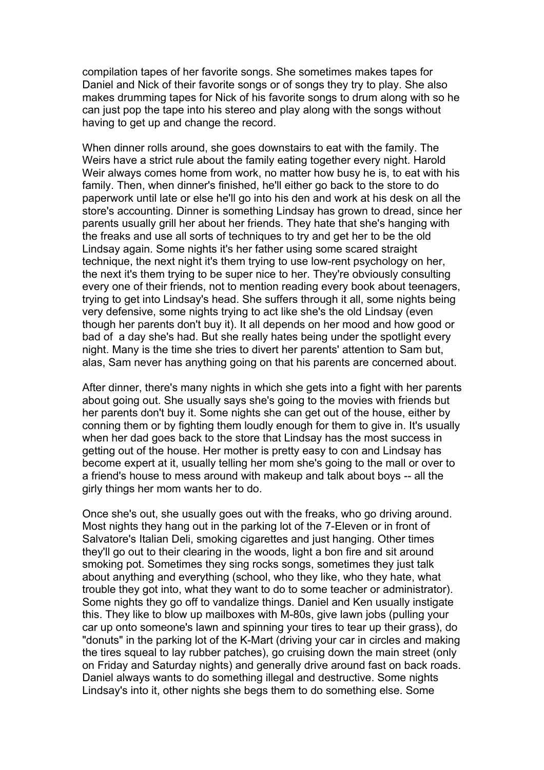compilation tapes of her favorite songs. She sometimes makes tapes for Daniel and Nick of their favorite songs or of songs they try to play. She also makes drumming tapes for Nick of his favorite songs to drum along with so he can just pop the tape into his stereo and play along with the songs without having to get up and change the record.

When dinner rolls around, she goes downstairs to eat with the family. The Weirs have a strict rule about the family eating together every night. Harold Weir always comes home from work, no matter how busy he is, to eat with his family. Then, when dinner's finished, he'll either go back to the store to do paperwork until late or else he'll go into his den and work at his desk on all the store's accounting. Dinner is something Lindsay has grown to dread, since her parents usually grill her about her friends. They hate that she's hanging with the freaks and use all sorts of techniques to try and get her to be the old Lindsay again. Some nights it's her father using some scared straight technique, the next night it's them trying to use low-rent psychology on her, the next it's them trying to be super nice to her. They're obviously consulting every one of their friends, not to mention reading every book about teenagers, trying to get into Lindsay's head. She suffers through it all, some nights being very defensive, some nights trying to act like she's the old Lindsay (even though her parents don't buy it). It all depends on her mood and how good or bad of a day she's had. But she really hates being under the spotlight every night. Many is the time she tries to divert her parents' attention to Sam but, alas, Sam never has anything going on that his parents are concerned about.

After dinner, there's many nights in which she gets into a fight with her parents about going out. She usually says she's going to the movies with friends but her parents don't buy it. Some nights she can get out of the house, either by conning them or by fighting them loudly enough for them to give in. It's usually when her dad goes back to the store that Lindsay has the most success in getting out of the house. Her mother is pretty easy to con and Lindsay has become expert at it, usually telling her mom she's going to the mall or over to a friend's house to mess around with makeup and talk about boys -- all the girly things her mom wants her to do.

Once she's out, she usually goes out with the freaks, who go driving around. Most nights they hang out in the parking lot of the 7-Eleven or in front of Salvatore's Italian Deli, smoking cigarettes and just hanging. Other times they'll go out to their clearing in the woods, light a bon fire and sit around smoking pot. Sometimes they sing rocks songs, sometimes they just talk about anything and everything (school, who they like, who they hate, what trouble they got into, what they want to do to some teacher or administrator). Some nights they go off to vandalize things. Daniel and Ken usually instigate this. They like to blow up mailboxes with M-80s, give lawn jobs (pulling your car up onto someone's lawn and spinning your tires to tear up their grass), do "donuts" in the parking lot of the K-Mart (driving your car in circles and making the tires squeal to lay rubber patches), go cruising down the main street (only on Friday and Saturday nights) and generally drive around fast on back roads. Daniel always wants to do something illegal and destructive. Some nights Lindsay's into it, other nights she begs them to do something else. Some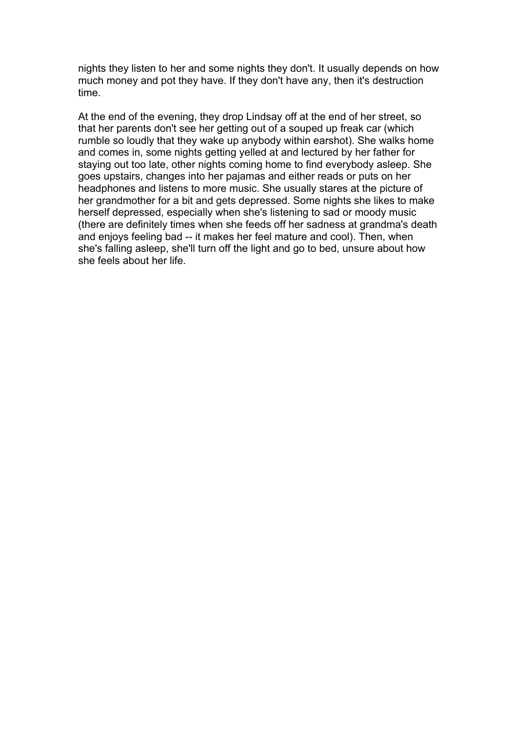nights they listen to her and some nights they don't. It usually depends on how much money and pot they have. If they don't have any, then it's destruction time.

At the end of the evening, they drop Lindsay off at the end of her street, so that her parents don't see her getting out of a souped up freak car (which rumble so loudly that they wake up anybody within earshot). She walks home and comes in, some nights getting yelled at and lectured by her father for staying out too late, other nights coming home to find everybody asleep. She goes upstairs, changes into her pajamas and either reads or puts on her headphones and listens to more music. She usually stares at the picture of her grandmother for a bit and gets depressed. Some nights she likes to make herself depressed, especially when she's listening to sad or moody music (there are definitely times when she feeds off her sadness at grandma's death and enjoys feeling bad -- it makes her feel mature and cool). Then, when she's falling asleep, she'll turn off the light and go to bed, unsure about how she feels about her life.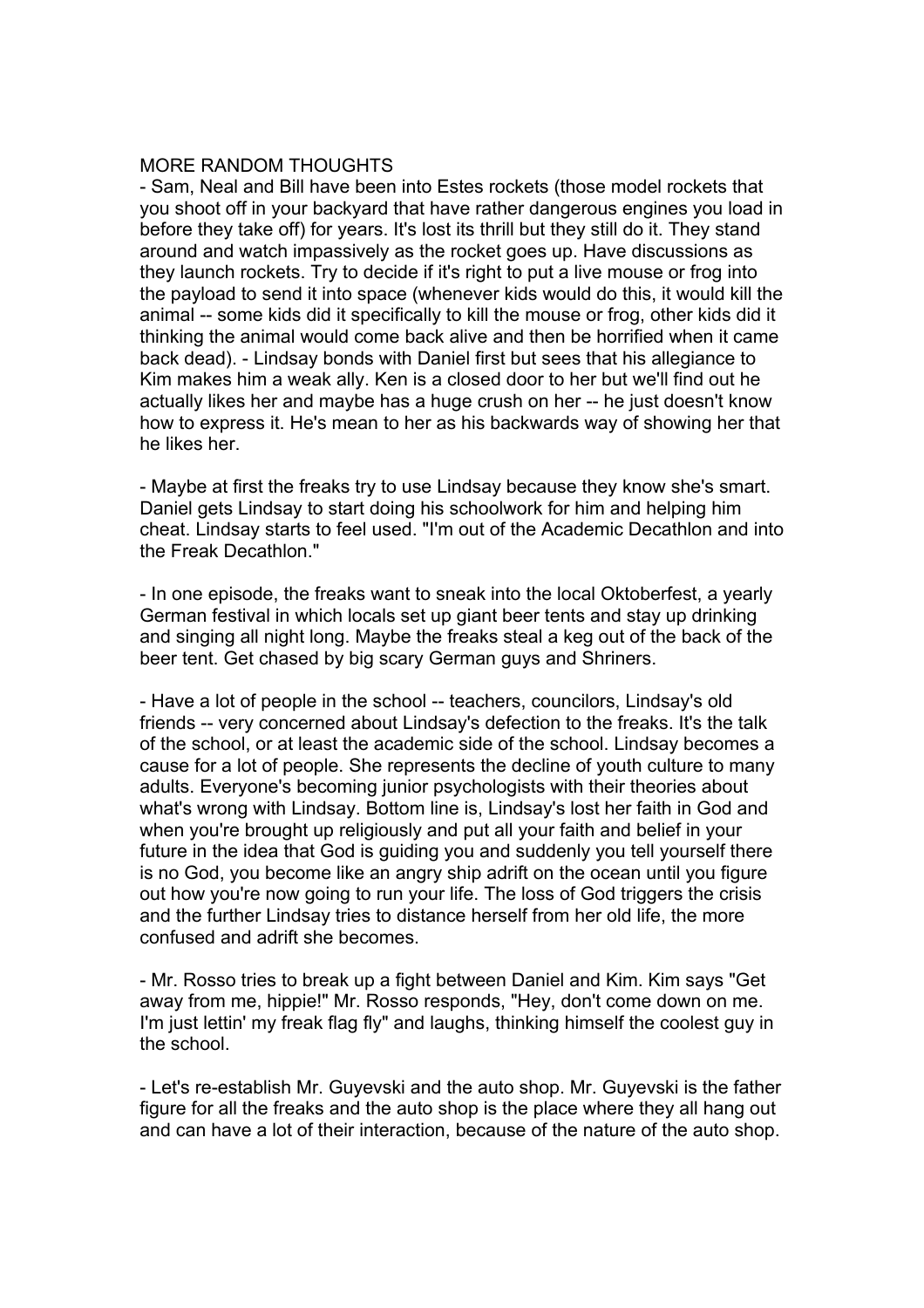MORE RANDOM THOUGHTS

- Sam, Neal and Bill have been into Estes rockets (those model rockets that you shoot off in your backyard that have rather dangerous engines you load in before they take off) for years. It's lost its thrill but they still do it. They stand around and watch impassively as the rocket goes up. Have discussions as they launch rockets. Try to decide if it's right to put a live mouse or frog into the payload to send it into space (whenever kids would do this, it would kill the animal -- some kids did it specifically to kill the mouse or frog, other kids did it thinking the animal would come back alive and then be horrified when it came back dead). - Lindsay bonds with Daniel first but sees that his allegiance to Kim makes him a weak ally. Ken is a closed door to her but we'll find out he actually likes her and maybe has a huge crush on her -- he just doesn't know how to express it. He's mean to her as his backwards way of showing her that he likes her.

- Maybe at first the freaks try to use Lindsay because they know she's smart. Daniel gets Lindsay to start doing his schoolwork for him and helping him cheat. Lindsay starts to feel used. "I'm out of the Academic Decathlon and into the Freak Decathlon."

- In one episode, the freaks want to sneak into the local Oktoberfest, a yearly German festival in which locals set up giant beer tents and stay up drinking and singing all night long. Maybe the freaks steal a keg out of the back of the beer tent. Get chased by big scary German guys and Shriners.

- Have a lot of people in the school -- teachers, councilors, Lindsay's old friends -- very concerned about Lindsay's defection to the freaks. It's the talk of the school, or at least the academic side of the school. Lindsay becomes a cause for a lot of people. She represents the decline of youth culture to many adults. Everyone's becoming junior psychologists with their theories about what's wrong with Lindsay. Bottom line is, Lindsay's lost her faith in God and when you're brought up religiously and put all your faith and belief in your future in the idea that God is guiding you and suddenly you tell yourself there is no God, you become like an angry ship adrift on the ocean until you figure out how you're now going to run your life. The loss of God triggers the crisis and the further Lindsay tries to distance herself from her old life, the more confused and adrift she becomes.

- Mr. Rosso tries to break up a fight between Daniel and Kim. Kim says "Get away from me, hippie!" Mr. Rosso responds, "Hey, don't come down on me. I'm just lettin' my freak flag fly" and laughs, thinking himself the coolest guy in the school.

- Let's re-establish Mr. Guyevski and the auto shop. Mr. Guyevski is the father figure for all the freaks and the auto shop is the place where they all hang out and can have a lot of their interaction, because of the nature of the auto shop.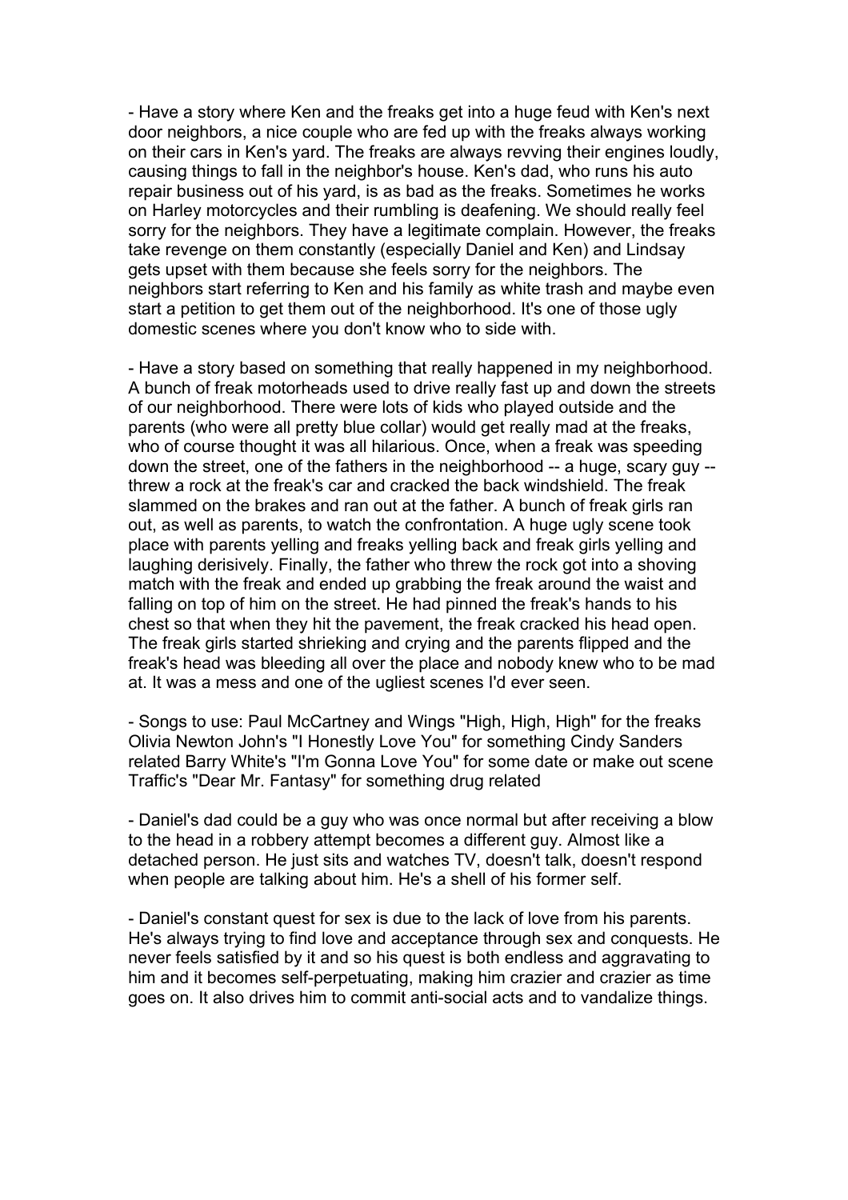- Have a story where Ken and the freaks get into a huge feud with Ken's next door neighbors, a nice couple who are fed up with the freaks always working on their cars in Ken's yard. The freaks are always revving their engines loudly, causing things to fall in the neighbor's house. Ken's dad, who runs his auto repair business out of his yard, is as bad as the freaks. Sometimes he works on Harley motorcycles and their rumbling is deafening. We should really feel sorry for the neighbors. They have a legitimate complain. However, the freaks take revenge on them constantly (especially Daniel and Ken) and Lindsay gets upset with them because she feels sorry for the neighbors. The neighbors start referring to Ken and his family as white trash and maybe even start a petition to get them out of the neighborhood. It's one of those ugly domestic scenes where you don't know who to side with.

- Have a story based on something that really happened in my neighborhood. A bunch of freak motorheads used to drive really fast up and down the streets of our neighborhood. There were lots of kids who played outside and the parents (who were all pretty blue collar) would get really mad at the freaks, who of course thought it was all hilarious. Once, when a freak was speeding down the street, one of the fathers in the neighborhood -- a huge, scary guy -- threw a rock at the freak's car and cracked the back windshield. The freak slammed on the brakes and ran out at the father. A bunch of freak girls ran out, as well as parents, to watch the confrontation. A huge ugly scene took place with parents yelling and freaks yelling back and freak girls yelling and laughing derisively. Finally, the father who threw the rock got into a shoving match with the freak and ended up grabbing the freak around the waist and falling on top of him on the street. He had pinned the freak's hands to his chest so that when they hit the pavement, the freak cracked his head open. The freak girls started shrieking and crying and the parents flipped and the freak's head was bleeding all over the place and nobody knew who to be mad at. It was a mess and one of the ugliest scenes I'd ever seen.

- Songs to use: Paul McCartney and Wings "High, High, High" for the freaks Olivia Newton John's "I Honestly Love You" for something Cindy Sanders related Barry White's "I'm Gonna Love You" for some date or make out scene Traffic's "Dear Mr. Fantasy" for something drug related

- Daniel's dad could be a guy who was once normal but after receiving a blow to the head in a robbery attempt becomes a different guy. Almost like a detached person. He just sits and watches TV, doesn't talk, doesn't respond when people are talking about him. He's a shell of his former self.

- Daniel's constant quest for sex is due to the lack of love from his parents. He's always trying to find love and acceptance through sex and conquests. He never feels satisfied by it and so his quest is both endless and aggravating to him and it becomes self-perpetuating, making him crazier and crazier as time goes on. It also drives him to commit anti-social acts and to vandalize things.